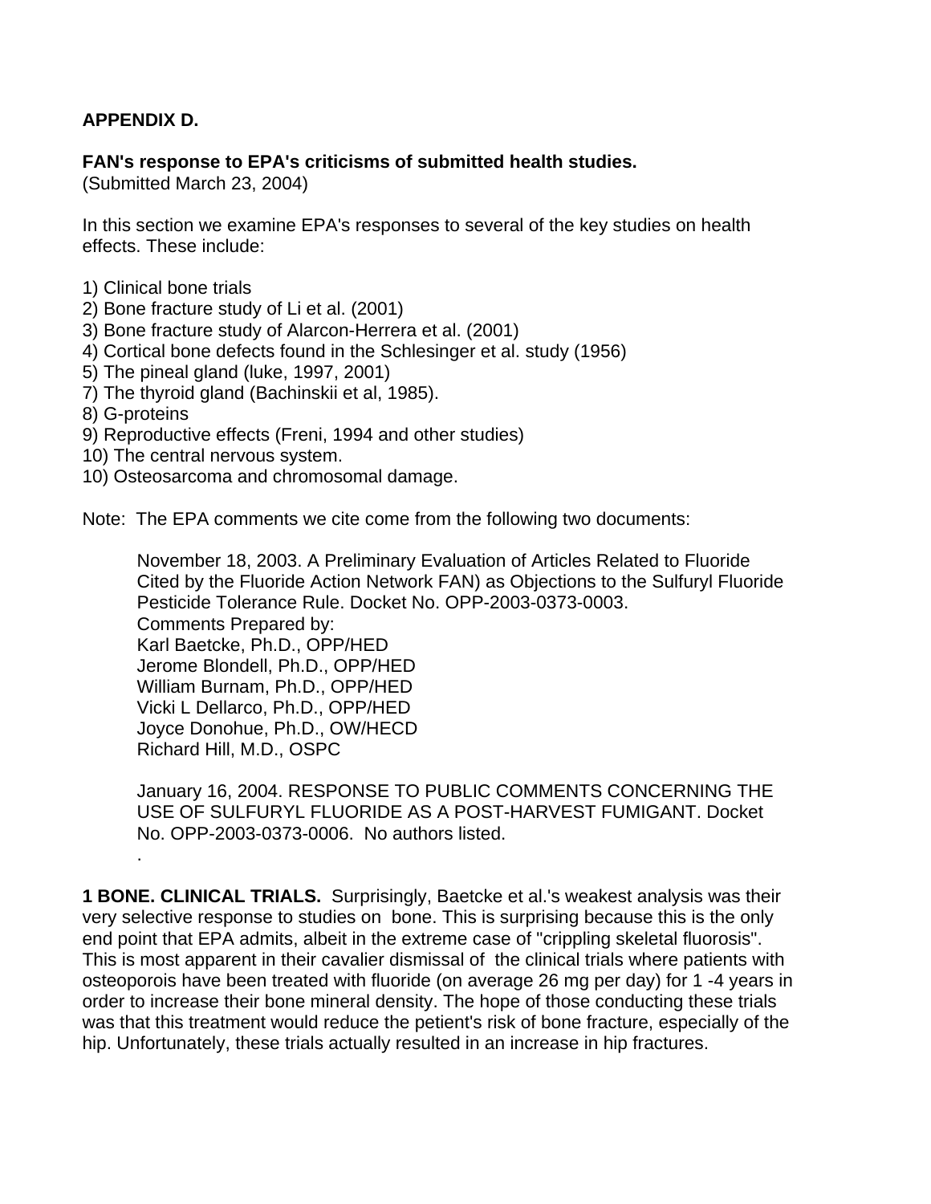**APPENDIX D.**

**FAN's response to EPA's criticisms of submitted health studies.**
(Submitted March 23, 2004)

In this section we examine EPA's responses to several of the key studies on health effects. These include:

1) Clinical bone trials
2) Bone fracture study of Li et al. (2001)
3) Bone fracture study of Alarcon-Herrera et al. (2001)
4) Cortical bone defects found in the Schlesinger et al. study (1956)
5) The pineal gland (luke, 1997, 2001)
7) The thyroid gland (Bachinskii et al, 1985).
8) G-proteins
9) Reproductive effects (Freni, 1994 and other studies)
10) The central nervous system.
10) Osteosarcoma and chromosomal damage.

Note: The EPA comments we cite come from the following two documents:

> November 18, 2003. A Preliminary Evaluation of Articles Related to Fluoride Cited by the Fluoride Action Network FAN) as Objections to the Sulfuryl Fluoride Pesticide Tolerance Rule. Docket No. OPP-2003-0373-0003.
> Comments Prepared by:
> Karl Baetcke, Ph.D., OPP/HED
> Jerome Blondell, Ph.D., OPP/HED
> William Burnam, Ph.D., OPP/HED
> Vicki L Dellarco, Ph.D., OPP/HED
> Joyce Donohue, Ph.D., OW/HECD
> Richard Hill, M.D., OSPC
>
> January 16, 2004. RESPONSE TO PUBLIC COMMENTS CONCERNING THE USE OF SULFURYL FLUORIDE AS A POST-HARVEST FUMIGANT. Docket No. OPP-2003-0373-0006. No authors listed.
> .

**1 BONE. CLINICAL TRIALS.** Surprisingly, Baetcke et al.'s weakest analysis was their very selective response to studies on bone. This is surprising because this is the only end point that EPA admits, albeit in the extreme case of "crippling skeletal fluorosis". This is most apparent in their cavalier dismissal of the clinical trials where patients with osteoporois have been treated with fluoride (on average 26 mg per day) for 1 -4 years in order to increase their bone mineral density. The hope of those conducting these trials was that this treatment would reduce the petient's risk of bone fracture, especially of the hip. Unfortunately, these trials actually resulted in an increase in hip fractures.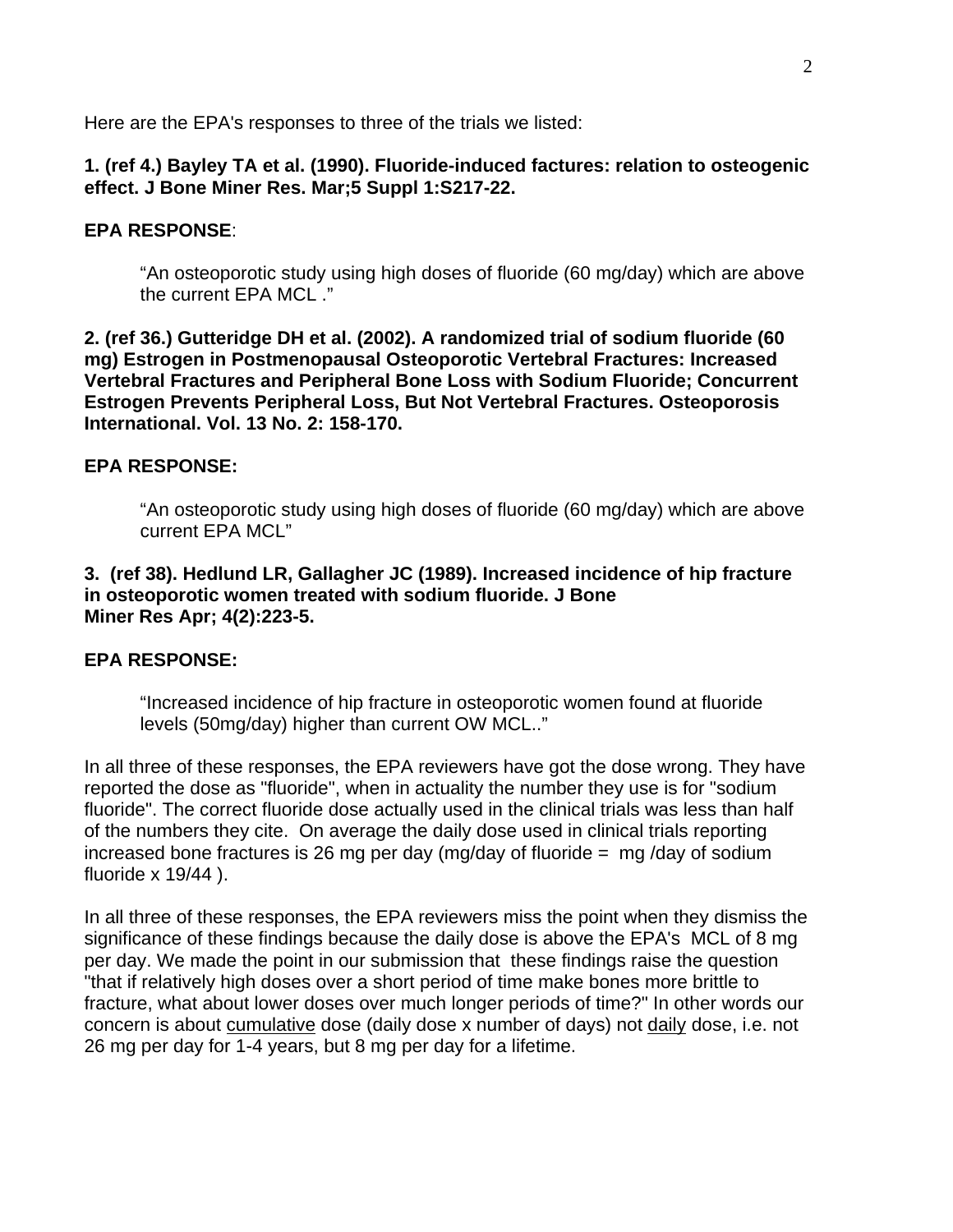Here are the EPA's responses to three of the trials we listed:

**1. (ref 4.) Bayley TA et al. (1990). Fluoride-induced factures: relation to osteogenic effect. J Bone Miner Res. Mar;5 Suppl 1:S217-22.**

**EPA RESPONSE**:

> "An osteoporotic study using high doses of fluoride (60 mg/day) which are above the current EPA MCL ."

**2. (ref 36.) Gutteridge DH et al. (2002). A randomized trial of sodium fluoride (60 mg) Estrogen in Postmenopausal Osteoporotic Vertebral Fractures: Increased Vertebral Fractures and Peripheral Bone Loss with Sodium Fluoride; Concurrent Estrogen Prevents Peripheral Loss, But Not Vertebral Fractures. Osteoporosis International. Vol. 13 No. 2: 158-170.**

**EPA RESPONSE:**

> "An osteoporotic study using high doses of fluoride (60 mg/day) which are above current EPA MCL"

**3. (ref 38). Hedlund LR, Gallagher JC (1989). Increased incidence of hip fracture in osteoporotic women treated with sodium fluoride. J Bone Miner Res Apr; 4(2):223-5.**

**EPA RESPONSE:**

> "Increased incidence of hip fracture in osteoporotic women found at fluoride levels (50mg/day) higher than current OW MCL.."

In all three of these responses, the EPA reviewers have got the dose wrong. They have reported the dose as "fluoride", when in actuality the number they use is for "sodium fluoride". The correct fluoride dose actually used in the clinical trials was less than half of the numbers they cite. On average the daily dose used in clinical trials reporting increased bone fractures is 26 mg per day (mg/day of fluoride = mg /day of sodium fluoride x 19/44 ).

In all three of these responses, the EPA reviewers miss the point when they dismiss the significance of these findings because the daily dose is above the EPA's MCL of 8 mg per day. We made the point in our submission that these findings raise the question "that if relatively high doses over a short period of time make bones more brittle to fracture, what about lower doses over much longer periods of time?" In other words our concern is about <u>cumulative</u> dose (daily dose x number of days) not <u>daily</u> dose, i.e. not 26 mg per day for 1-4 years, but 8 mg per day for a lifetime.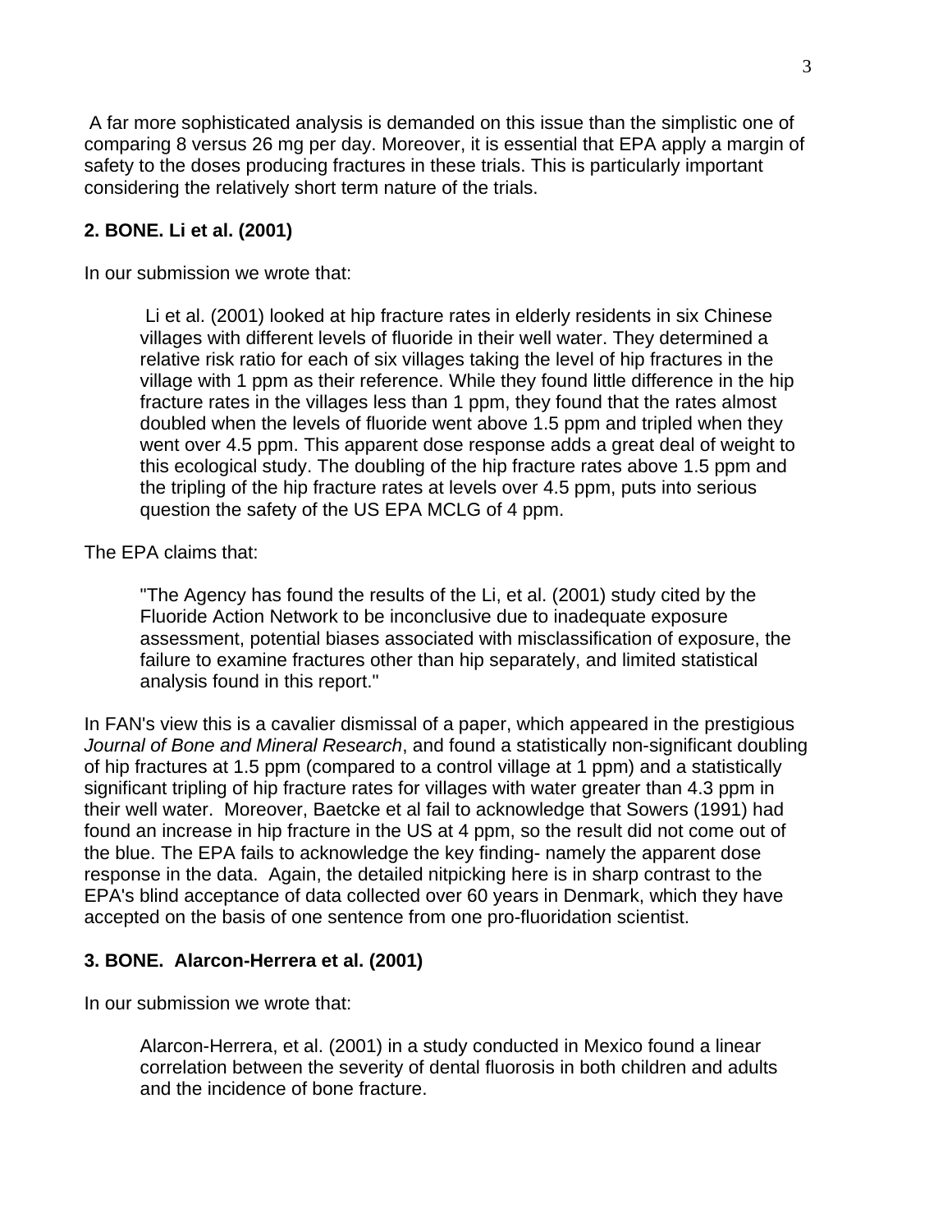A far more sophisticated analysis is demanded on this issue than the simplistic one of comparing 8 versus 26 mg per day. Moreover, it is essential that EPA apply a margin of safety to the doses producing fractures in these trials. This is particularly important considering the relatively short term nature of the trials.

**2. BONE. Li et al. (2001)**

In our submission we wrote that:

> Li et al. (2001) looked at hip fracture rates in elderly residents in six Chinese villages with different levels of fluoride in their well water. They determined a relative risk ratio for each of six villages taking the level of hip fractures in the village with 1 ppm as their reference. While they found little difference in the hip fracture rates in the villages less than 1 ppm, they found that the rates almost doubled when the levels of fluoride went above 1.5 ppm and tripled when they went over 4.5 ppm. This apparent dose response adds a great deal of weight to this ecological study. The doubling of the hip fracture rates above 1.5 ppm and the tripling of the hip fracture rates at levels over 4.5 ppm, puts into serious question the safety of the US EPA MCLG of 4 ppm.

The EPA claims that:

> "The Agency has found the results of the Li, et al. (2001) study cited by the Fluoride Action Network to be inconclusive due to inadequate exposure assessment, potential biases associated with misclassification of exposure, the failure to examine fractures other than hip separately, and limited statistical analysis found in this report."

In FAN's view this is a cavalier dismissal of a paper, which appeared in the prestigious *Journal of Bone and Mineral Research*, and found a statistically non-significant doubling of hip fractures at 1.5 ppm (compared to a control village at 1 ppm) and a statistically significant tripling of hip fracture rates for villages with water greater than 4.3 ppm in their well water. Moreover, Baetcke et al fail to acknowledge that Sowers (1991) had found an increase in hip fracture in the US at 4 ppm, so the result did not come out of the blue. The EPA fails to acknowledge the key finding- namely the apparent dose response in the data. Again, the detailed nitpicking here is in sharp contrast to the EPA's blind acceptance of data collected over 60 years in Denmark, which they have accepted on the basis of one sentence from one pro-fluoridation scientist.

**3. BONE. Alarcon-Herrera et al. (2001)**

In our submission we wrote that:

> Alarcon-Herrera, et al. (2001) in a study conducted in Mexico found a linear correlation between the severity of dental fluorosis in both children and adults and the incidence of bone fracture.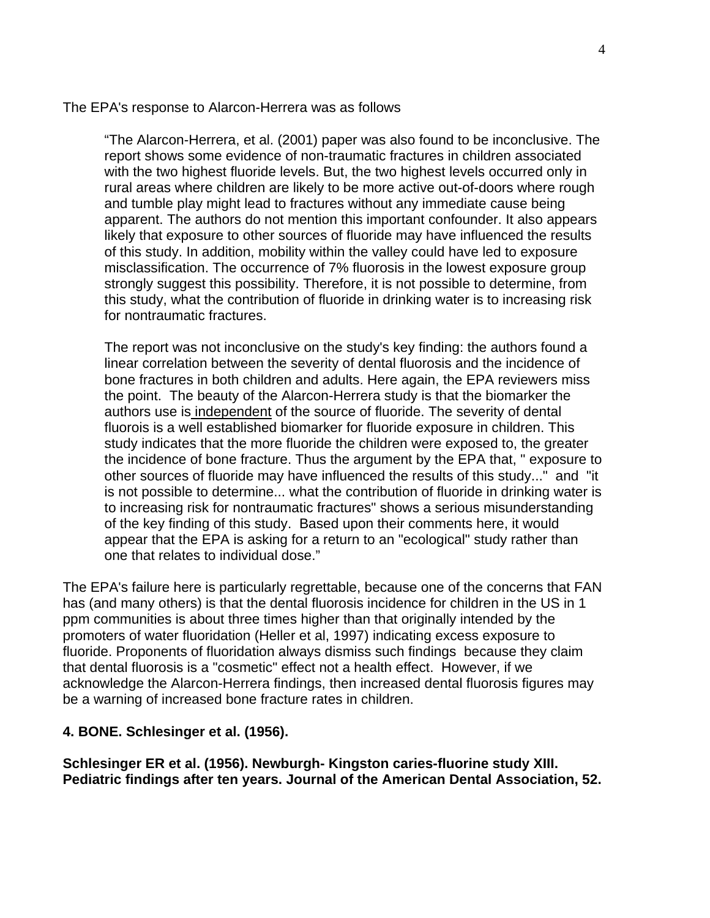The EPA's response to Alarcon-Herrera was as follows

> "The Alarcon-Herrera, et al. (2001) paper was also found to be inconclusive. The report shows some evidence of non-traumatic fractures in children associated with the two highest fluoride levels. But, the two highest levels occurred only in rural areas where children are likely to be more active out-of-doors where rough and tumble play might lead to fractures without any immediate cause being apparent. The authors do not mention this important confounder. It also appears likely that exposure to other sources of fluoride may have influenced the results of this study. In addition, mobility within the valley could have led to exposure misclassification. The occurrence of 7% fluorosis in the lowest exposure group strongly suggest this possibility. Therefore, it is not possible to determine, from this study, what the contribution of fluoride in drinking water is to increasing risk for nontraumatic fractures.
>
> The report was not inconclusive on the study's key finding: the authors found a linear correlation between the severity of dental fluorosis and the incidence of bone fractures in both children and adults. Here again, the EPA reviewers miss the point. The beauty of the Alarcon-Herrera study is that the biomarker the authors use is independent of the source of fluoride. The severity of dental flurois is a well established biomarker for fluoride exposure in children. This study indicates that the more fluoride the children were exposed to, the greater the incidence of bone fracture. Thus the argument by the EPA that, " exposure to other sources of fluoride may have influenced the results of this study..." and "it is not possible to determine... what the contribution of fluoride in drinking water is to increasing risk for nontraumatic fractures" shows a serious misunderstanding of the key finding of this study. Based upon their comments here, it would appear that the EPA is asking for a return to an "ecological" study rather than one that relates to individual dose."

The EPA's failure here is particularly regrettable, because one of the concerns that FAN has (and many others) is that the dental fluorosis incidence for children in the US in 1 ppm communities is about three times higher than that originally intended by the promoters of water fluoridation (Heller et al, 1997) indicating excess exposure to fluoride. Proponents of fluoridation always dismiss such findings because they claim that dental fluorosis is a "cosmetic" effect not a health effect. However, if we acknowledge the Alarcon-Herrera findings, then increased dental fluorosis figures may be a warning of increased bone fracture rates in children.

**4. BONE. Schlesinger et al. (1956).**

**Schlesinger ER et al. (1956). Newburgh- Kingston caries-fluorine study XIII. Pediatric findings after ten years. Journal of the American Dental Association, 52.**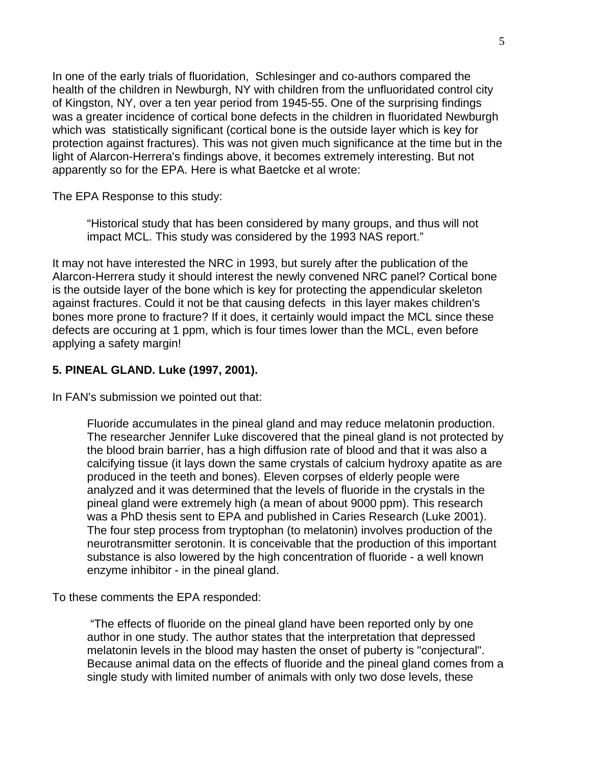In one of the early trials of fluoridation, Schlesinger and co-authors compared the health of the children in Newburgh, NY with children from the unfluoridated control city of Kingston, NY, over a ten year period from 1945-55. One of the surprising findings was a greater incidence of cortical bone defects in the children in fluoridated Newburgh which was statistically significant (cortical bone is the outside layer which is key for protection against fractures). This was not given much significance at the time but in the light of Alarcon-Herrera's findings above, it becomes extremely interesting. But not apparently so for the EPA. Here is what Baetcke et al wrote:

The EPA Response to this study:

> "Historical study that has been considered by many groups, and thus will not impact MCL. This study was considered by the 1993 NAS report."

It may not have interested the NRC in 1993, but surely after the publication of the Alarcon-Herrera study it should interest the newly convened NRC panel? Cortical bone is the outside layer of the bone which is key for protecting the appendicular skeleton against fractures. Could it not be that causing defects in this layer makes children's bones more prone to fracture? If it does, it certainly would impact the MCL since these defects are occuring at 1 ppm, which is four times lower than the MCL, even before applying a safety margin!

**5. PINEAL GLAND. Luke (1997, 2001).**

In FAN's submission we pointed out that:

> Fluoride accumulates in the pineal gland and may reduce melatonin production. The researcher Jennifer Luke discovered that the pineal gland is not protected by the blood brain barrier, has a high diffusion rate of blood and that it was also a calcifying tissue (it lays down the same crystals of calcium hydroxy apatite as are produced in the teeth and bones). Eleven corpses of elderly people were analyzed and it was determined that the levels of fluoride in the crystals in the pineal gland were extremely high (a mean of about 9000 ppm). This research was a PhD thesis sent to EPA and published in Caries Research (Luke 2001). The four step process from tryptophan (to melatonin) involves production of the neurotransmitter serotonin. It is conceivable that the production of this important substance is also lowered by the high concentration of fluoride - a well known enzyme inhibitor - in the pineal gland.

To these comments the EPA responded:

> "The effects of fluoride on the pineal gland have been reported only by one author in one study. The author states that the interpretation that depressed melatonin levels in the blood may hasten the onset of puberty is "conjectural". Because animal data on the effects of fluoride and the pineal gland comes from a single study with limited number of animals with only two dose levels, these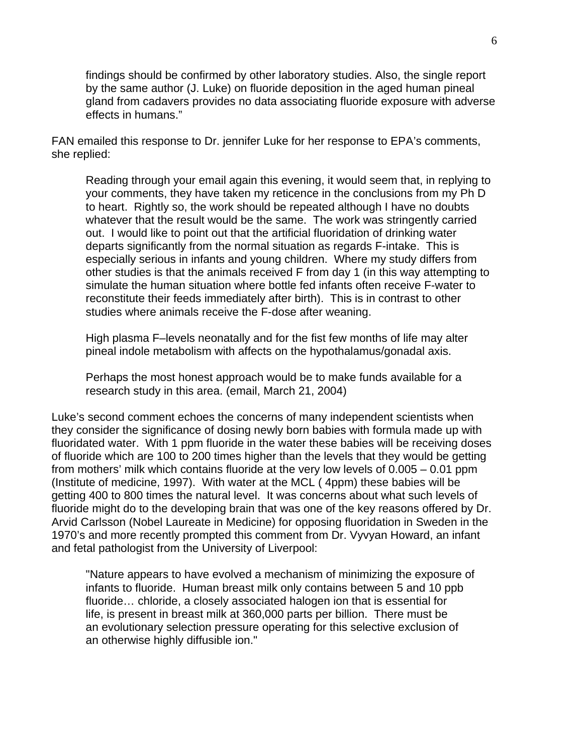findings should be confirmed by other laboratory studies. Also, the single report by the same author (J. Luke) on fluoride deposition in the aged human pineal gland from cadavers provides no data associating fluoride exposure with adverse effects in humans."

FAN emailed this response to Dr. jennifer Luke for her response to EPA's comments, she replied:

> Reading through your email again this evening, it would seem that, in replying to your comments, they have taken my reticence in the conclusions from my Ph D to heart. Rightly so, the work should be repeated although I have no doubts whatever that the result would be the same. The work was stringently carried out. I would like to point out that the artificial fluoridation of drinking water departs significantly from the normal situation as regards F-intake. This is especially serious in infants and young children. Where my study differs from other studies is that the animals received F from day 1 (in this way attempting to simulate the human situation where bottle fed infants often receive F-water to reconstitute their feeds immediately after birth). This is in contrast to other studies where animals receive the F-dose after weaning.
>
> High plasma F–levels neonatally and for the fist few months of life may alter pineal indole metabolism with affects on the hypothalamus/gonadal axis.
>
> Perhaps the most honest approach would be to make funds available for a research study in this area. (email, March 21, 2004)

Luke's second comment echoes the concerns of many independent scientists when they consider the significance of dosing newly born babies with formula made up with fluoridated water. With 1 ppm fluoride in the water these babies will be receiving doses of fluoride which are 100 to 200 times higher than the levels that they would be getting from mothers' milk which contains fluoride at the very low levels of 0.005 – 0.01 ppm (Institute of medicine, 1997). With water at the MCL ( 4ppm) these babies will be getting 400 to 800 times the natural level. It was concerns about what such levels of fluoride might do to the developing brain that was one of the key reasons offered by Dr. Arvid Carlsson (Nobel Laureate in Medicine) for opposing fluoridation in Sweden in the 1970's and more recently prompted this comment from Dr. Vyvyan Howard, an infant and fetal pathologist from the University of Liverpool:

> "Nature appears to have evolved a mechanism of minimizing the exposure of infants to fluoride. Human breast milk only contains between 5 and 10 ppb fluoride… chloride, a closely associated halogen ion that is essential for life, is present in breast milk at 360,000 parts per billion. There must be an evolutionary selection pressure operating for this selective exclusion of an otherwise highly diffusible ion."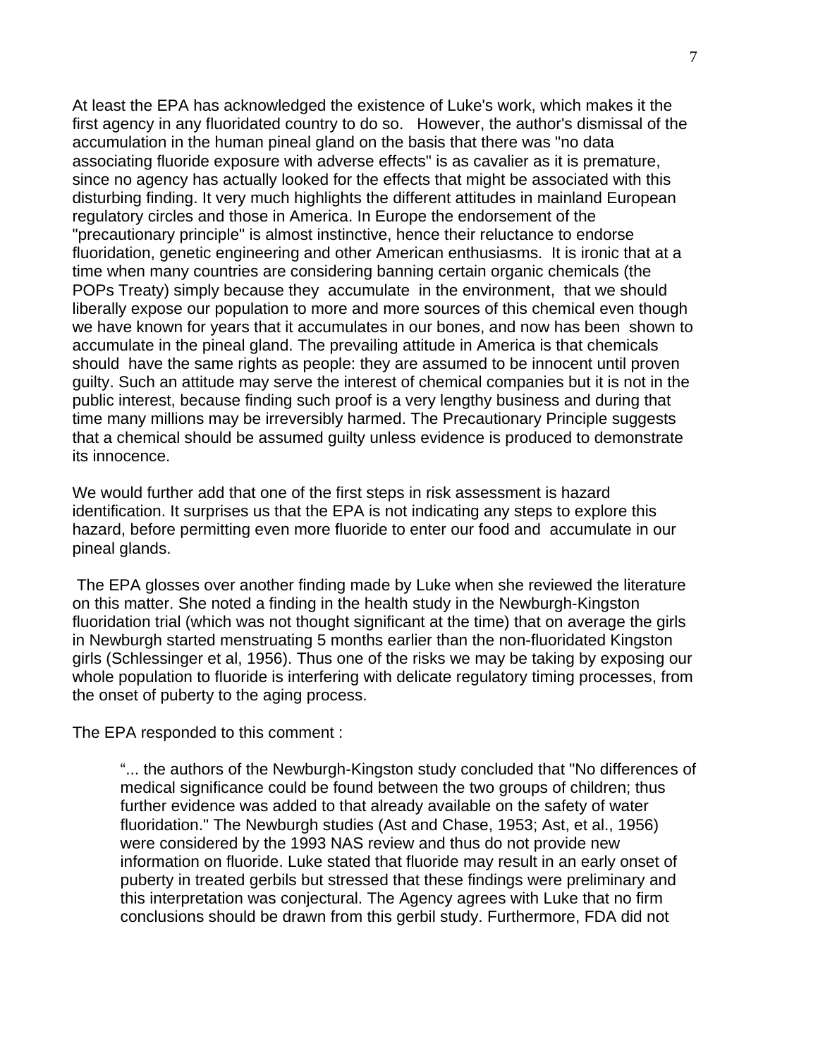At least the EPA has acknowledged the existence of Luke's work, which makes it the first agency in any fluoridated country to do so. However, the author's dismissal of the accumulation in the human pineal gland on the basis that there was "no data associating fluoride exposure with adverse effects" is as cavalier as it is premature, since no agency has actually looked for the effects that might be associated with this disturbing finding. It very much highlights the different attitudes in mainland European regulatory circles and those in America. In Europe the endorsement of the "precautionary principle" is almost instinctive, hence their reluctance to endorse fluoridation, genetic engineering and other American enthusiasms. It is ironic that at a time when many countries are considering banning certain organic chemicals (the POPs Treaty) simply because they accumulate in the environment, that we should liberally expose our population to more and more sources of this chemical even though we have known for years that it accumulates in our bones, and now has been shown to accumulate in the pineal gland. The prevailing attitude in America is that chemicals should have the same rights as people: they are assumed to be innocent until proven guilty. Such an attitude may serve the interest of chemical companies but it is not in the public interest, because finding such proof is a very lengthy business and during that time many millions may be irreversibly harmed. The Precautionary Principle suggests that a chemical should be assumed guilty unless evidence is produced to demonstrate its innocence.

We would further add that one of the first steps in risk assessment is hazard identification. It surprises us that the EPA is not indicating any steps to explore this hazard, before permitting even more fluoride to enter our food and accumulate in our pineal glands.

The EPA glosses over another finding made by Luke when she reviewed the literature on this matter. She noted a finding in the health study in the Newburgh-Kingston fluoridation trial (which was not thought significant at the time) that on average the girls in Newburgh started menstruating 5 months earlier than the non-fluoridated Kingston girls (Schlessinger et al, 1956). Thus one of the risks we may be taking by exposing our whole population to fluoride is interfering with delicate regulatory timing processes, from the onset of puberty to the aging process.

The EPA responded to this comment :

> "... the authors of the Newburgh-Kingston study concluded that "No differences of medical significance could be found between the two groups of children; thus further evidence was added to that already available on the safety of water fluoridation." The Newburgh studies (Ast and Chase, 1953; Ast, et al., 1956) were considered by the 1993 NAS review and thus do not provide new information on fluoride. Luke stated that fluoride may result in an early onset of puberty in treated gerbils but stressed that these findings were preliminary and this interpretation was conjectural. The Agency agrees with Luke that no firm conclusions should be drawn from this gerbil study. Furthermore, FDA did not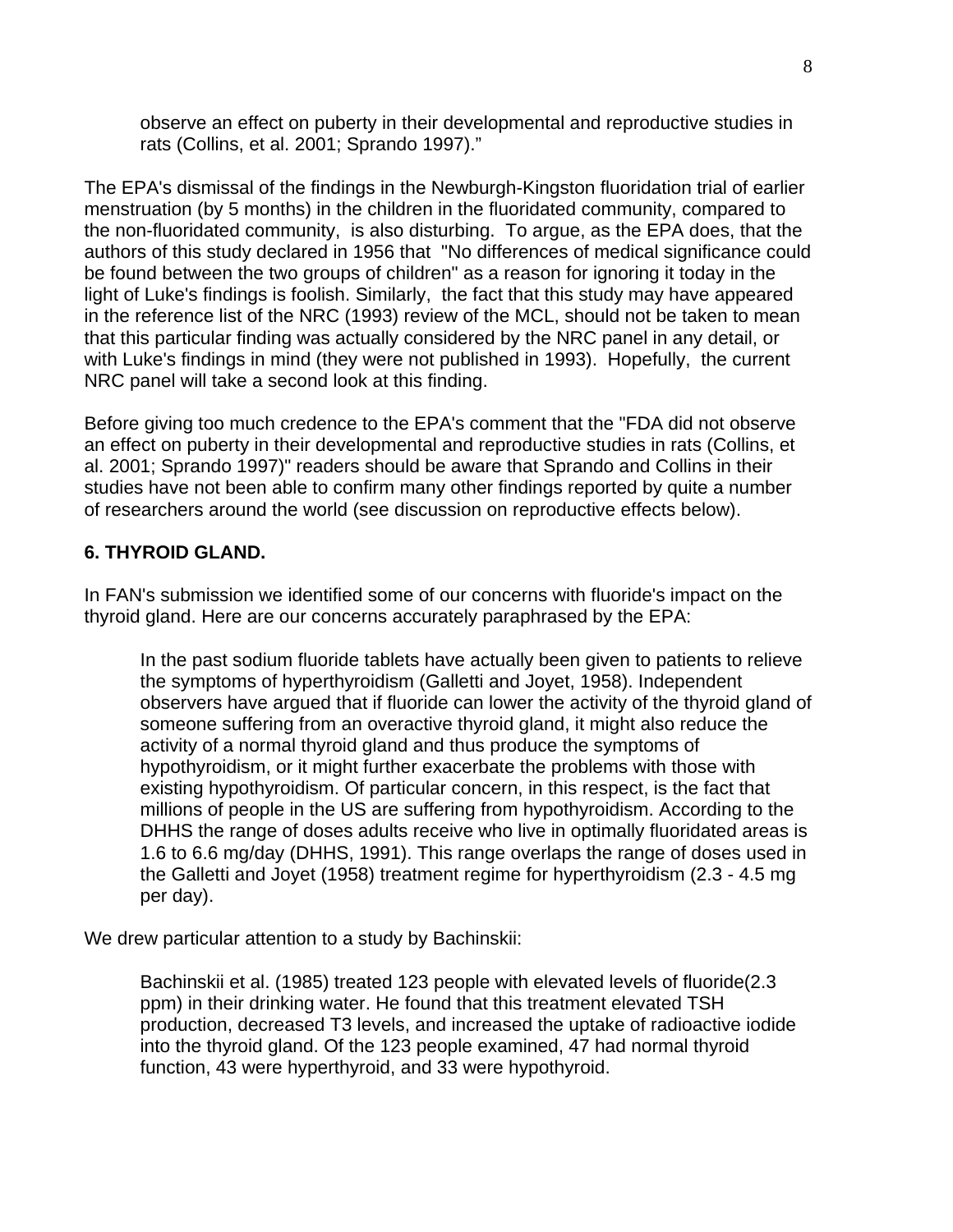> observe an effect on puberty in their developmental and reproductive studies in rats (Collins, et al. 2001; Sprando 1997)."

The EPA's dismissal of the findings in the Newburgh-Kingston fluoridation trial of earlier menstruation (by 5 months) in the children in the fluoridated community, compared to the non-fluoridated community, is also disturbing. To argue, as the EPA does, that the authors of this study declared in 1956 that "No differences of medical significance could be found between the two groups of children" as a reason for ignoring it today in the light of Luke's findings is foolish. Similarly, the fact that this study may have appeared in the reference list of the NRC (1993) review of the MCL, should not be taken to mean that this particular finding was actually considered by the NRC panel in any detail, or with Luke's findings in mind (they were not published in 1993). Hopefully, the current NRC panel will take a second look at this finding.

Before giving too much credence to the EPA's comment that the "FDA did not observe an effect on puberty in their developmental and reproductive studies in rats (Collins, et al. 2001; Sprando 1997)" readers should be aware that Sprando and Collins in their studies have not been able to confirm many other findings reported by quite a number of researchers around the world (see discussion on reproductive effects below).

**6. THYROID GLAND.**

In FAN's submission we identified some of our concerns with fluoride's impact on the thyroid gland. Here are our concerns accurately paraphrased by the EPA:

> In the past sodium fluoride tablets have actually been given to patients to relieve the symptoms of hyperthyroidism (Galletti and Joyet, 1958). Independent observers have argued that if fluoride can lower the activity of the thyroid gland of someone suffering from an overactive thyroid gland, it might also reduce the activity of a normal thyroid gland and thus produce the symptoms of hypothyroidism, or it might further exacerbate the problems with those with existing hypothyroidism. Of particular concern, in this respect, is the fact that millions of people in the US are suffering from hypothyroidism. According to the DHHS the range of doses adults receive who live in optimally fluoridated areas is 1.6 to 6.6 mg/day (DHHS, 1991). This range overlaps the range of doses used in the Galletti and Joyet (1958) treatment regime for hyperthyroidism (2.3 - 4.5 mg per day).

We drew particular attention to a study by Bachinskii:

> Bachinskii et al. (1985) treated 123 people with elevated levels of fluoride(2.3 ppm) in their drinking water. He found that this treatment elevated TSH production, decreased T3 levels, and increased the uptake of radioactive iodide into the thyroid gland. Of the 123 people examined, 47 had normal thyroid function, 43 were hyperthyroid, and 33 were hypothyroid.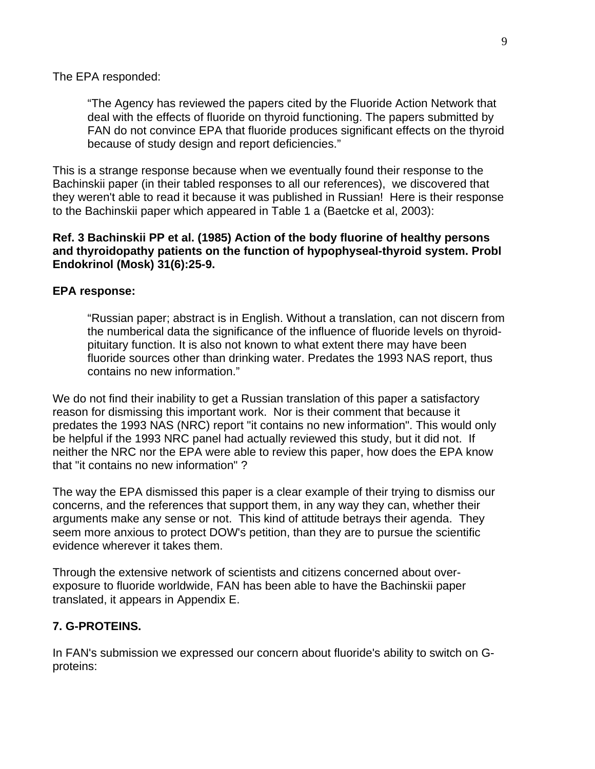The EPA responded:

> "The Agency has reviewed the papers cited by the Fluoride Action Network that deal with the effects of fluoride on thyroid functioning. The papers submitted by FAN do not convince EPA that fluoride produces significant effects on the thyroid because of study design and report deficiencies."

This is a strange response because when we eventually found their response to the Bachinskii paper (in their tabled responses to all our references), we discovered that they weren't able to read it because it was published in Russian! Here is their response to the Bachinskii paper which appeared in Table 1 a (Baetcke et al, 2003):

**Ref. 3 Bachinskii PP et al. (1985) Action of the body fluorine of healthy persons and thyroidopathy patients on the function of hypophyseal-thyroid system. Probl Endokrinol (Mosk) 31(6):25-9.**

**EPA response:**

> "Russian paper; abstract is in English. Without a translation, can not discern from the numberical data the significance of the influence of fluoride levels on thyroid-pituitary function. It is also not known to what extent there may have been fluoride sources other than drinking water. Predates the 1993 NAS report, thus contains no new information."

We do not find their inability to get a Russian translation of this paper a satisfactory reason for dismissing this important work. Nor is their comment that because it predates the 1993 NAS (NRC) report "it contains no new information". This would only be helpful if the 1993 NRC panel had actually reviewed this study, but it did not. If neither the NRC nor the EPA were able to review this paper, how does the EPA know that "it contains no new information" ?

The way the EPA dismissed this paper is a clear example of their trying to dismiss our concerns, and the references that support them, in any way they can, whether their arguments make any sense or not. This kind of attitude betrays their agenda. They seem more anxious to protect DOW's petition, than they are to pursue the scientific evidence wherever it takes them.

Through the extensive network of scientists and citizens concerned about over-exposure to fluoride worldwide, FAN has been able to have the Bachinskii paper translated, it appears in Appendix E.

## 7. G-PROTEINS.

In FAN's submission we expressed our concern about fluoride's ability to switch on G-proteins: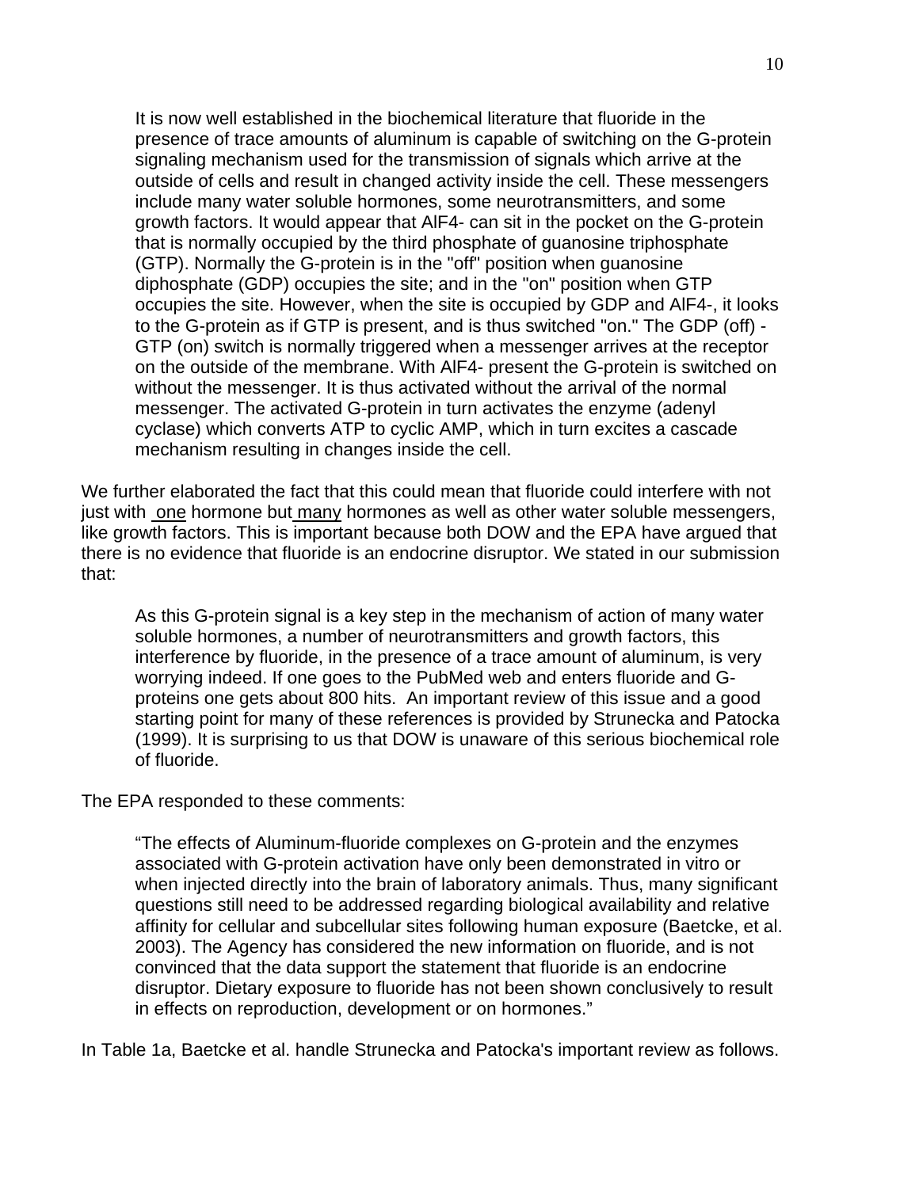> It is now well established in the biochemical literature that fluoride in the presence of trace amounts of aluminum is capable of switching on the G-protein signaling mechanism used for the transmission of signals which arrive at the outside of cells and result in changed activity inside the cell. These messengers include many water soluble hormones, some neurotransmitters, and some growth factors. It would appear that $AlF_4^-$ can sit in the pocket on the G-protein that is normally occupied by the third phosphate of guanosine triphosphate (GTP). Normally the G-protein is in the "off" position when guanosine diphosphate (GDP) occupies the site; and in the "on" position when GTP occupies the site. However, when the site is occupied by GDP and $AlF_4^-$, it looks to the G-protein as if GTP is present, and is thus switched "on." The GDP (off) - GTP (on) switch is normally triggered when a messenger arrives at the receptor on the outside of the membrane. With $AlF_4^-$ present the G-protein is switched on without the messenger. It is thus activated without the arrival of the normal messenger. The activated G-protein in turn activates the enzyme (adenyl cyclase) which converts ATP to cyclic AMP, which in turn excites a cascade mechanism resulting in changes inside the cell.

We further elaborated the fact that this could mean that fluoride could interfere with not just with <u>one</u> hormone but <u>many</u> hormones as well as other water soluble messengers, like growth factors. This is important because both DOW and the EPA have argued that there is no evidence that fluoride is an endocrine disruptor. We stated in our submission that:

> As this G-protein signal is a key step in the mechanism of action of many water soluble hormones, a number of neurotransmitters and growth factors, this interference by fluoride, in the presence of a trace amount of aluminum, is very worrying indeed. If one goes to the PubMed web and enters fluoride and G-proteins one gets about 800 hits. An important review of this issue and a good starting point for many of these references is provided by Strunecka and Patocka (1999). It is surprising to us that DOW is unaware of this serious biochemical role of fluoride.

The EPA responded to these comments:

> "The effects of Aluminum-fluoride complexes on G-protein and the enzymes associated with G-protein activation have only been demonstrated in vitro or when injected directly into the brain of laboratory animals. Thus, many significant questions still need to be addressed regarding biological availability and relative affinity for cellular and subcellular sites following human exposure (Baetcke, et al. 2003). The Agency has considered the new information on fluoride, and is not convinced that the data support the statement that fluoride is an endocrine disruptor. Dietary exposure to fluoride has not been shown conclusively to result in effects on reproduction, development or on hormones."

In Table 1a, Baetcke et al. handle Strunecka and Patocka's important review as follows.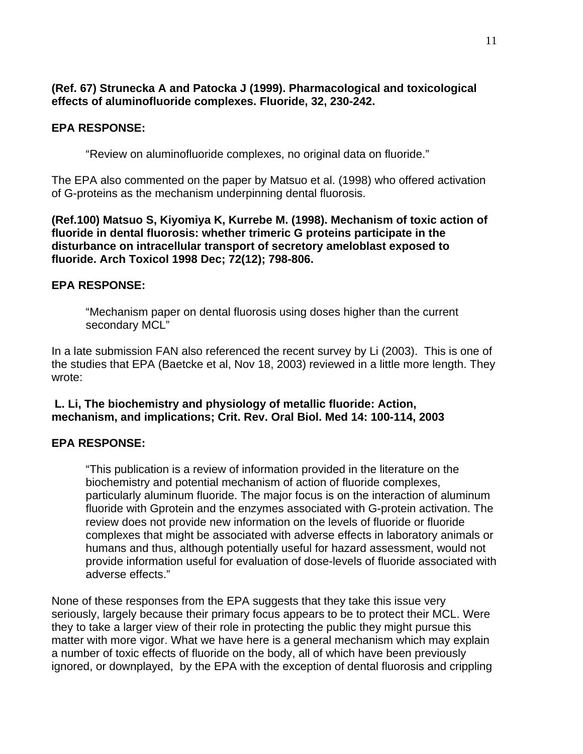**(Ref. 67) Strunecka A and Patocka J (1999). Pharmacological and toxicological effects of aluminofluoride complexes. Fluoride, 32, 230-242.**

**EPA RESPONSE:**

> "Review on aluminofluoride complexes, no original data on fluoride."

The EPA also commented on the paper by Matsuo et al. (1998) who offered activation of G-proteins as the mechanism underpinning dental fluorosis.

**(Ref.100) Matsuo S, Kiyomiya K, Kurrebe M. (1998). Mechanism of toxic action of fluoride in dental fluorosis: whether trimeric G proteins participate in the disturbance on intracellular transport of secretory ameloblast exposed to fluoride. Arch Toxicol 1998 Dec; 72(12); 798-806.**

**EPA RESPONSE:**

> "Mechanism paper on dental fluorosis using doses higher than the current secondary MCL"

In a late submission FAN also referenced the recent survey by Li (2003). This is one of the studies that EPA (Baetcke et al, Nov 18, 2003) reviewed in a little more length. They wrote:

**L. Li, The biochemistry and physiology of metallic fluoride: Action, mechanism, and implications; Crit. Rev. Oral Biol. Med 14: 100-114, 2003**

**EPA RESPONSE:**

> "This publication is a review of information provided in the literature on the biochemistry and potential mechanism of action of fluoride complexes, particularly aluminum fluoride. The major focus is on the interaction of aluminum fluoride with Gprotein and the enzymes associated with G-protein activation. The review does not provide new information on the levels of fluoride or fluoride complexes that might be associated with adverse effects in laboratory animals or humans and thus, although potentially useful for hazard assessment, would not provide information useful for evaluation of dose-levels of fluoride associated with adverse effects."

None of these responses from the EPA suggests that they take this issue very seriously, largely because their primary focus appears to be to protect their MCL. Were they to take a larger view of their role in protecting the public they might pursue this matter with more vigor. What we have here is a general mechanism which may explain a number of toxic effects of fluoride on the body, all of which have been previously ignored, or downplayed, by the EPA with the exception of dental fluorosis and crippling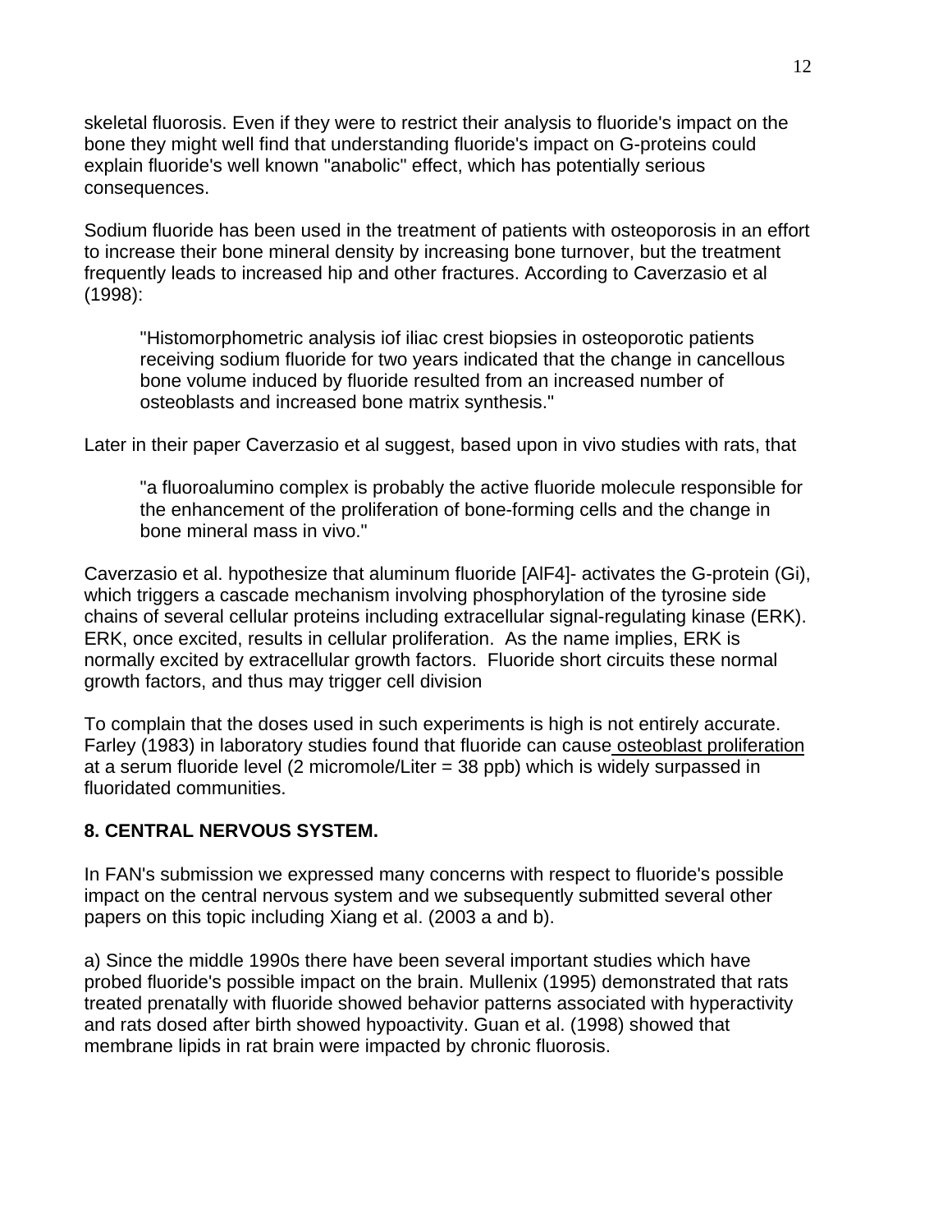skeletal fluorosis. Even if they were to restrict their analysis to fluoride's impact on the bone they might well find that understanding fluoride's impact on G-proteins could explain fluoride's well known "anabolic" effect, which has potentially serious consequences.

Sodium fluoride has been used in the treatment of patients with osteoporosis in an effort to increase their bone mineral density by increasing bone turnover, but the treatment frequently leads to increased hip and other fractures. According to Caverzasio et al (1998):

> "Histomorphometric analysis iof iliac crest biopsies in osteoporotic patients receiving sodium fluoride for two years indicated that the change in cancellous bone volume induced by fluoride resulted from an increased number of osteoblasts and increased bone matrix synthesis."

Later in their paper Caverzasio et al suggest, based upon in vivo studies with rats, that

> "a fluoroalumino complex is probably the active fluoride molecule responsible for the enhancement of the proliferation of bone-forming cells and the change in bone mineral mass in vivo."

Caverzasio et al. hypothesize that aluminum fluoride $[AlF_4]^-$ activates the G-protein (Gi), which triggers a cascade mechanism involving phosphorylation of the tyrosine side chains of several cellular proteins including extracellular signal-regulating kinase (ERK). ERK, once excited, results in cellular proliferation. As the name implies, ERK is normally excited by extracellular growth factors. Fluoride short circuits these normal growth factors, and thus may trigger cell division

To complain that the doses used in such experiments is high is not entirely accurate. Farley (1983) in laboratory studies found that fluoride can cause osteoblast proliferation at a serum fluoride level (2 micromole/Liter = 38 ppb) which is widely surpassed in fluoridated communities.

## 8. CENTRAL NERVOUS SYSTEM.

In FAN's submission we expressed many concerns with respect to fluoride's possible impact on the central nervous system and we subsequently submitted several other papers on this topic including Xiang et al. (2003 a and b).

a) Since the middle 1990s there have been several important studies which have probed fluoride's possible impact on the brain. Mullenix (1995) demonstrated that rats treated prenatally with fluoride showed behavior patterns associated with hyperactivity and rats dosed after birth showed hypoactivity. Guan et al. (1998) showed that membrane lipids in rat brain were impacted by chronic fluorosis.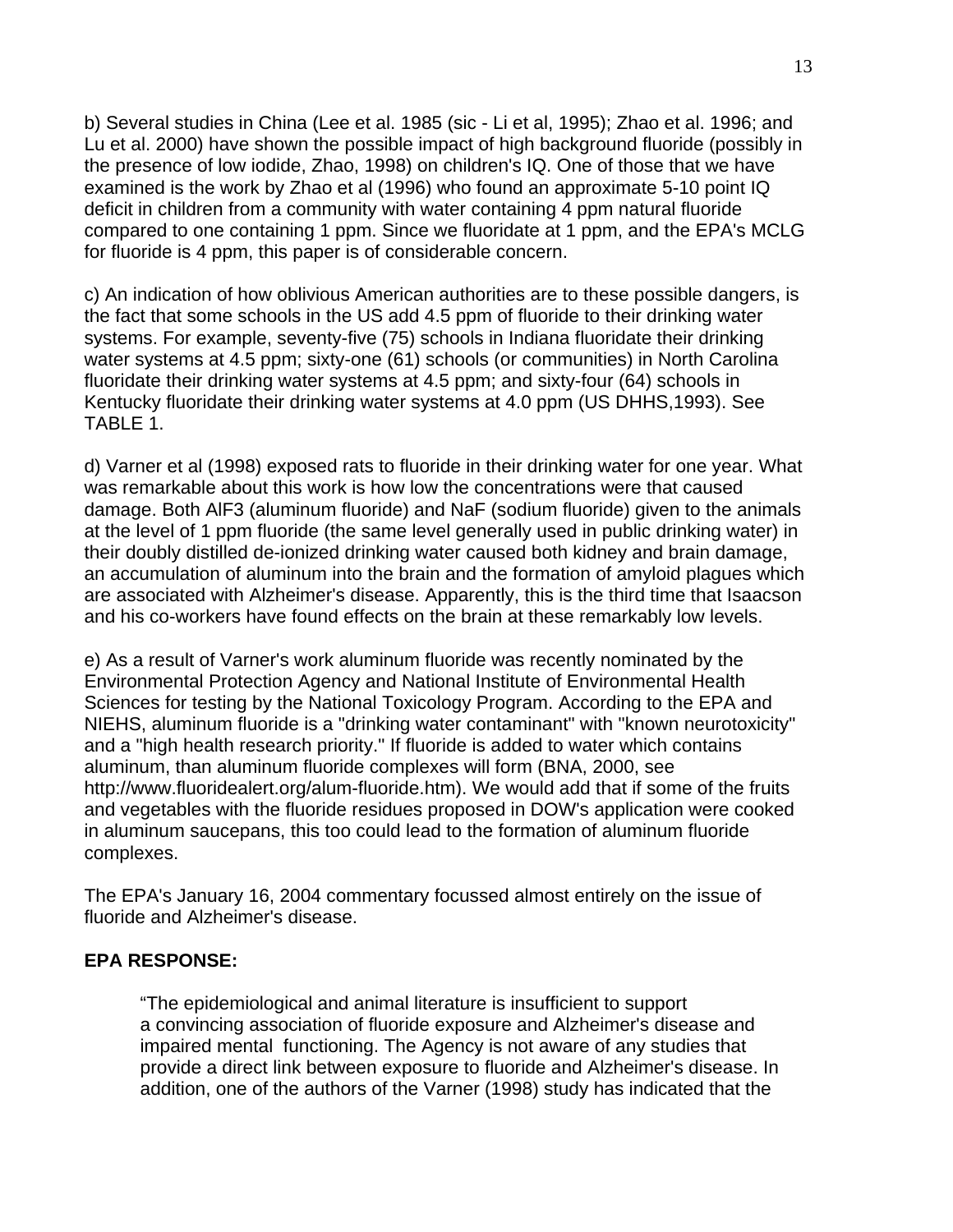b) Several studies in China (Lee et al. 1985 (sic - Li et al, 1995); Zhao et al. 1996; and Lu et al. 2000) have shown the possible impact of high background fluoride (possibly in the presence of low iodide, Zhao, 1998) on children's IQ. One of those that we have examined is the work by Zhao et al (1996) who found an approximate 5-10 point IQ deficit in children from a community with water containing 4 ppm natural fluoride compared to one containing 1 ppm. Since we fluoridate at 1 ppm, and the EPA's MCLG for fluoride is 4 ppm, this paper is of considerable concern.

c) An indication of how oblivious American authorities are to these possible dangers, is the fact that some schools in the US add 4.5 ppm of fluoride to their drinking water systems. For example, seventy-five (75) schools in Indiana fluoridate their drinking water systems at 4.5 ppm; sixty-one (61) schools (or communities) in North Carolina fluoridate their drinking water systems at 4.5 ppm; and sixty-four (64) schools in Kentucky fluoridate their drinking water systems at 4.0 ppm (US DHHS,1993). See TABLE 1.

d) Varner et al (1998) exposed rats to fluoride in their drinking water for one year. What was remarkable about this work is how low the concentrations were that caused damage. Both $AlF_3$ (aluminum fluoride) and NaF (sodium fluoride) given to the animals at the level of 1 ppm fluoride (the same level generally used in public drinking water) in their doubly distilled de-ionized drinking water caused both kidney and brain damage, an accumulation of aluminum into the brain and the formation of amyloid plagues which are associated with Alzheimer's disease. Apparently, this is the third time that Isaacson and his co-workers have found effects on the brain at these remarkably low levels.

e) As a result of Varner's work aluminum fluoride was recently nominated by the Environmental Protection Agency and National Institute of Environmental Health Sciences for testing by the National Toxicology Program. According to the EPA and NIEHS, aluminum fluoride is a "drinking water contaminant" with "known neurotoxicity" and a "high health research priority." If fluoride is added to water which contains aluminum, than aluminum fluoride complexes will form (BNA, 2000, see http://www.fluoridealert.org/alum-fluoride.htm). We would add that if some of the fruits and vegetables with the fluoride residues proposed in DOW's application were cooked in aluminum saucepans, this too could lead to the formation of aluminum fluoride complexes.

The EPA's January 16, 2004 commentary focussed almost entirely on the issue of fluoride and Alzheimer's disease.

**EPA RESPONSE:**

> "The epidemiological and animal literature is insufficient to support a convincing association of fluoride exposure and Alzheimer's disease and impaired mental functioning. The Agency is not aware of any studies that provide a direct link between exposure to fluoride and Alzheimer's disease. In addition, one of the authors of the Varner (1998) study has indicated that the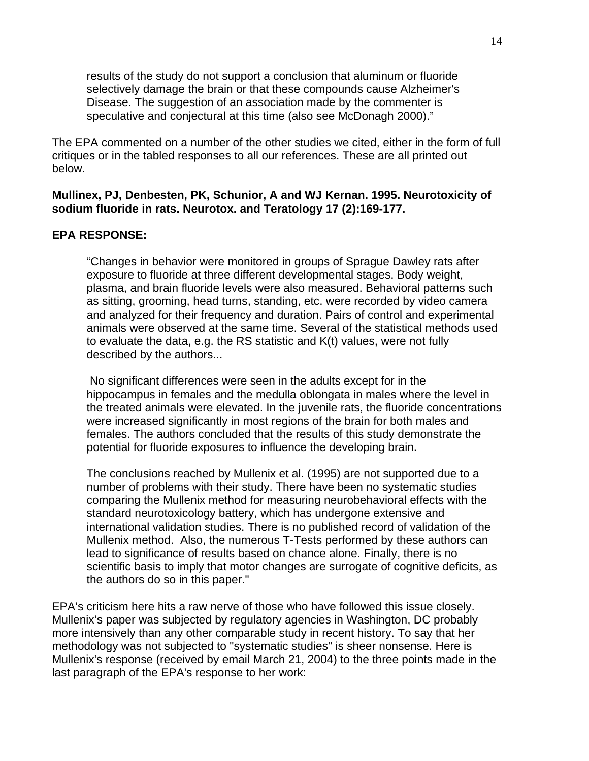> results of the study do not support a conclusion that aluminum or fluoride selectively damage the brain or that these compounds cause Alzheimer's Disease. The suggestion of an association made by the commenter is speculative and conjectural at this time (also see McDonagh 2000)."

The EPA commented on a number of the other studies we cited, either in the form of full critiques or in the tabled responses to all our references. These are all printed out below.

**Mullinex, PJ, Denbesten, PK, Schunior, A and WJ Kernan. 1995. Neurotoxicity of sodium fluoride in rats. Neurotox. and Teratology 17 (2):169-177.**

**EPA RESPONSE:**

> "Changes in behavior were monitored in groups of Sprague Dawley rats after exposure to fluoride at three different developmental stages. Body weight, plasma, and brain fluoride levels were also measured. Behavioral patterns such as sitting, grooming, head turns, standing, etc. were recorded by video camera and analyzed for their frequency and duration. Pairs of control and experimental animals were observed at the same time. Several of the statistical methods used to evaluate the data, e.g. the RS statistic and K(t) values, were not fully described by the authors...
>
> No significant differences were seen in the adults except for in the hippocampus in females and the medulla oblongata in males where the level in the treated animals were elevated. In the juvenile rats, the fluoride concentrations were increased significantly in most regions of the brain for both males and females. The authors concluded that the results of this study demonstrate the potential for fluoride exposures to influence the developing brain.
>
> The conclusions reached by Mullenix et al. (1995) are not supported due to a number of problems with their study. There have been no systematic studies comparing the Mullenix method for measuring neurobehavioral effects with the standard neurotoxicology battery, which has undergone extensive and international validation studies. There is no published record of validation of the Mullenix method. Also, the numerous T-Tests performed by these authors can lead to significance of results based on chance alone. Finally, there is no scientific basis to imply that motor changes are surrogate of cognitive deficits, as the authors do so in this paper."

EPA's criticism here hits a raw nerve of those who have followed this issue closely. Mullenix's paper was subjected by regulatory agencies in Washington, DC probably more intensively than any other comparable study in recent history. To say that her methodology was not subjected to "systematic studies" is sheer nonsense. Here is Mullenix's response (received by email March 21, 2004) to the three points made in the last paragraph of the EPA's response to her work: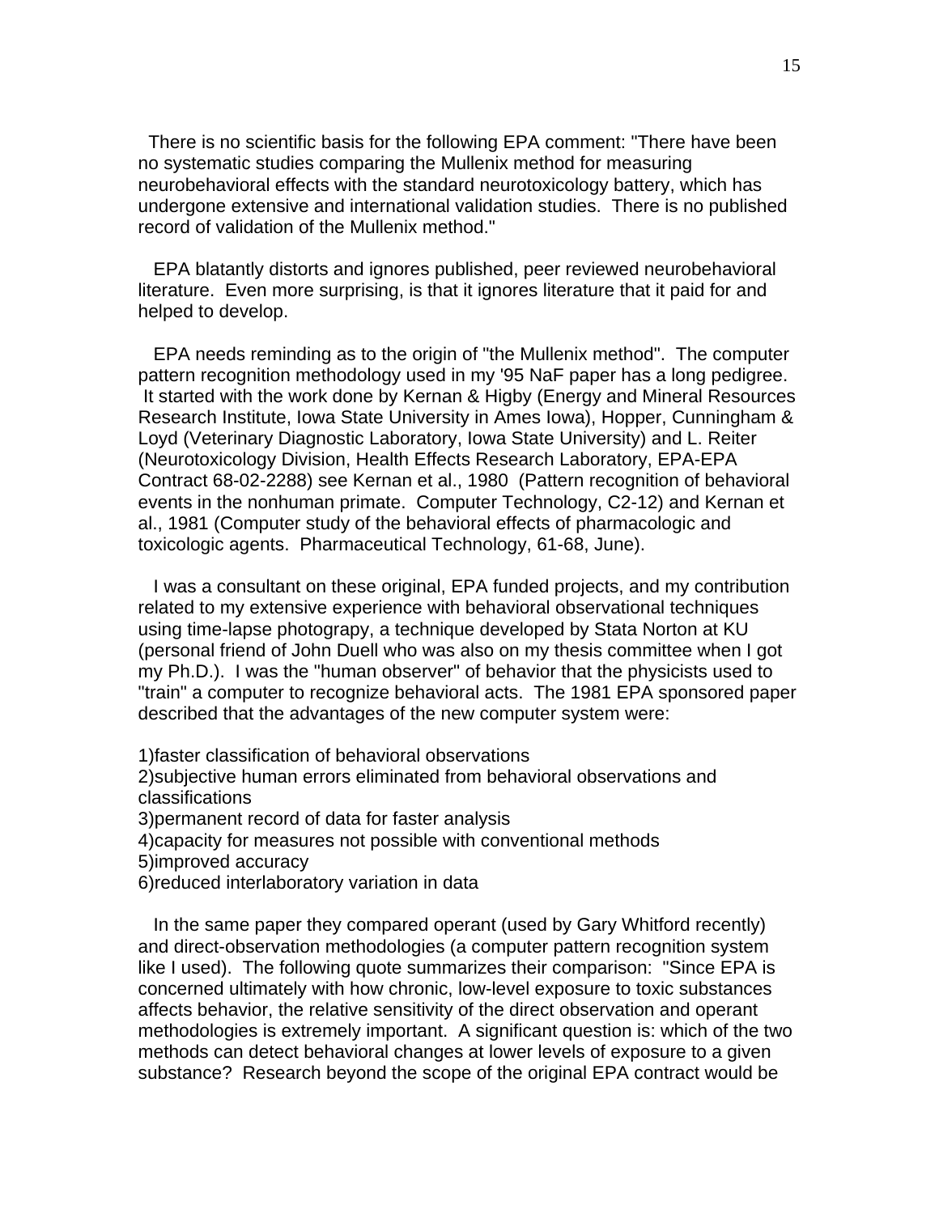There is no scientific basis for the following EPA comment: "There have been no systematic studies comparing the Mullenix method for measuring neurobehavioral effects with the standard neurotoxicology battery, which has undergone extensive and international validation studies. There is no published record of validation of the Mullenix method."

EPA blatantly distorts and ignores published, peer reviewed neurobehavioral literature. Even more surprising, is that it ignores literature that it paid for and helped to develop.

EPA needs reminding as to the origin of "the Mullenix method". The computer pattern recognition methodology used in my '95 NaF paper has a long pedigree. It started with the work done by Kernan & Higby (Energy and Mineral Resources Research Institute, Iowa State University in Ames Iowa), Hopper, Cunningham & Loyd (Veterinary Diagnostic Laboratory, Iowa State University) and L. Reiter (Neurotoxicology Division, Health Effects Research Laboratory, EPA-EPA Contract 68-02-2288) see Kernan et al., 1980 (Pattern recognition of behavioral events in the nonhuman primate. Computer Technology, C2-12) and Kernan et al., 1981 (Computer study of the behavioral effects of pharmacologic and toxicologic agents. Pharmaceutical Technology, 61-68, June).

I was a consultant on these original, EPA funded projects, and my contribution related to my extensive experience with behavioral observational techniques using time-lapse photograpy, a technique developed by Stata Norton at KU (personal friend of John Duell who was also on my thesis committee when I got my Ph.D.). I was the "human observer" of behavior that the physicists used to "train" a computer to recognize behavioral acts. The 1981 EPA sponsored paper described that the advantages of the new computer system were:

1)faster classification of behavioral observations
2)subjective human errors eliminated from behavioral observations and classifications
3)permanent record of data for faster analysis
4)capacity for measures not possible with conventional methods
5)improved accuracy
6)reduced interlaboratory variation in data

In the same paper they compared operant (used by Gary Whitford recently) and direct-observation methodologies (a computer pattern recognition system like I used). The following quote summarizes their comparison: "Since EPA is concerned ultimately with how chronic, low-level exposure to toxic substances affects behavior, the relative sensitivity of the direct observation and operant methodologies is extremely important. A significant question is: which of the two methods can detect behavioral changes at lower levels of exposure to a given substance? Research beyond the scope of the original EPA contract would be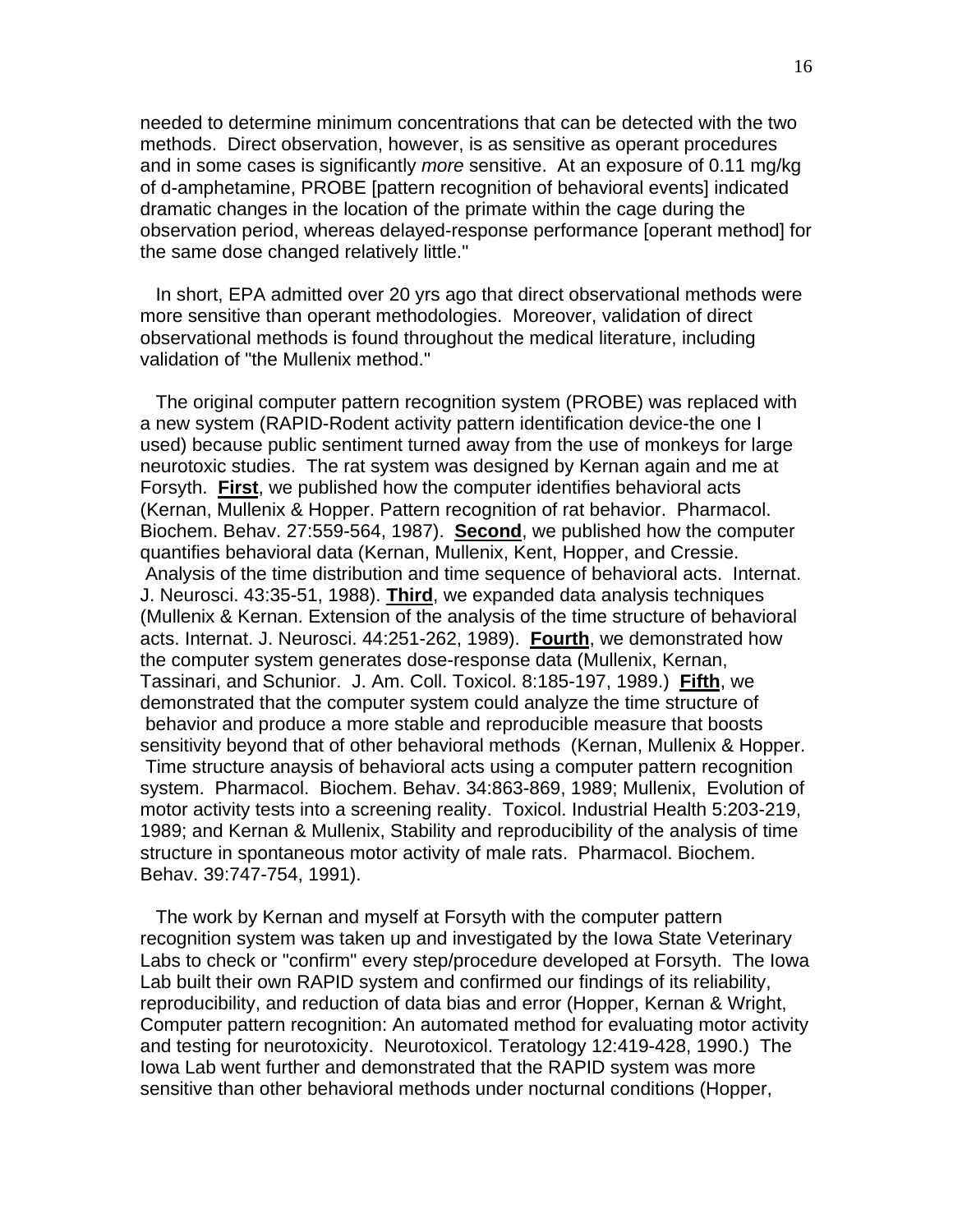needed to determine minimum concentrations that can be detected with the two methods. Direct observation, however, is as sensitive as operant procedures and in some cases is significantly *more* sensitive. At an exposure of 0.11 mg/kg of d-amphetamine, PROBE [pattern recognition of behavioral events] indicated dramatic changes in the location of the primate within the cage during the observation period, whereas delayed-response performance [operant method] for the same dose changed relatively little."

In short, EPA admitted over 20 yrs ago that direct observational methods were more sensitive than operant methodologies. Moreover, validation of direct observational methods is found throughout the medical literature, including validation of "the Mullenix method."

The original computer pattern recognition system (PROBE) was replaced with a new system (RAPID-Rodent activity pattern identification device-the one I used) because public sentiment turned away from the use of monkeys for large neurotoxic studies. The rat system was designed by Kernan again and me at Forsyth. **First**, we published how the computer identifies behavioral acts (Kernan, Mullenix & Hopper. Pattern recognition of rat behavior. Pharmacol. Biochem. Behav. 27:559-564, 1987). **Second**, we published how the computer quantifies behavioral data (Kernan, Mullenix, Kent, Hopper, and Cressie. Analysis of the time distribution and time sequence of behavioral acts. Internat. J. Neurosci. 43:35-51, 1988). **Third**, we expanded data analysis techniques (Mullenix & Kernan. Extension of the analysis of the time structure of behavioral acts. Internat. J. Neurosci. 44:251-262, 1989). **Fourth**, we demonstrated how the computer system generates dose-response data (Mullenix, Kernan, Tassinari, and Schunior. J. Am. Coll. Toxicol. 8:185-197, 1989.) **Fifth**, we demonstrated that the computer system could analyze the time structure of behavior and produce a more stable and reproducible measure that boosts sensitivity beyond that of other behavioral methods (Kernan, Mullenix & Hopper. Time structure anaysis of behavioral acts using a computer pattern recognition system. Pharmacol. Biochem. Behav. 34:863-869, 1989; Mullenix, Evolution of motor activity tests into a screening reality. Toxicol. Industrial Health 5:203-219, 1989; and Kernan & Mullenix, Stability and reproducibility of the analysis of time structure in spontaneous motor activity of male rats. Pharmacol. Biochem. Behav. 39:747-754, 1991).

The work by Kernan and myself at Forsyth with the computer pattern recognition system was taken up and investigated by the Iowa State Veterinary Labs to check or "confirm" every step/procedure developed at Forsyth. The Iowa Lab built their own RAPID system and confirmed our findings of its reliability, reproducibility, and reduction of data bias and error (Hopper, Kernan & Wright, Computer pattern recognition: An automated method for evaluating motor activity and testing for neurotoxicity. Neurotoxicol. Teratology 12:419-428, 1990.) The Iowa Lab went further and demonstrated that the RAPID system was more sensitive than other behavioral methods under nocturnal conditions (Hopper,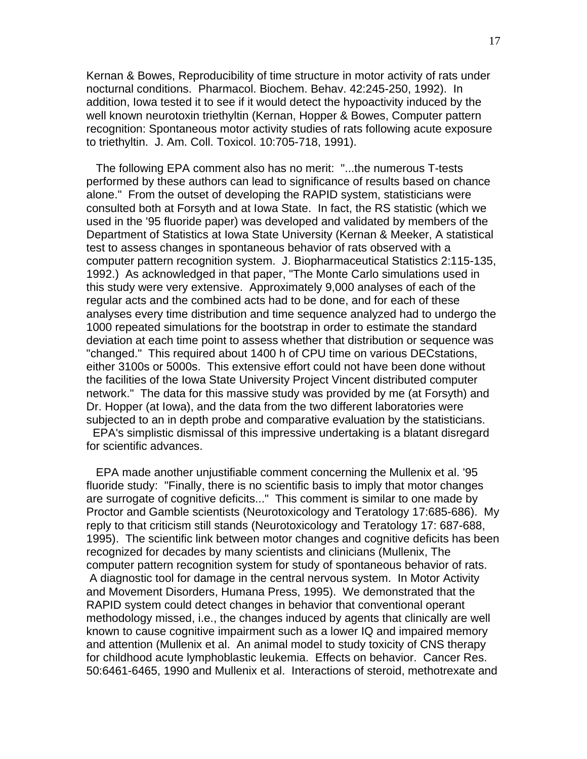Kernan & Bowes, Reproducibility of time structure in motor activity of rats under nocturnal conditions. Pharmacol. Biochem. Behav. 42:245-250, 1992). In addition, Iowa tested it to see if it would detect the hypoactivity induced by the well known neurotoxin triethyltin (Kernan, Hopper & Bowes, Computer pattern recognition: Spontaneous motor activity studies of rats following acute exposure to triethyltin. J. Am. Coll. Toxicol. 10:705-718, 1991).

The following EPA comment also has no merit: "...the numerous T-tests performed by these authors can lead to significance of results based on chance alone." From the outset of developing the RAPID system, statisticians were consulted both at Forsyth and at Iowa State. In fact, the RS statistic (which we used in the '95 fluoride paper) was developed and validated by members of the Department of Statistics at Iowa State University (Kernan & Meeker, A statistical test to assess changes in spontaneous behavior of rats observed with a computer pattern recognition system. J. Biopharmaceutical Statistics 2:115-135, 1992.) As acknowledged in that paper, "The Monte Carlo simulations used in this study were very extensive. Approximately 9,000 analyses of each of the regular acts and the combined acts had to be done, and for each of these analyses every time distribution and time sequence analyzed had to undergo the 1000 repeated simulations for the bootstrap in order to estimate the standard deviation at each time point to assess whether that distribution or sequence was "changed." This required about 1400 h of CPU time on various DECstations, either 3100s or 5000s. This extensive effort could not have been done without the facilities of the Iowa State University Project Vincent distributed computer network." The data for this massive study was provided by me (at Forsyth) and Dr. Hopper (at Iowa), and the data from the two different laboratories were subjected to an in depth probe and comparative evaluation by the statisticians. EPA's simplistic dismissal of this impressive undertaking is a blatant disregard for scientific advances.

EPA made another unjustifiable comment concerning the Mullenix et al. '95 fluoride study: "Finally, there is no scientific basis to imply that motor changes are surrogate of cognitive deficits..." This comment is similar to one made by Proctor and Gamble scientists (Neurotoxicology and Teratology 17:685-686). My reply to that criticism still stands (Neurotoxicology and Teratology 17: 687-688, 1995). The scientific link between motor changes and cognitive deficits has been recognized for decades by many scientists and clinicians (Mullenix, The computer pattern recognition system for study of spontaneous behavior of rats. A diagnostic tool for damage in the central nervous system. In Motor Activity and Movement Disorders, Humana Press, 1995). We demonstrated that the RAPID system could detect changes in behavior that conventional operant methodology missed, i.e., the changes induced by agents that clinically are well known to cause cognitive impairment such as a lower IQ and impaired memory and attention (Mullenix et al. An animal model to study toxicity of CNS therapy for childhood acute lymphoblastic leukemia. Effects on behavior. Cancer Res. 50:6461-6465, 1990 and Mullenix et al. Interactions of steroid, methotrexate and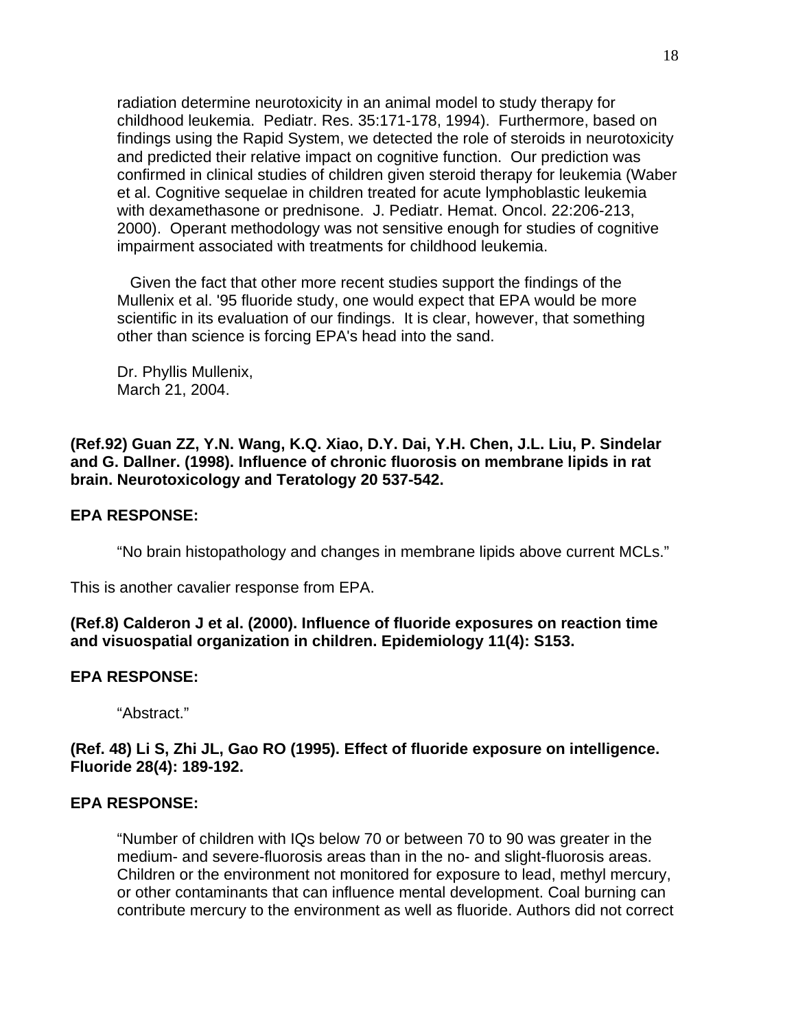radiation determine neurotoxicity in an animal model to study therapy for childhood leukemia. Pediatr. Res. 35:171-178, 1994). Furthermore, based on findings using the Rapid System, we detected the role of steroids in neurotoxicity and predicted their relative impact on cognitive function. Our prediction was confirmed in clinical studies of children given steroid therapy for leukemia (Waber et al. Cognitive sequelae in children treated for acute lymphoblastic leukemia with dexamethasone or prednisone. J. Pediatr. Hemat. Oncol. 22:206-213, 2000). Operant methodology was not sensitive enough for studies of cognitive impairment associated with treatments for childhood leukemia.

Given the fact that other more recent studies support the findings of the Mullenix et al. '95 fluoride study, one would expect that EPA would be more scientific in its evaluation of our findings. It is clear, however, that something other than science is forcing EPA's head into the sand.

Dr. Phyllis Mullenix,
March 21, 2004.

**(Ref.92) Guan ZZ, Y.N. Wang, K.Q. Xiao, D.Y. Dai, Y.H. Chen, J.L. Liu, P. Sindelar and G. Dallner. (1998). Influence of chronic fluorosis on membrane lipids in rat brain. Neurotoxicology and Teratology 20 537-542.**

**EPA RESPONSE:**

"No brain histopathology and changes in membrane lipids above current MCLs."

This is another cavalier response from EPA.

**(Ref.8) Calderon J et al. (2000). Influence of fluoride exposures on reaction time and visuospatial organization in children. Epidemiology 11(4): S153.**

**EPA RESPONSE:**

"Abstract."

**(Ref. 48) Li S, Zhi JL, Gao RO (1995). Effect of fluoride exposure on intelligence. Fluoride 28(4): 189-192.**

**EPA RESPONSE:**

"Number of children with IQs below 70 or between 70 to 90 was greater in the medium- and severe-fluorosis areas than in the no- and slight-fluorosis areas. Children or the environment not monitored for exposure to lead, methyl mercury, or other contaminants that can influence mental development. Coal burning can contribute mercury to the environment as well as fluoride. Authors did not correct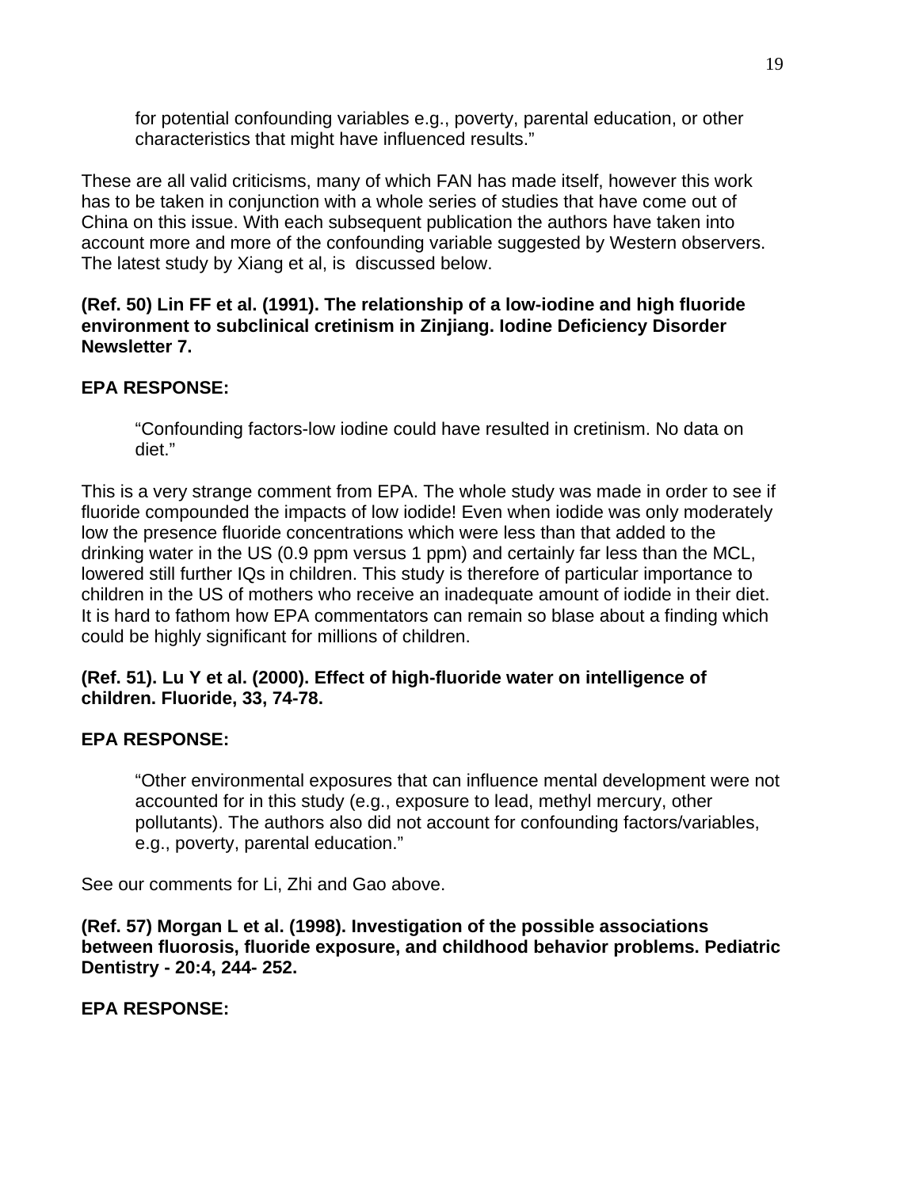> for potential confounding variables e.g., poverty, parental education, or other characteristics that might have influenced results."

These are all valid criticisms, many of which FAN has made itself, however this work has to be taken in conjunction with a whole series of studies that have come out of China on this issue. With each subsequent publication the authors have taken into account more and more of the confounding variable suggested by Western observers. The latest study by Xiang et al, is discussed below.

**(Ref. 50) Lin FF et al. (1991). The relationship of a low-iodine and high fluoride environment to subclinical cretinism in Zinjiang. Iodine Deficiency Disorder Newsletter 7.**

**EPA RESPONSE:**

> "Confounding factors-low iodine could have resulted in cretinism. No data on diet."

This is a very strange comment from EPA. The whole study was made in order to see if fluoride compounded the impacts of low iodide! Even when iodide was only moderately low the presence fluoride concentrations which were less than that added to the drinking water in the US (0.9 ppm versus 1 ppm) and certainly far less than the MCL, lowered still further IQs in children. This study is therefore of particular importance to children in the US of mothers who receive an inadequate amount of iodide in their diet. It is hard to fathom how EPA commentators can remain so blase about a finding which could be highly significant for millions of children.

**(Ref. 51). Lu Y et al. (2000). Effect of high-fluoride water on intelligence of children. Fluoride, 33, 74-78.**

**EPA RESPONSE:**

> "Other environmental exposures that can influence mental development were not accounted for in this study (e.g., exposure to lead, methyl mercury, other pollutants). The authors also did not account for confounding factors/variables, e.g., poverty, parental education."

See our comments for Li, Zhi and Gao above.

**(Ref. 57) Morgan L et al. (1998). Investigation of the possible associations between fluorosis, fluoride exposure, and childhood behavior problems. Pediatric Dentistry - 20:4, 244- 252.**

**EPA RESPONSE:**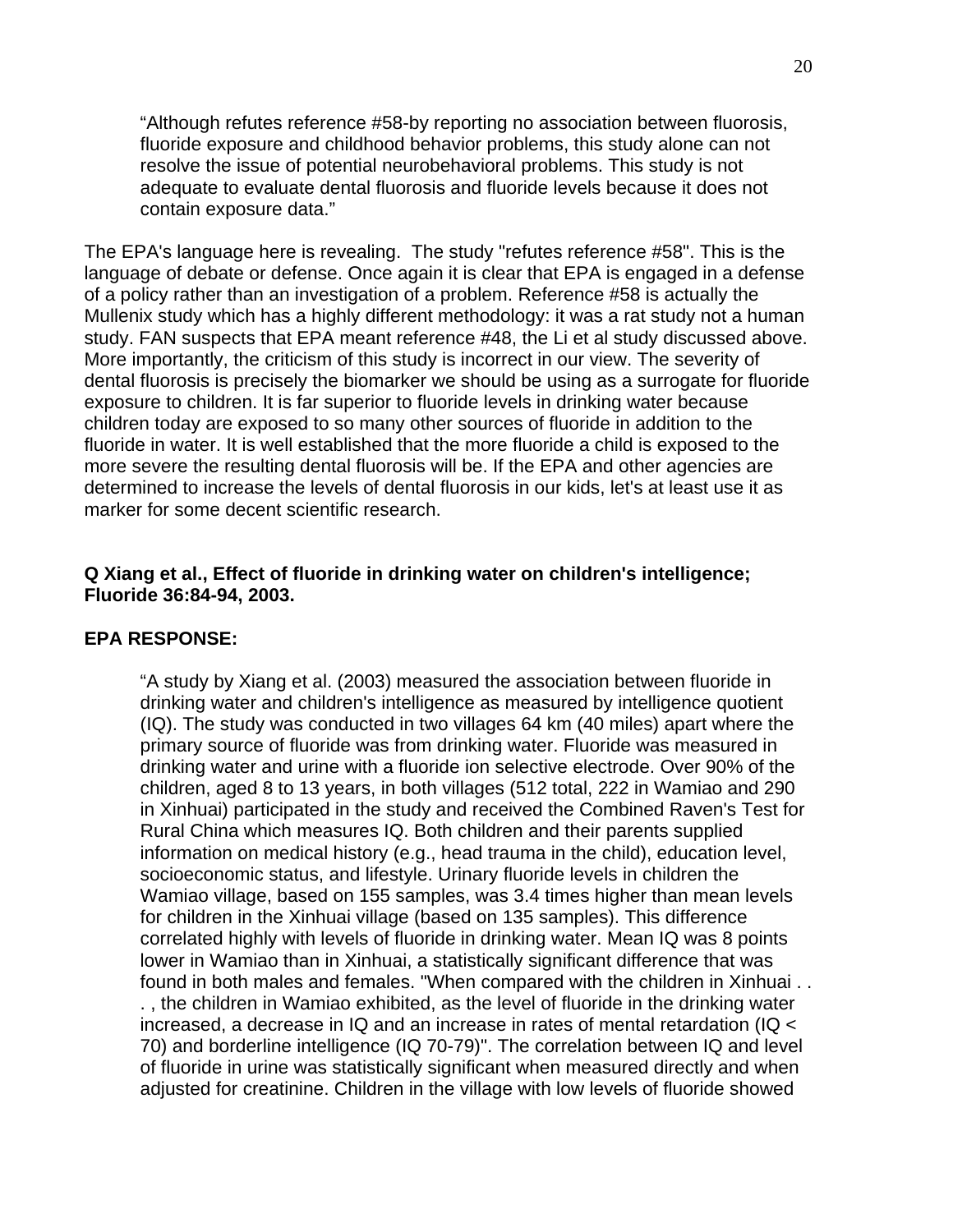> "Although refutes reference #58-by reporting no association between fluorosis, fluoride exposure and childhood behavior problems, this study alone can not resolve the issue of potential neurobehavioral problems. This study is not adequate to evaluate dental fluorosis and fluoride levels because it does not contain exposure data."

The EPA's language here is revealing. The study "refutes reference #58". This is the language of debate or defense. Once again it is clear that EPA is engaged in a defense of a policy rather than an investigation of a problem. Reference #58 is actually the Mullenix study which has a highly different methodology: it was a rat study not a human study. FAN suspects that EPA meant reference #48, the Li et al study discussed above. More importantly, the criticism of this study is incorrect in our view. The severity of dental fluorosis is precisely the biomarker we should be using as a surrogate for fluoride exposure to children. It is far superior to fluoride levels in drinking water because children today are exposed to so many other sources of fluoride in addition to the fluoride in water. It is well established that the more fluoride a child is exposed to the more severe the resulting dental fluorosis will be. If the EPA and other agencies are determined to increase the levels of dental fluorosis in our kids, let's at least use it as marker for some decent scientific research.

**Q Xiang et al., Effect of fluoride in drinking water on children's intelligence; Fluoride 36:84-94, 2003.**

**EPA RESPONSE:**

> "A study by Xiang et al. (2003) measured the association between fluoride in drinking water and children's intelligence as measured by intelligence quotient (IQ). The study was conducted in two villages 64 km (40 miles) apart where the primary source of fluoride was from drinking water. Fluoride was measured in drinking water and urine with a fluoride ion selective electrode. Over 90% of the children, aged 8 to 13 years, in both villages (512 total, 222 in Wamiao and 290 in Xinhuai) participated in the study and received the Combined Raven's Test for Rural China which measures IQ. Both children and their parents supplied information on medical history (e.g., head trauma in the child), education level, socioeconomic status, and lifestyle. Urinary fluoride levels in children the Wamiao village, based on 155 samples, was 3.4 times higher than mean levels for children in the Xinhuai village (based on 135 samples). This difference correlated highly with levels of fluoride in drinking water. Mean IQ was 8 points lower in Wamiao than in Xinhuai, a statistically significant difference that was found in both males and females. "When compared with the children in Xinhuai . . . , the children in Wamiao exhibited, as the level of fluoride in the drinking water increased, a decrease in IQ and an increase in rates of mental retardation (IQ < 70) and borderline intelligence (IQ 70-79)". The correlation between IQ and level of fluoride in urine was statistically significant when measured directly and when adjusted for creatinine. Children in the village with low levels of fluoride showed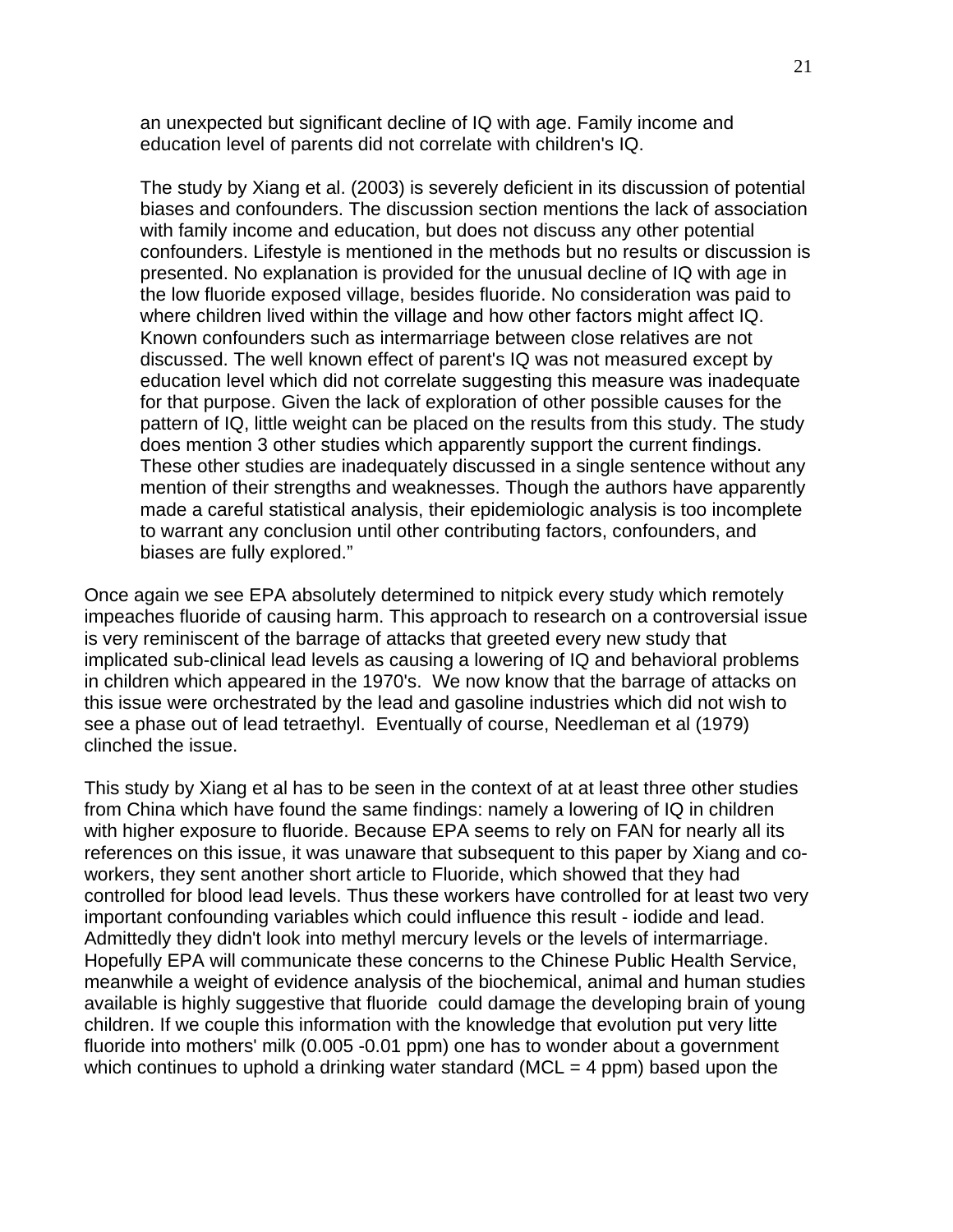> an unexpected but significant decline of IQ with age. Family income and education level of parents did not correlate with children's IQ.
>
> The study by Xiang et al. (2003) is severely deficient in its discussion of potential biases and confounders. The discussion section mentions the lack of association with family income and education, but does not discuss any other potential confounders. Lifestyle is mentioned in the methods but no results or discussion is presented. No explanation is provided for the unusual decline of IQ with age in the low fluoride exposed village, besides fluoride. No consideration was paid to where children lived within the village and how other factors might affect IQ. Known confounders such as intermarriage between close relatives are not discussed. The well known effect of parent's IQ was not measured except by education level which did not correlate suggesting this measure was inadequate for that purpose. Given the lack of exploration of other possible causes for the pattern of IQ, little weight can be placed on the results from this study. The study does mention 3 other studies which apparently support the current findings. These other studies are inadequately discussed in a single sentence without any mention of their strengths and weaknesses. Though the authors have apparently made a careful statistical analysis, their epidemiologic analysis is too incomplete to warrant any conclusion until other contributing factors, confounders, and biases are fully explored."

Once again we see EPA absolutely determined to nitpick every study which remotely impeaches fluoride of causing harm. This approach to research on a controversial issue is very reminiscent of the barrage of attacks that greeted every new study that implicated sub-clinical lead levels as causing a lowering of IQ and behavioral problems in children which appeared in the 1970's. We now know that the barrage of attacks on this issue were orchestrated by the lead and gasoline industries which did not wish to see a phase out of lead tetraethyl. Eventually of course, Needleman et al (1979) clinched the issue.

This study by Xiang et al has to be seen in the context of at at least three other studies from China which have found the same findings: namely a lowering of IQ in children with higher exposure to fluoride. Because EPA seems to rely on FAN for nearly all its references on this issue, it was unaware that subsequent to this paper by Xiang and co-workers, they sent another short article to Fluoride, which showed that they had controlled for blood lead levels. Thus these workers have controlled for at least two very important confounding variables which could influence this result - iodide and lead. Admittedly they didn't look into methyl mercury levels or the levels of intermarriage. Hopefully EPA will communicate these concerns to the Chinese Public Health Service, meanwhile a weight of evidence analysis of the biochemical, animal and human studies available is highly suggestive that fluoride could damage the developing brain of young children. If we couple this information with the knowledge that evolution put very litte fluoride into mothers' milk (0.005 -0.01 ppm) one has to wonder about a government which continues to uphold a drinking water standard (MCL = 4 ppm) based upon the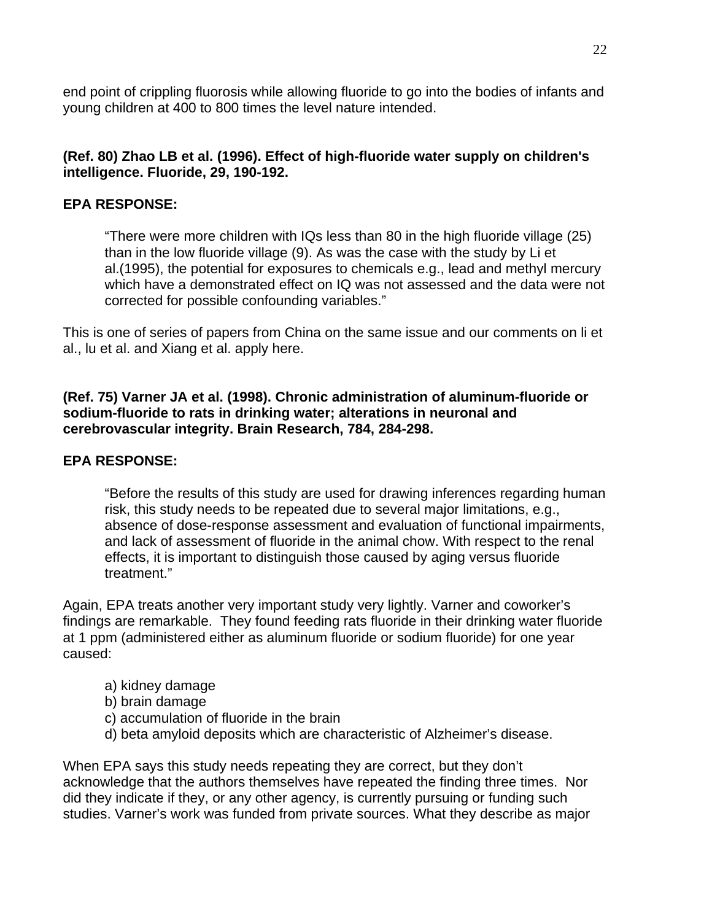end point of crippling fluorosis while allowing fluoride to go into the bodies of infants and young children at 400 to 800 times the level nature intended.

**(Ref. 80) Zhao LB et al. (1996). Effect of high-fluoride water supply on children's intelligence. Fluoride, 29, 190-192.**

**EPA RESPONSE:**

> "There were more children with IQs less than 80 in the high fluoride village (25) than in the low fluoride village (9). As was the case with the study by Li et al.(1995), the potential for exposures to chemicals e.g., lead and methyl mercury which have a demonstrated effect on IQ was not assessed and the data were not corrected for possible confounding variables."

This is one of series of papers from China on the same issue and our comments on li et al., lu et al. and Xiang et al. apply here.

**(Ref. 75) Varner JA et al. (1998). Chronic administration of aluminum-fluoride or sodium-fluoride to rats in drinking water; alterations in neuronal and cerebrovascular integrity. Brain Research, 784, 284-298.**

**EPA RESPONSE:**

> "Before the results of this study are used for drawing inferences regarding human risk, this study needs to be repeated due to several major limitations, e.g., absence of dose-response assessment and evaluation of functional impairments, and lack of assessment of fluoride in the animal chow. With respect to the renal effects, it is important to distinguish those caused by aging versus fluoride treatment."

Again, EPA treats another very important study very lightly. Varner and coworker's findings are remarkable. They found feeding rats fluoride in their drinking water fluoride at 1 ppm (administered either as aluminum fluoride or sodium fluoride) for one year caused:

a) kidney damage
b) brain damage
c) accumulation of fluoride in the brain
d) beta amyloid deposits which are characteristic of Alzheimer's disease.

When EPA says this study needs repeating they are correct, but they don't acknowledge that the authors themselves have repeated the finding three times. Nor did they indicate if they, or any other agency, is currently pursuing or funding such studies. Varner's work was funded from private sources. What they describe as major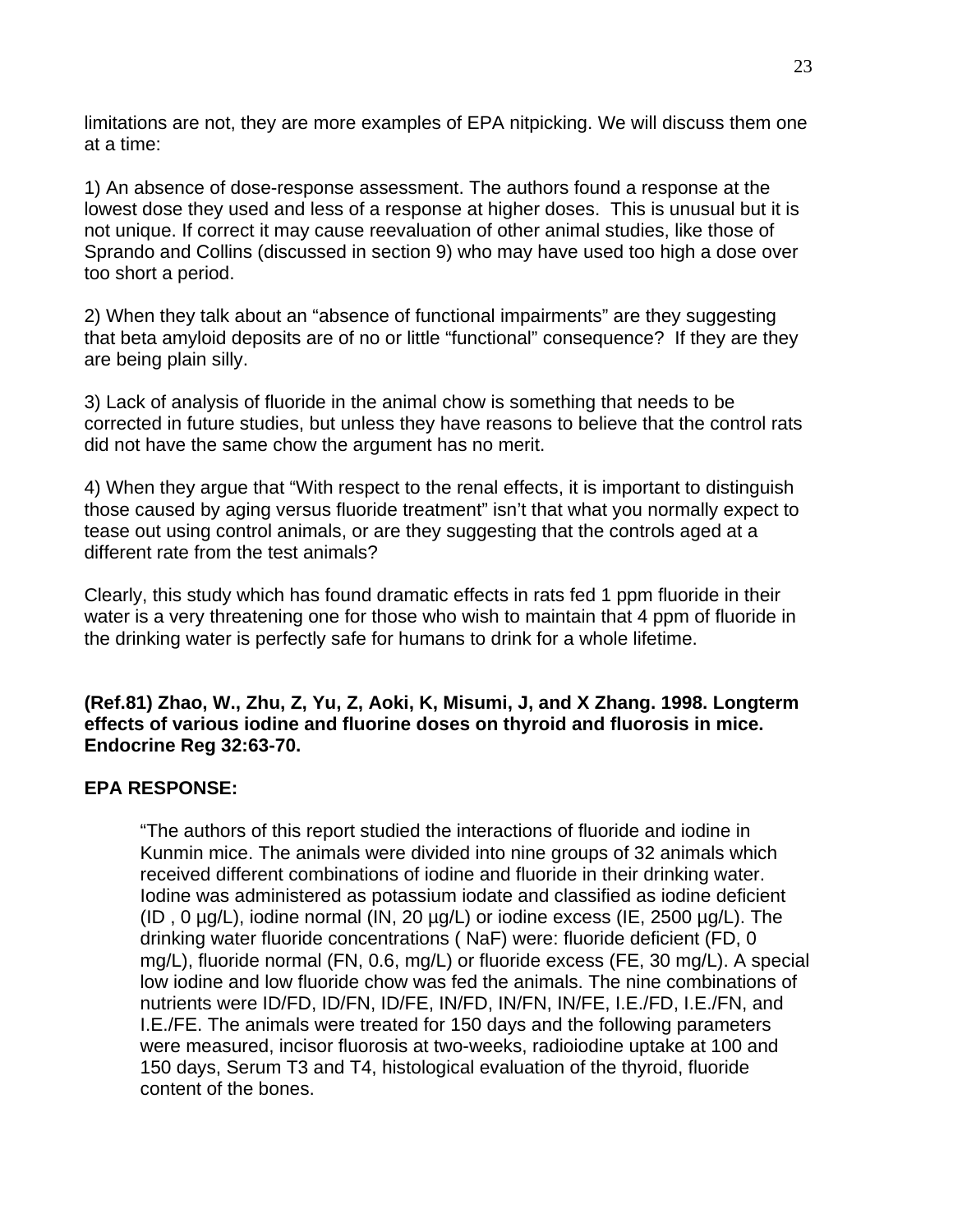limitations are not, they are more examples of EPA nitpicking. We will discuss them one at a time:

1) An absence of dose-response assessment. The authors found a response at the lowest dose they used and less of a response at higher doses. This is unusual but it is not unique. If correct it may cause reevaluation of other animal studies, like those of Sprando and Collins (discussed in section 9) who may have used too high a dose over too short a period.

2) When they talk about an "absence of functional impairments" are they suggesting that beta amyloid deposits are of no or little "functional" consequence? If they are they are being plain silly.

3) Lack of analysis of fluoride in the animal chow is something that needs to be corrected in future studies, but unless they have reasons to believe that the control rats did not have the same chow the argument has no merit.

4) When they argue that "With respect to the renal effects, it is important to distinguish those caused by aging versus fluoride treatment" isn't that what you normally expect to tease out using control animals, or are they suggesting that the controls aged at a different rate from the test animals?

Clearly, this study which has found dramatic effects in rats fed 1 ppm fluoride in their water is a very threatening one for those who wish to maintain that 4 ppm of fluoride in the drinking water is perfectly safe for humans to drink for a whole lifetime.

**(Ref.81) Zhao, W., Zhu, Z, Yu, Z, Aoki, K, Misumi, J, and X Zhang. 1998. Longterm effects of various iodine and fluorine doses on thyroid and fluorosis in mice. Endocrine Reg 32:63-70.**

**EPA RESPONSE:**

> "The authors of this report studied the interactions of fluoride and iodine in Kunmin mice. The animals were divided into nine groups of 32 animals which received different combinations of iodine and fluoride in their drinking water. Iodine was administered as potassium iodate and classified as iodine deficient (ID , 0 µg/L), iodine normal (IN, 20 µg/L) or iodine excess (IE, 2500 µg/L). The drinking water fluoride concentrations ( NaF) were: fluoride deficient (FD, 0 mg/L), fluoride normal (FN, 0.6, mg/L) or fluoride excess (FE, 30 mg/L). A special low iodine and low fluoride chow was fed the animals. The nine combinations of nutrients were ID/FD, ID/FN, ID/FE, IN/FD, IN/FN, IN/FE, I.E./FD, I.E./FN, and I.E./FE. The animals were treated for 150 days and the following parameters were measured, incisor fluorosis at two-weeks, radioiodine uptake at 100 and 150 days, Serum T3 and T4, histological evaluation of the thyroid, fluoride content of the bones.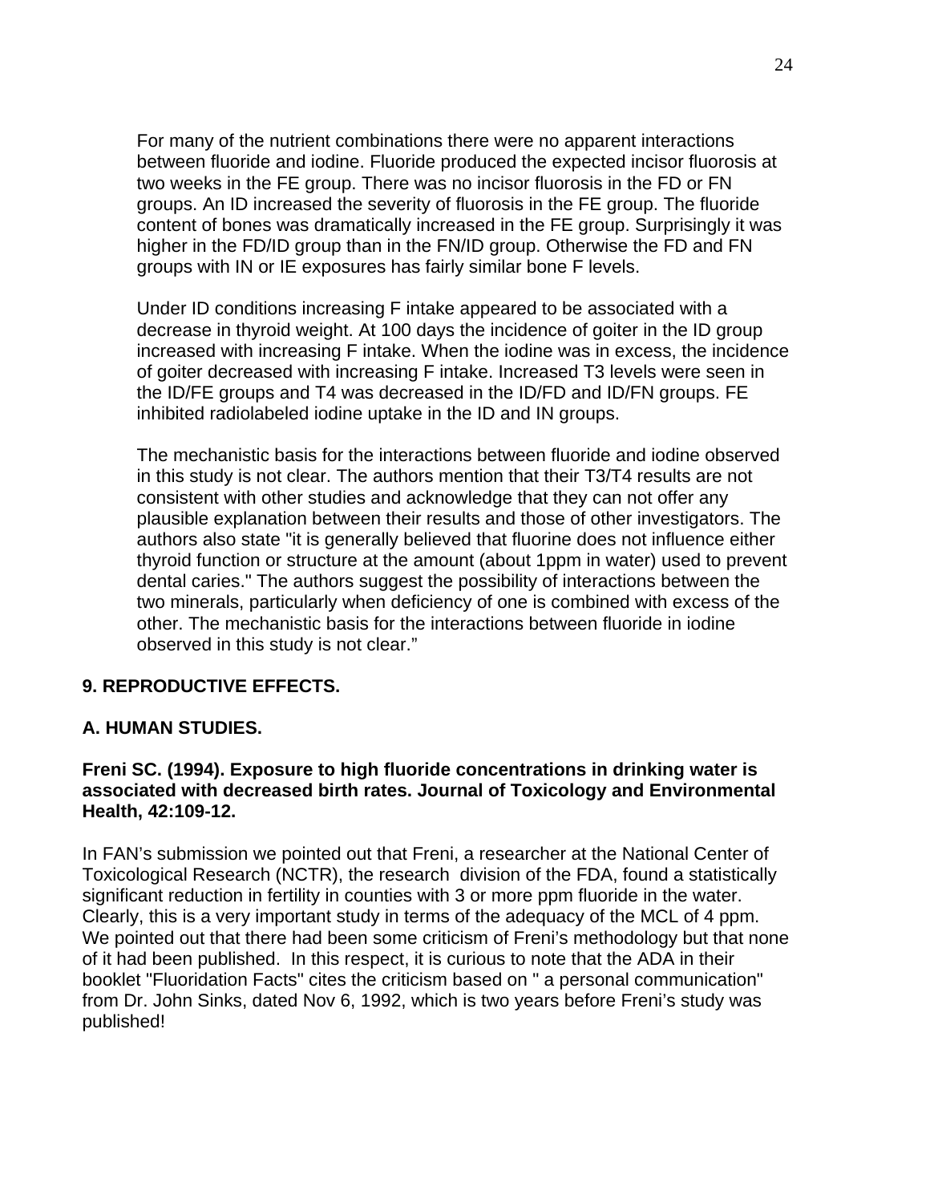For many of the nutrient combinations there were no apparent interactions between fluoride and iodine. Fluoride produced the expected incisor fluorosis at two weeks in the FE group. There was no incisor fluorosis in the FD or FN groups. An ID increased the severity of fluorosis in the FE group. The fluoride content of bones was dramatically increased in the FE group. Surprisingly it was higher in the FD/ID group than in the FN/ID group. Otherwise the FD and FN groups with IN or IE exposures has fairly similar bone F levels.

Under ID conditions increasing F intake appeared to be associated with a decrease in thyroid weight. At 100 days the incidence of goiter in the ID group increased with increasing F intake. When the iodine was in excess, the incidence of goiter decreased with increasing F intake. Increased T3 levels were seen in the ID/FE groups and T4 was decreased in the ID/FD and ID/FN groups. FE inhibited radiolabeled iodine uptake in the ID and IN groups.

The mechanistic basis for the interactions between fluoride and iodine observed in this study is not clear. The authors mention that their T3/T4 results are not consistent with other studies and acknowledge that they can not offer any plausible explanation between their results and those of other investigators. The authors also state "it is generally believed that fluorine does not influence either thyroid function or structure at the amount (about 1ppm in water) used to prevent dental caries." The authors suggest the possibility of interactions between the two minerals, particularly when deficiency of one is combined with excess of the other. The mechanistic basis for the interactions between fluoride in iodine observed in this study is not clear."

## 9. REPRODUCTIVE EFFECTS.

### A. HUMAN STUDIES.

**Freni SC. (1994). Exposure to high fluoride concentrations in drinking water is associated with decreased birth rates. Journal of Toxicology and Environmental Health, 42:109-12.**

In FAN's submission we pointed out that Freni, a researcher at the National Center of Toxicological Research (NCTR), the research division of the FDA, found a statistically significant reduction in fertility in counties with 3 or more ppm fluoride in the water. Clearly, this is a very important study in terms of the adequacy of the MCL of 4 ppm. We pointed out that there had been some criticism of Freni's methodology but that none of it had been published. In this respect, it is curious to note that the ADA in their booklet "Fluoridation Facts" cites the criticism based on " a personal communication" from Dr. John Sinks, dated Nov 6, 1992, which is two years before Freni's study was published!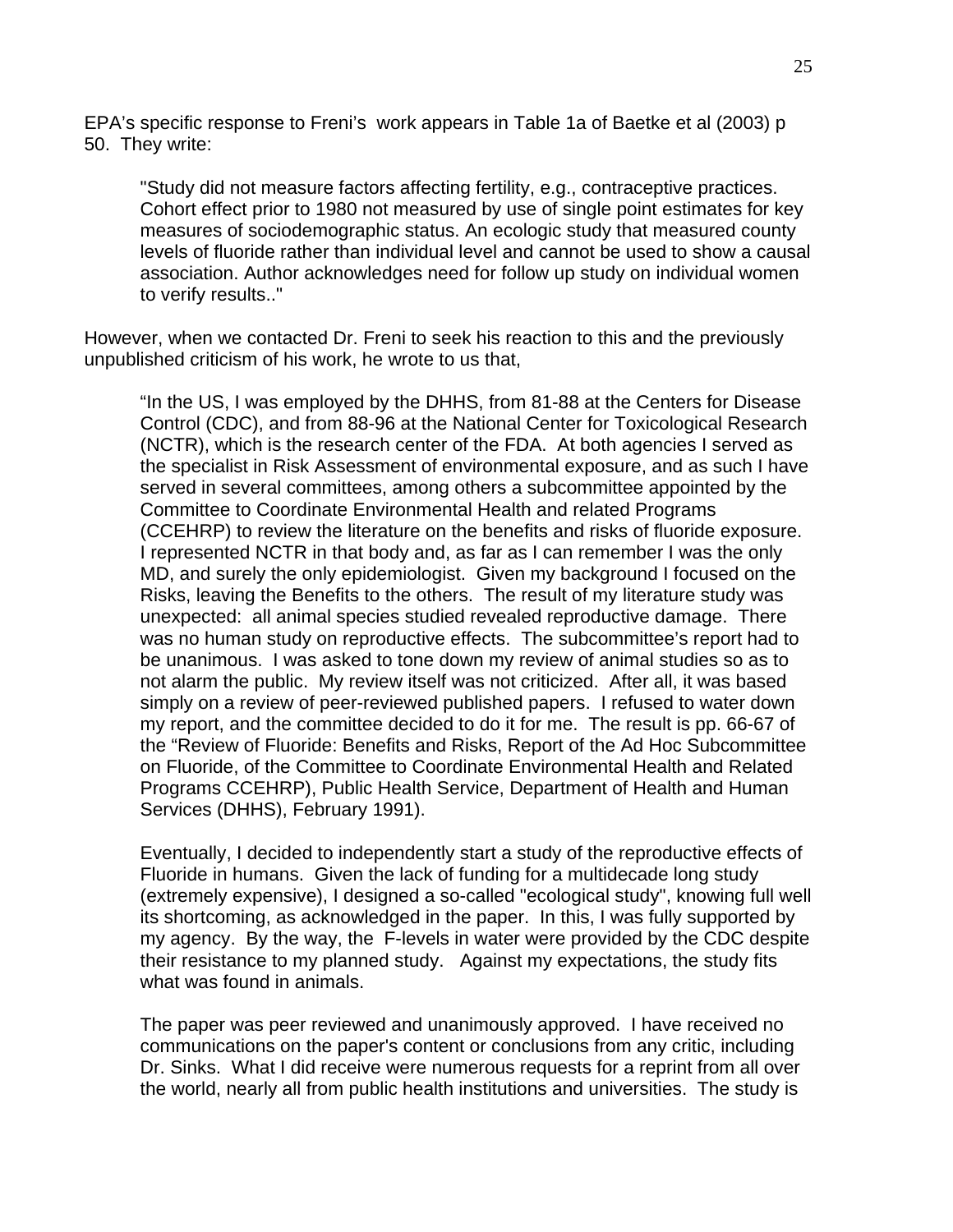EPA's specific response to Freni's work appears in Table 1a of Baetke et al (2003) p 50. They write:

> "Study did not measure factors affecting fertility, e.g., contraceptive practices. Cohort effect prior to 1980 not measured by use of single point estimates for key measures of sociodemographic status. An ecologic study that measured county levels of fluoride rather than individual level and cannot be used to show a causal association. Author acknowledges need for follow up study on individual women to verify results.."

However, when we contacted Dr. Freni to seek his reaction to this and the previously unpublished criticism of his work, he wrote to us that,

> "In the US, I was employed by the DHHS, from 81-88 at the Centers for Disease Control (CDC), and from 88-96 at the National Center for Toxicological Research (NCTR), which is the research center of the FDA. At both agencies I served as the specialist in Risk Assessment of environmental exposure, and as such I have served in several committees, among others a subcommittee appointed by the Committee to Coordinate Environmental Health and related Programs (CCEHRP) to review the literature on the benefits and risks of fluoride exposure. I represented NCTR in that body and, as far as I can remember I was the only MD, and surely the only epidemiologist. Given my background I focused on the Risks, leaving the Benefits to the others. The result of my literature study was unexpected: all animal species studied revealed reproductive damage. There was no human study on reproductive effects. The subcommittee's report had to be unanimous. I was asked to tone down my review of animal studies so as to not alarm the public. My review itself was not criticized. After all, it was based simply on a review of peer-reviewed published papers. I refused to water down my report, and the committee decided to do it for me. The result is pp. 66-67 of the "Review of Fluoride: Benefits and Risks, Report of the Ad Hoc Subcommittee on Fluoride, of the Committee to Coordinate Environmental Health and Related Programs CCEHRP), Public Health Service, Department of Health and Human Services (DHHS), February 1991).
>
> Eventually, I decided to independently start a study of the reproductive effects of Fluoride in humans. Given the lack of funding for a multidecade long study (extremely expensive), I designed a so-called "ecological study", knowing full well its shortcoming, as acknowledged in the paper. In this, I was fully supported by my agency. By the way, the F-levels in water were provided by the CDC despite their resistance to my planned study. Against my expectations, the study fits what was found in animals.
>
> The paper was peer reviewed and unanimously approved. I have received no communications on the paper's content or conclusions from any critic, including Dr. Sinks. What I did receive were numerous requests for a reprint from all over the world, nearly all from public health institutions and universities. The study is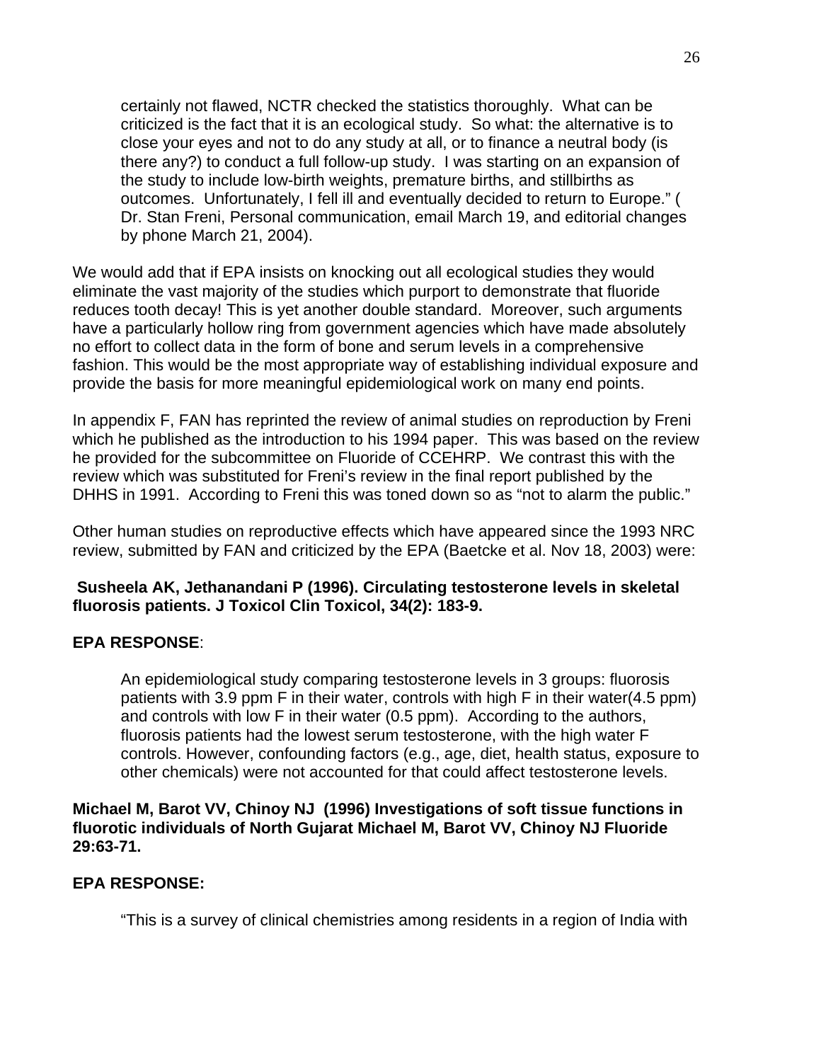> certainly not flawed, NCTR checked the statistics thoroughly. What can be criticized is the fact that it is an ecological study. So what: the alternative is to close your eyes and not to do any study at all, or to finance a neutral body (is there any?) to conduct a full follow-up study. I was starting on an expansion of the study to include low-birth weights, premature births, and stillbirths as outcomes. Unfortunately, I fell ill and eventually decided to return to Europe." ( Dr. Stan Freni, Personal communication, email March 19, and editorial changes by phone March 21, 2004).

We would add that if EPA insists on knocking out all ecological studies they would eliminate the vast majority of the studies which purport to demonstrate that fluoride reduces tooth decay! This is yet another double standard. Moreover, such arguments have a particularly hollow ring from government agencies which have made absolutely no effort to collect data in the form of bone and serum levels in a comprehensive fashion. This would be the most appropriate way of establishing individual exposure and provide the basis for more meaningful epidemiological work on many end points.

In appendix F, FAN has reprinted the review of animal studies on reproduction by Freni which he published as the introduction to his 1994 paper. This was based on the review he provided for the subcommittee on Fluoride of CCEHRP. We contrast this with the review which was substituted for Freni's review in the final report published by the DHHS in 1991. According to Freni this was toned down so as "not to alarm the public."

Other human studies on reproductive effects which have appeared since the 1993 NRC review, submitted by FAN and criticized by the EPA (Baetcke et al. Nov 18, 2003) were:

**Susheela AK, Jethanandani P (1996). Circulating testosterone levels in skeletal fluorosis patients. J Toxicol Clin Toxicol, 34(2): 183-9.**

**EPA RESPONSE**:

> An epidemiological study comparing testosterone levels in 3 groups: fluorosis patients with 3.9 ppm F in their water, controls with high F in their water(4.5 ppm) and controls with low F in their water (0.5 ppm). According to the authors, fluorosis patients had the lowest serum testosterone, with the high water F controls. However, confounding factors (e.g., age, diet, health status, exposure to other chemicals) were not accounted for that could affect testosterone levels.

**Michael M, Barot VV, Chinoy NJ (1996) Investigations of soft tissue functions in fluorotic individuals of North Gujarat Michael M, Barot VV, Chinoy NJ Fluoride 29:63-71.**

**EPA RESPONSE:**

> "This is a survey of clinical chemistries among residents in a region of India with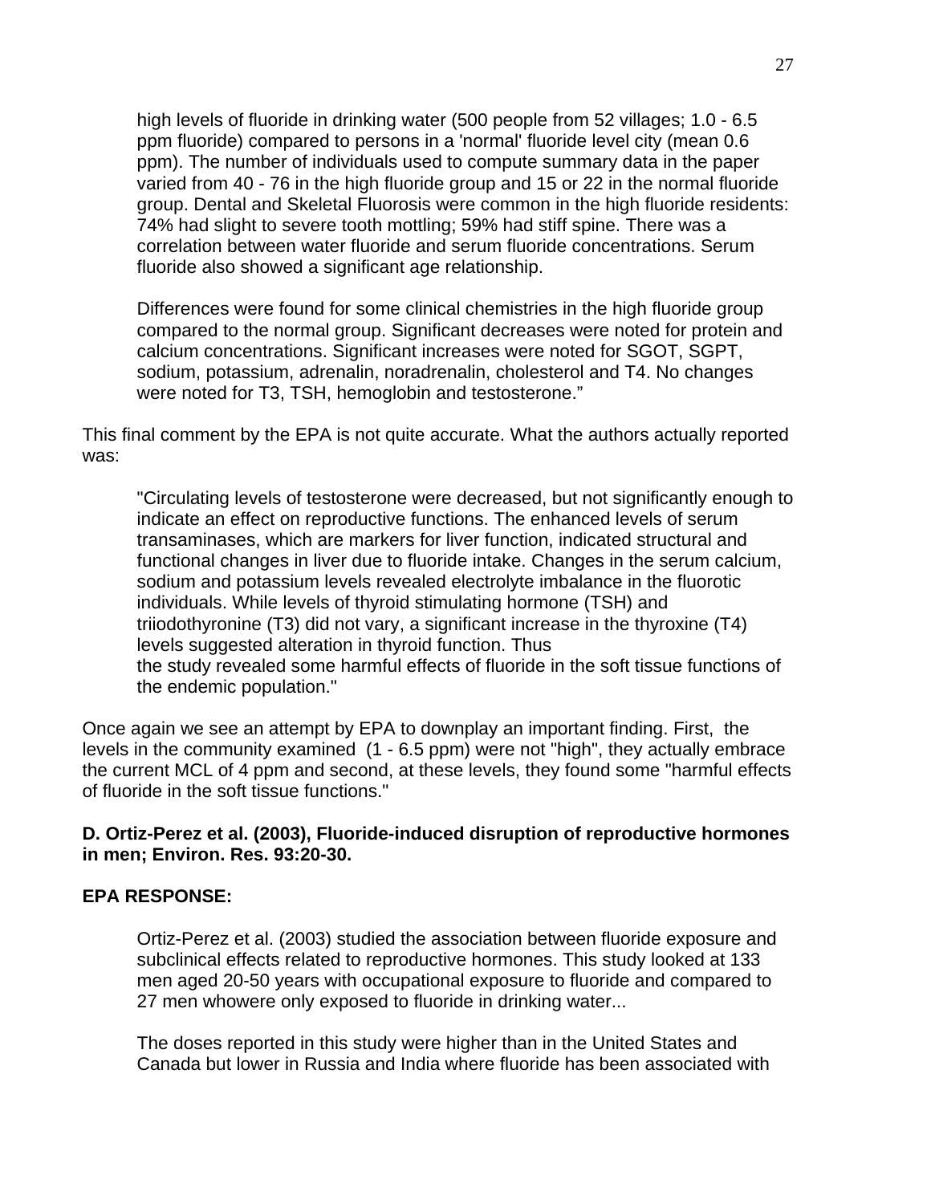> high levels of fluoride in drinking water (500 people from 52 villages; 1.0 - 6.5 ppm fluoride) compared to persons in a 'normal' fluoride level city (mean 0.6 ppm). The number of individuals used to compute summary data in the paper varied from 40 - 76 in the high fluoride group and 15 or 22 in the normal fluoride group. Dental and Skeletal Fluorosis were common in the high fluoride residents: 74% had slight to severe tooth mottling; 59% had stiff spine. There was a correlation between water fluoride and serum fluoride concentrations. Serum fluoride also showed a significant age relationship.
>
> Differences were found for some clinical chemistries in the high fluoride group compared to the normal group. Significant decreases were noted for protein and calcium concentrations. Significant increases were noted for SGOT, SGPT, sodium, potassium, adrenalin, noradrenalin, cholesterol and T4. No changes were noted for T3, TSH, hemoglobin and testosterone."

This final comment by the EPA is not quite accurate. What the authors actually reported was:

> "Circulating levels of testosterone were decreased, but not significantly enough to indicate an effect on reproductive functions. The enhanced levels of serum transaminases, which are markers for liver function, indicated structural and functional changes in liver due to fluoride intake. Changes in the serum calcium, sodium and potassium levels revealed electrolyte imbalance in the fluorotic individuals. While levels of thyroid stimulating hormone (TSH) and triiodothyronine (T3) did not vary, a significant increase in the thyroxine (T4) levels suggested alteration in thyroid function. Thus the study revealed some harmful effects of fluoride in the soft tissue functions of the endemic population."

Once again we see an attempt by EPA to downplay an important finding. First, the levels in the community examined (1 - 6.5 ppm) were not "high", they actually embrace the current MCL of 4 ppm and second, at these levels, they found some "harmful effects of fluoride in the soft tissue functions."

**D. Ortiz-Perez et al. (2003), Fluoride-induced disruption of reproductive hormones in men; Environ. Res. 93:20-30.**

**EPA RESPONSE:**

> Ortiz-Perez et al. (2003) studied the association between fluoride exposure and subclinical effects related to reproductive hormones. This study looked at 133 men aged 20-50 years with occupational exposure to fluoride and compared to 27 men whowere only exposed to fluoride in drinking water...
>
> The doses reported in this study were higher than in the United States and Canada but lower in Russia and India where fluoride has been associated with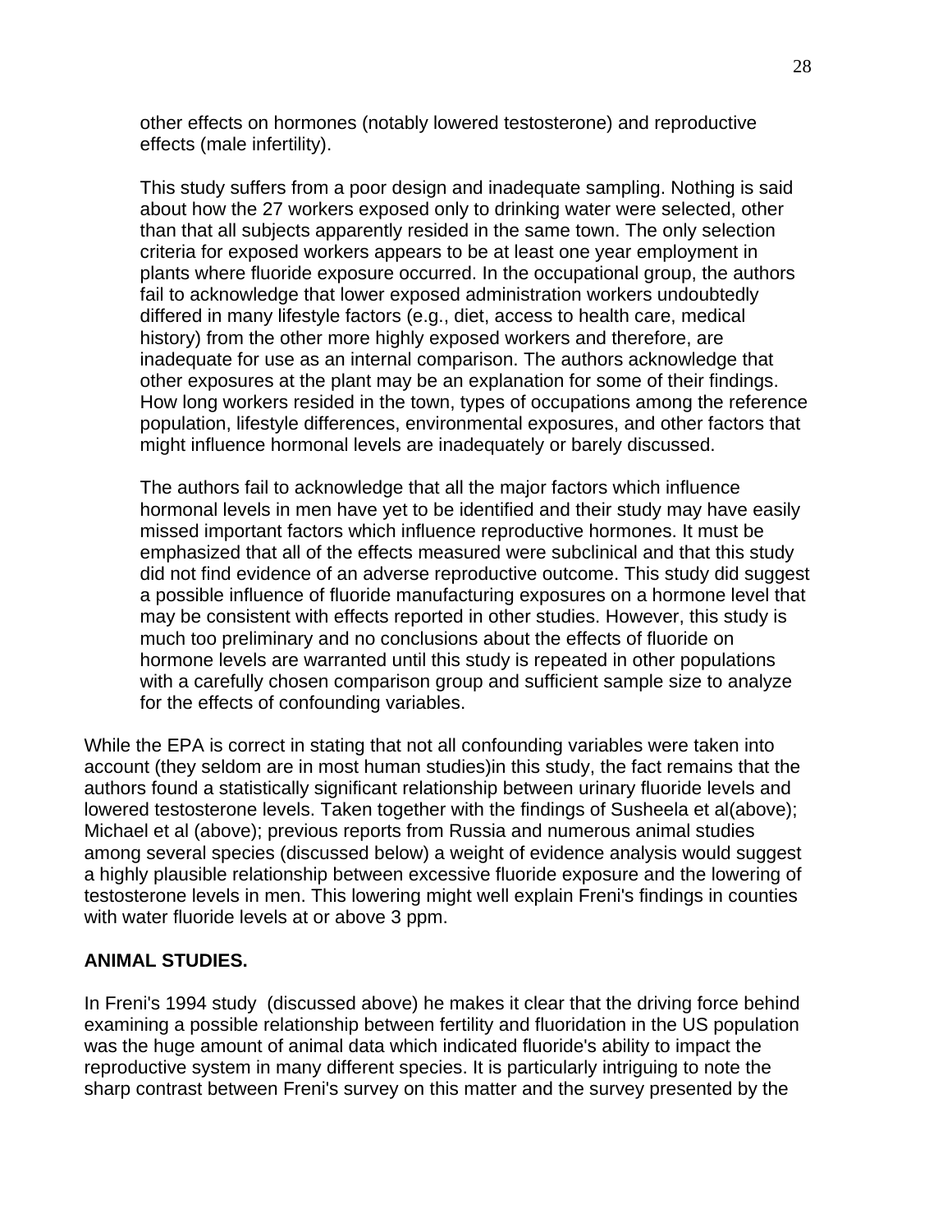other effects on hormones (notably lowered testosterone) and reproductive effects (male infertility).

> This study suffers from a poor design and inadequate sampling. Nothing is said about how the 27 workers exposed only to drinking water were selected, other than that all subjects apparently resided in the same town. The only selection criteria for exposed workers appears to be at least one year employment in plants where fluoride exposure occurred. In the occupational group, the authors fail to acknowledge that lower exposed administration workers undoubtedly differed in many lifestyle factors (e.g., diet, access to health care, medical history) from the other more highly exposed workers and therefore, are inadequate for use as an internal comparison. The authors acknowledge that other exposures at the plant may be an explanation for some of their findings. How long workers resided in the town, types of occupations among the reference population, lifestyle differences, environmental exposures, and other factors that might influence hormonal levels are inadequately or barely discussed.
>
> The authors fail to acknowledge that all the major factors which influence hormonal levels in men have yet to be identified and their study may have easily missed important factors which influence reproductive hormones. It must be emphasized that all of the effects measured were subclinical and that this study did not find evidence of an adverse reproductive outcome. This study did suggest a possible influence of fluoride manufacturing exposures on a hormone level that may be consistent with effects reported in other studies. However, this study is much too preliminary and no conclusions about the effects of fluoride on hormone levels are warranted until this study is repeated in other populations with a carefully chosen comparison group and sufficient sample size to analyze for the effects of confounding variables.

While the EPA is correct in stating that not all confounding variables were taken into account (they seldom are in most human studies)in this study, the fact remains that the authors found a statistically significant relationship between urinary fluoride levels and lowered testosterone levels. Taken together with the findings of Susheela et al(above); Michael et al (above); previous reports from Russia and numerous animal studies among several species (discussed below) a weight of evidence analysis would suggest a highly plausible relationship between excessive fluoride exposure and the lowering of testosterone levels in men. This lowering might well explain Freni's findings in counties with water fluoride levels at or above 3 ppm.

**ANIMAL STUDIES.**

In Freni's 1994 study (discussed above) he makes it clear that the driving force behind examining a possible relationship between fertility and fluoridation in the US population was the huge amount of animal data which indicated fluoride's ability to impact the reproductive system in many different species. It is particularly intriguing to note the sharp contrast between Freni's survey on this matter and the survey presented by the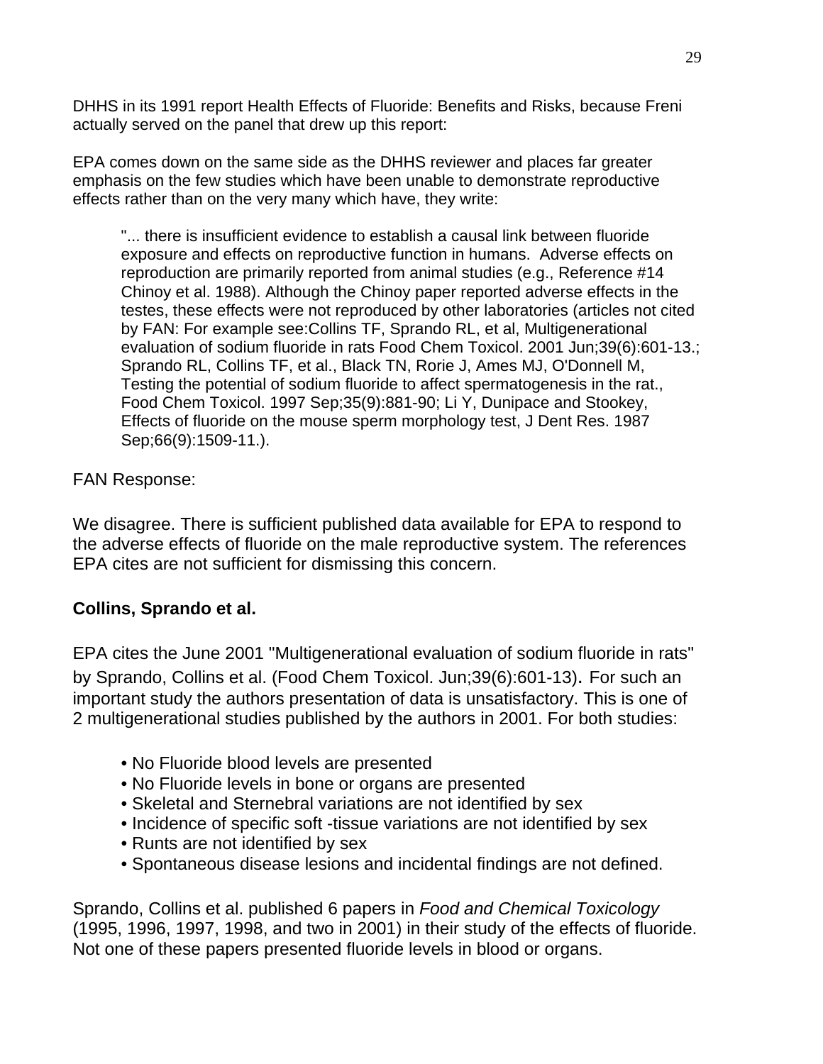DHHS in its 1991 report Health Effects of Fluoride: Benefits and Risks, because Freni actually served on the panel that drew up this report:

EPA comes down on the same side as the DHHS reviewer and places far greater emphasis on the few studies which have been unable to demonstrate reproductive effects rather than on the very many which have, they write:

> "... there is insufficient evidence to establish a causal link between fluoride exposure and effects on reproductive function in humans. Adverse effects on reproduction are primarily reported from animal studies (e.g., Reference #14 Chinoy et al. 1988). Although the Chinoy paper reported adverse effects in the testes, these effects were not reproduced by other laboratories (articles not cited by FAN: For example see:Collins TF, Sprando RL, et al, Multigenerational evaluation of sodium fluoride in rats Food Chem Toxicol. 2001 Jun;39(6):601-13.; Sprando RL, Collins TF, et al., Black TN, Rorie J, Ames MJ, O'Donnell M, Testing the potential of sodium fluoride to affect spermatogenesis in the rat., Food Chem Toxicol. 1997 Sep;35(9):881-90; Li Y, Dunipace and Stookey, Effects of fluoride on the mouse sperm morphology test, J Dent Res. 1987 Sep;66(9):1509-11.).

FAN Response:

We disagree. There is sufficient published data available for EPA to respond to the adverse effects of fluoride on the male reproductive system. The references EPA cites are not sufficient for dismissing this concern.

**Collins, Sprando et al.**

EPA cites the June 2001 "Multigenerational evaluation of sodium fluoride in rats" by Sprando, Collins et al. (Food Chem Toxicol. Jun;39(6):601-13). For such an important study the authors presentation of data is unsatisfactory. This is one of 2 multigenerational studies published by the authors in 2001. For both studies:

- No Fluoride blood levels are presented
- No Fluoride levels in bone or organs are presented
- Skeletal and Sternebral variations are not identified by sex
- Incidence of specific soft -tissue variations are not identified by sex
- Runts are not identified by sex
- Spontaneous disease lesions and incidental findings are not defined.

Sprando, Collins et al. published 6 papers in *Food and Chemical Toxicology* (1995, 1996, 1997, 1998, and two in 2001) in their study of the effects of fluoride. Not one of these papers presented fluoride levels in blood or organs.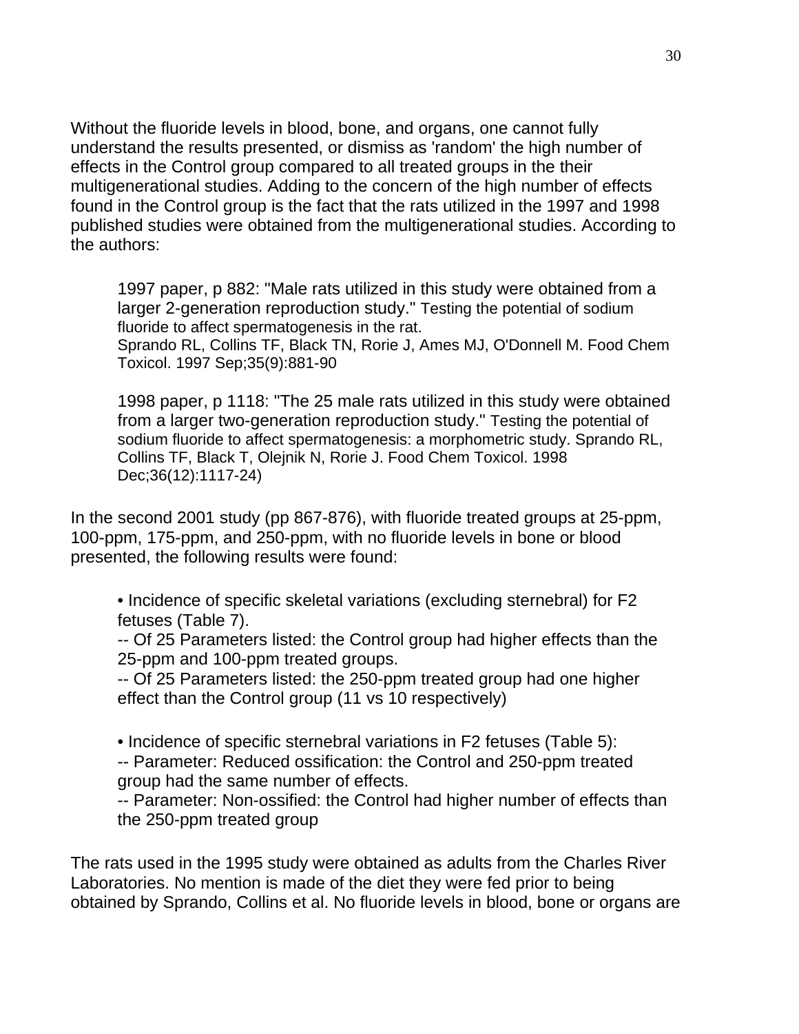Without the fluoride levels in blood, bone, and organs, one cannot fully understand the results presented, or dismiss as 'random' the high number of effects in the Control group compared to all treated groups in the their multigenerational studies. Adding to the concern of the high number of effects found in the Control group is the fact that the rats utilized in the 1997 and 1998 published studies were obtained from the multigenerational studies. According to the authors:

> 1997 paper, p 882: "Male rats utilized in this study were obtained from a larger 2-generation reproduction study." Testing the potential of sodium fluoride to affect spermatogenesis in the rat.
> Sprando RL, Collins TF, Black TN, Rorie J, Ames MJ, O'Donnell M. Food Chem Toxicol. 1997 Sep;35(9):881-90
>
> 1998 paper, p 1118: "The 25 male rats utilized in this study were obtained from a larger two-generation reproduction study." Testing the potential of sodium fluoride to affect spermatogenesis: a morphometric study. Sprando RL, Collins TF, Black T, Olejnik N, Rorie J. Food Chem Toxicol. 1998 Dec;36(12):1117-24)

In the second 2001 study (pp 867-876), with fluoride treated groups at 25-ppm, 100-ppm, 175-ppm, and 250-ppm, with no fluoride levels in bone or blood presented, the following results were found:

- Incidence of specific skeletal variations (excluding sternebral) for F2 fetuses (Table 7).
  -- Of 25 Parameters listed: the Control group had higher effects than the 25-ppm and 100-ppm treated groups.
  -- Of 25 Parameters listed: the 250-ppm treated group had one higher effect than the Control group (11 vs 10 respectively)

- Incidence of specific sternebral variations in F2 fetuses (Table 5):
  -- Parameter: Reduced ossification: the Control and 250-ppm treated group had the same number of effects.
  -- Parameter: Non-ossified: the Control had higher number of effects than the 250-ppm treated group

The rats used in the 1995 study were obtained as adults from the Charles River Laboratories. No mention is made of the diet they were fed prior to being obtained by Sprando, Collins et al. No fluoride levels in blood, bone or organs are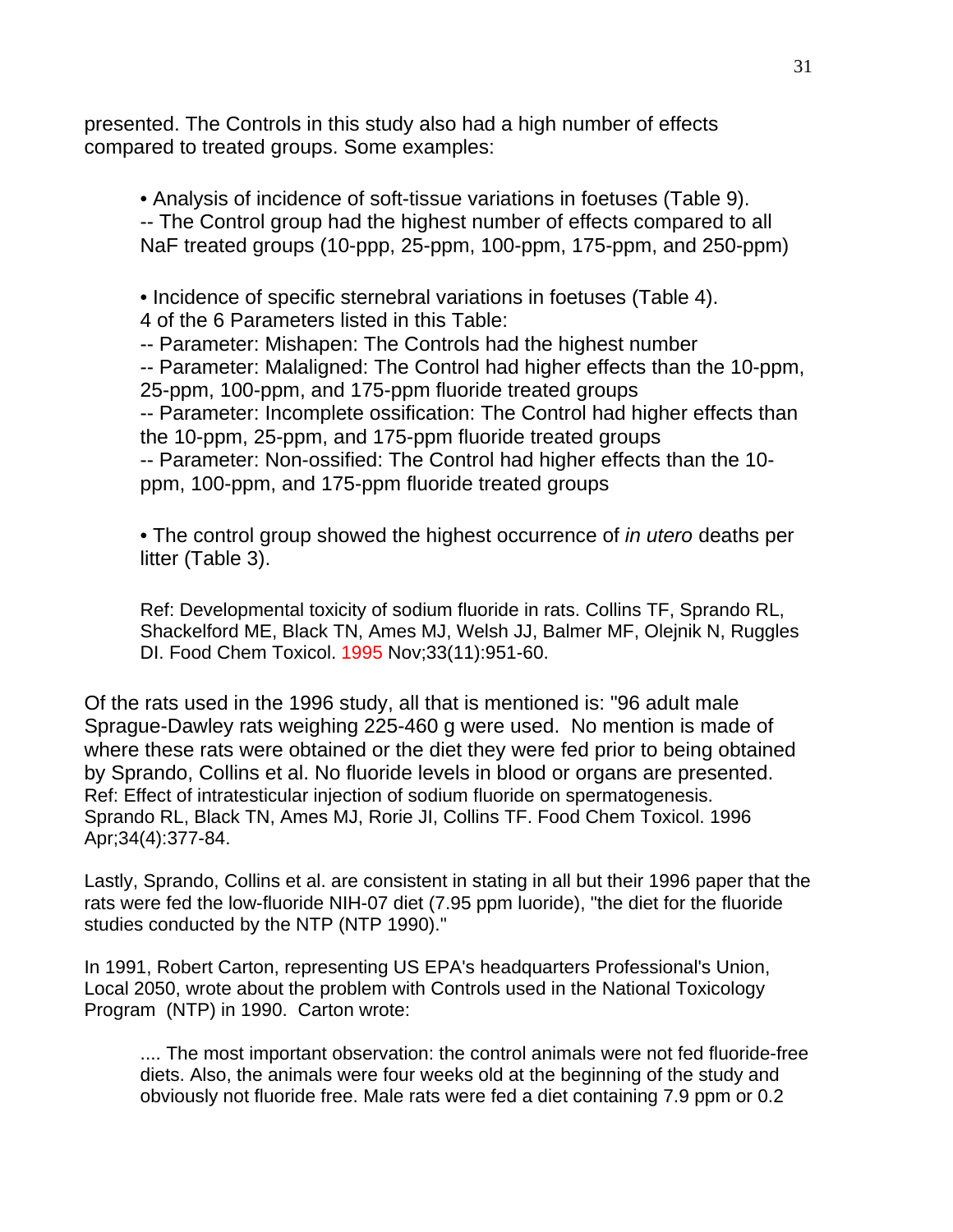presented. The Controls in this study also had a high number of effects compared to treated groups. Some examples:

- Analysis of incidence of soft-tissue variations in foetuses (Table 9).
  -- The Control group had the highest number of effects compared to all NaF treated groups (10-ppp, 25-ppm, 100-ppm, 175-ppm, and 250-ppm)

- Incidence of specific sternebral variations in foetuses (Table 4).
  4 of the 6 Parameters listed in this Table:
  -- Parameter: Mishapen: The Controls had the highest number
  -- Parameter: Malaligned: The Control had higher effects than the 10-ppm, 25-ppm, 100-ppm, and 175-ppm fluoride treated groups
  -- Parameter: Incomplete ossification: The Control had higher effects than the 10-ppm, 25-ppm, and 175-ppm fluoride treated groups
  -- Parameter: Non-ossified: The Control had higher effects than the 10-ppm, 100-ppm, and 175-ppm fluoride treated groups

- The control group showed the highest occurrence of *in utero* deaths per litter (Table 3).

  Ref: Developmental toxicity of sodium fluoride in rats. Collins TF, Sprando RL, Shackelford ME, Black TN, Ames MJ, Welsh JJ, Balmer MF, Olejnik N, Ruggles DI. Food Chem Toxicol. 1995 Nov;33(11):951-60.

Of the rats used in the 1996 study, all that is mentioned is: "96 adult male Sprague-Dawley rats weighing 225-460 g were used. No mention is made of where these rats were obtained or the diet they were fed prior to being obtained by Sprando, Collins et al. No fluoride levels in blood or organs are presented.
Ref: Effect of intratesticular injection of sodium fluoride on spermatogenesis. Sprando RL, Black TN, Ames MJ, Rorie JI, Collins TF. Food Chem Toxicol. 1996 Apr;34(4):377-84.

Lastly, Sprando, Collins et al. are consistent in stating in all but their 1996 paper that the rats were fed the low-fluoride NIH-07 diet (7.95 ppm luoride), "the diet for the fluoride studies conducted by the NTP (NTP 1990)."

In 1991, Robert Carton, representing US EPA's headquarters Professional's Union, Local 2050, wrote about the problem with Controls used in the National Toxicology Program (NTP) in 1990. Carton wrote:

> .... The most important observation: the control animals were not fed fluoride-free diets. Also, the animals were four weeks old at the beginning of the study and obviously not fluoride free. Male rats were fed a diet containing 7.9 ppm or 0.2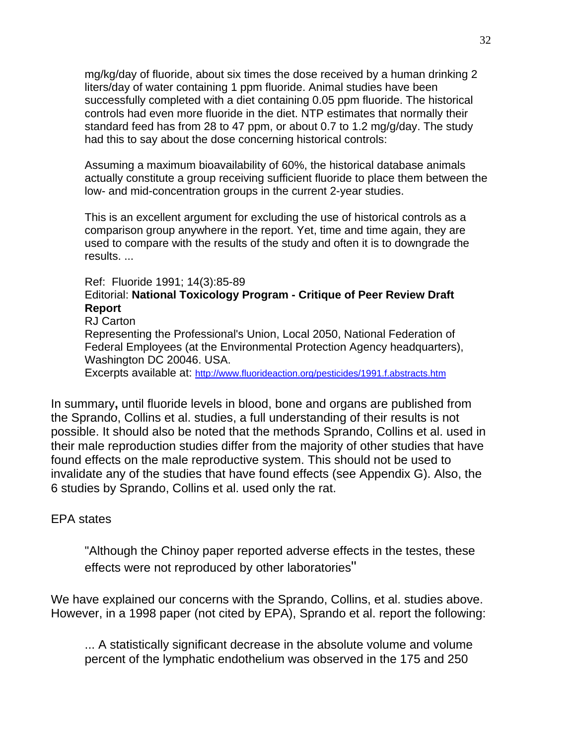mg/kg/day of fluoride, about six times the dose received by a human drinking 2 liters/day of water containing 1 ppm fluoride. Animal studies have been successfully completed with a diet containing 0.05 ppm fluoride. The historical controls had even more fluoride in the diet. NTP estimates that normally their standard feed has from 28 to 47 ppm, or about 0.7 to 1.2 mg/g/day. The study had this to say about the dose concerning historical controls:

> Assuming a maximum bioavailability of 60%, the historical database animals actually constitute a group receiving sufficient fluoride to place them between the low- and mid-concentration groups in the current 2-year studies.

This is an excellent argument for excluding the use of historical controls as a comparison group anywhere in the report. Yet, time and time again, they are used to compare with the results of the study and often it is to downgrade the results. ...

Ref: Fluoride 1991; 14(3):85-89
Editorial: **National Toxicology Program - Critique of Peer Review Draft Report**
RJ Carton
Representing the Professional's Union, Local 2050, National Federation of Federal Employees (at the Environmental Protection Agency headquarters), Washington DC 20046. USA.
Excerpts available at: http://www.fluorideaction.org/pesticides/1991.f.abstracts.htm

In summary**,** until fluoride levels in blood, bone and organs are published from the Sprando, Collins et al. studies, a full understanding of their results is not possible. It should also be noted that the methods Sprando, Collins et al. used in their male reproduction studies differ from the majority of other studies that have found effects on the male reproductive system. This should not be used to invalidate any of the studies that have found effects (see Appendix G). Also, the 6 studies by Sprando, Collins et al. used only the rat.

EPA states

> "Although the Chinoy paper reported adverse effects in the testes, these effects were not reproduced by other laboratories"

We have explained our concerns with the Sprando, Collins, et al. studies above. However, in a 1998 paper (not cited by EPA), Sprando et al. report the following:

> ... A statistically significant decrease in the absolute volume and volume percent of the lymphatic endothelium was observed in the 175 and 250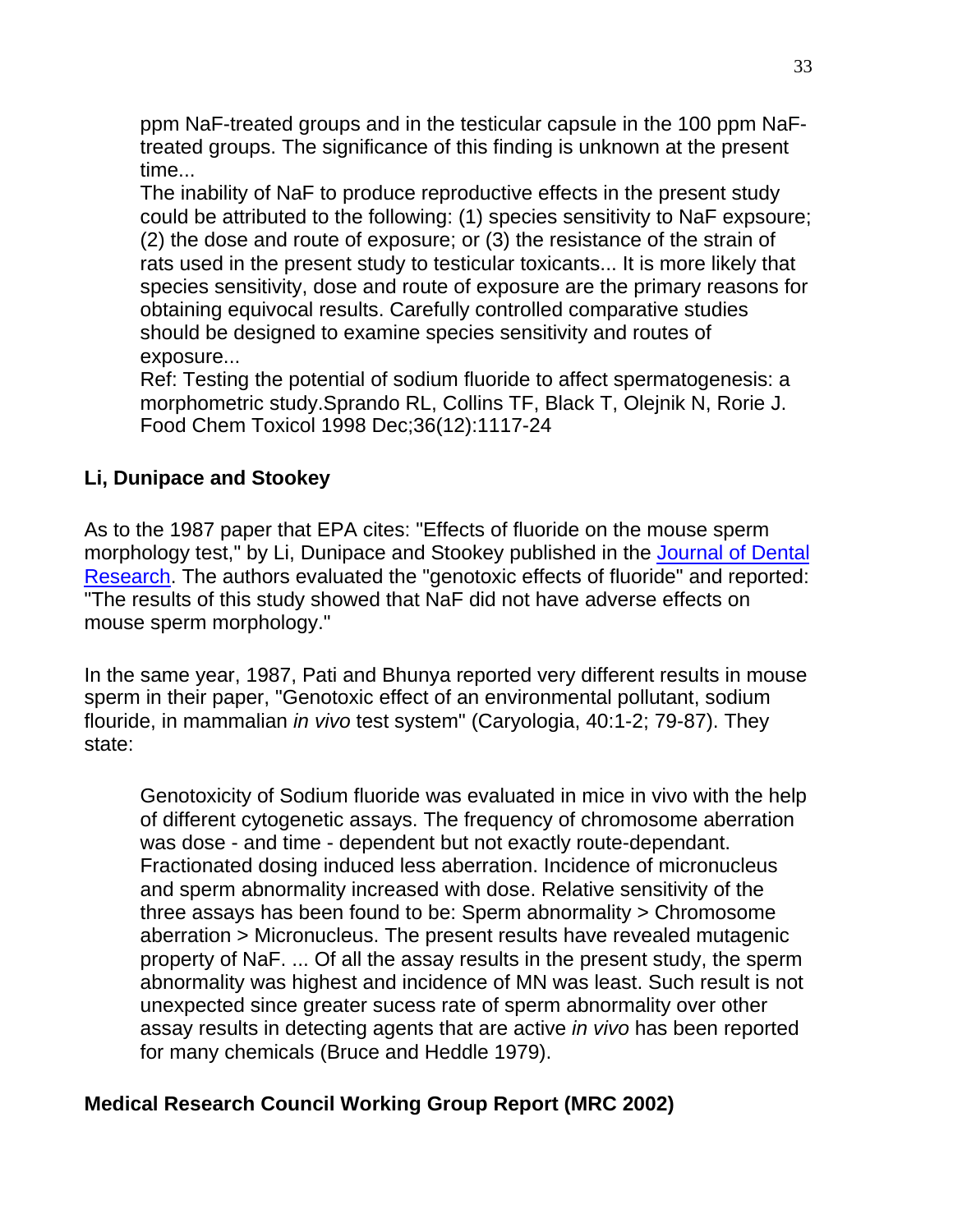> ppm NaF-treated groups and in the testicular capsule in the 100 ppm NaF-treated groups. The significance of this finding is unknown at the present time...
>
> The inability of NaF to produce reproductive effects in the present study could be attributed to the following: (1) species sensitivity to NaF expsoure; (2) the dose and route of exposure; or (3) the resistance of the strain of rats used in the present study to testicular toxicants... It is more likely that species sensitivity, dose and route of exposure are the primary reasons for obtaining equivocal results. Carefully controlled comparative studies should be designed to examine species sensitivity and routes of exposure...
>
> Ref: Testing the potential of sodium fluoride to affect spermatogenesis: a morphometric study.Sprando RL, Collins TF, Black T, Olejnik N, Rorie J. Food Chem Toxicol 1998 Dec;36(12):1117-24

**Li, Dunipace and Stookey**

As to the 1987 paper that EPA cites: "Effects of fluoride on the mouse sperm morphology test," by Li, Dunipace and Stookey published in the Journal of Dental Research. The authors evaluated the "genotoxic effects of fluoride" and reported: "The results of this study showed that NaF did not have adverse effects on mouse sperm morphology."

In the same year, 1987, Pati and Bhunya reported very different results in mouse sperm in their paper, "Genotoxic effect of an environmental pollutant, sodium flouride, in mammalian *in vivo* test system" (Caryologia, 40:1-2; 79-87). They state:

> Genotoxicity of Sodium fluoride was evaluated in mice in vivo with the help of different cytogenetic assays. The frequency of chromosome aberration was dose - and time - dependent but not exactly route-dependant. Fractionated dosing induced less aberration. Incidence of micronucleus and sperm abnormality increased with dose. Relative sensitivity of the three assays has been found to be: Sperm abnormality > Chromosome aberration > Micronucleus. The present results have revealed mutagenic property of NaF. ... Of all the assay results in the present study, the sperm abnormality was highest and incidence of MN was least. Such result is not unexpected since greater sucess rate of sperm abnormality over other assay results in detecting agents that are active *in vivo* has been reported for many chemicals (Bruce and Heddle 1979).

**Medical Research Council Working Group Report (MRC 2002)**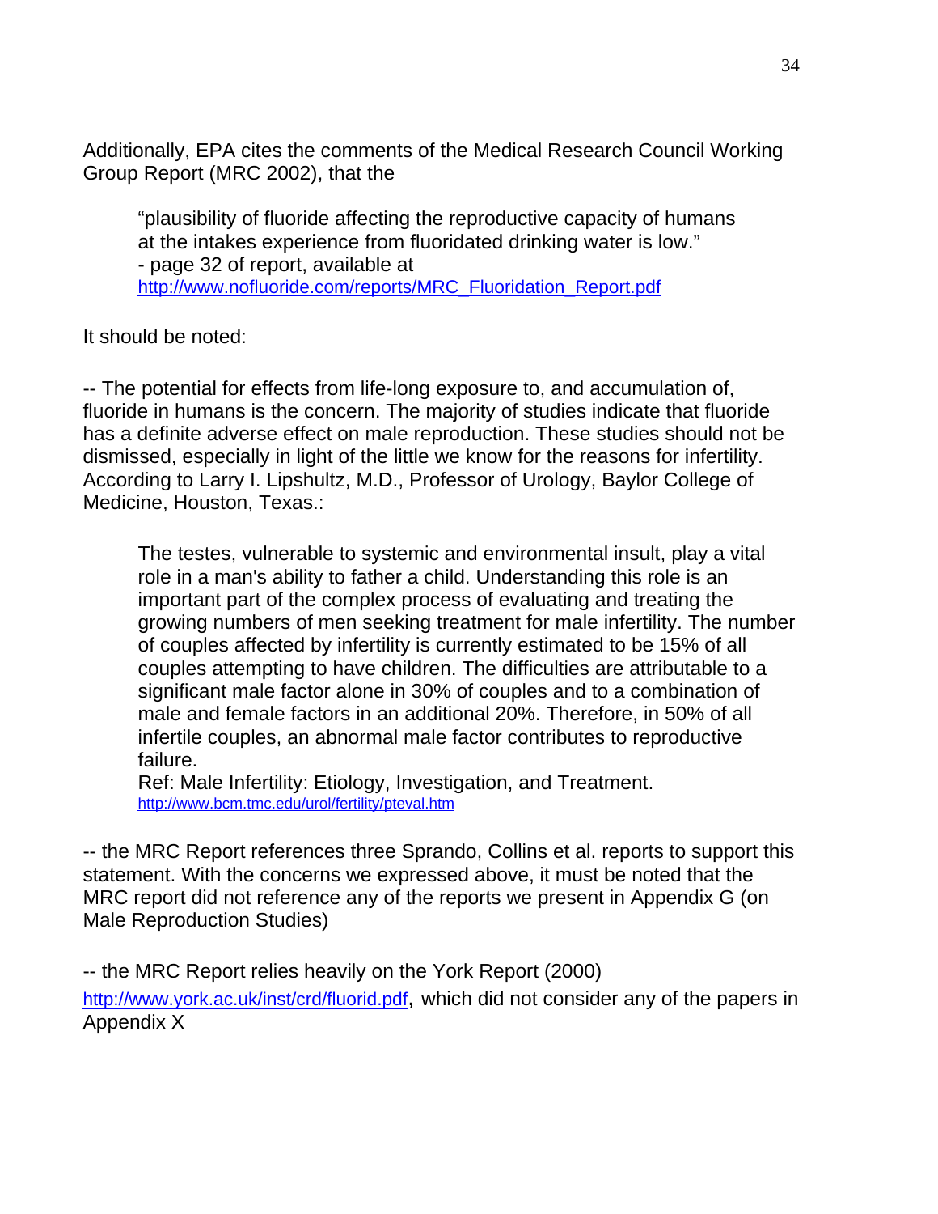Additionally, EPA cites the comments of the Medical Research Council Working Group Report (MRC 2002), that the

> "plausibility of fluoride affecting the reproductive capacity of humans at the intakes experience from fluoridated drinking water is low."
> - page 32 of report, available at
> http://www.nofluoride.com/reports/MRC_Fluoridation_Report.pdf

It should be noted:

-- The potential for effects from life-long exposure to, and accumulation of, fluoride in humans is the concern. The majority of studies indicate that fluoride has a definite adverse effect on male reproduction. These studies should not be dismissed, especially in light of the little we know for the reasons for infertility. According to Larry I. Lipshultz, M.D., Professor of Urology, Baylor College of Medicine, Houston, Texas.:

> The testes, vulnerable to systemic and environmental insult, play a vital role in a man's ability to father a child. Understanding this role is an important part of the complex process of evaluating and treating the growing numbers of men seeking treatment for male infertility. The number of couples affected by infertility is currently estimated to be 15% of all couples attempting to have children. The difficulties are attributable to a significant male factor alone in 30% of couples and to a combination of male and female factors in an additional 20%. Therefore, in 50% of all infertile couples, an abnormal male factor contributes to reproductive failure.
> Ref: Male Infertility: Etiology, Investigation, and Treatment.
> http://www.bcm.tmc.edu/urol/fertility/pteval.htm

-- the MRC Report references three Sprando, Collins et al. reports to support this statement. With the concerns we expressed above, it must be noted that the MRC report did not reference any of the reports we present in Appendix G (on Male Reproduction Studies)

-- the MRC Report relies heavily on the York Report (2000) http://www.york.ac.uk/inst/crd/fluorid.pdf, which did not consider any of the papers in Appendix X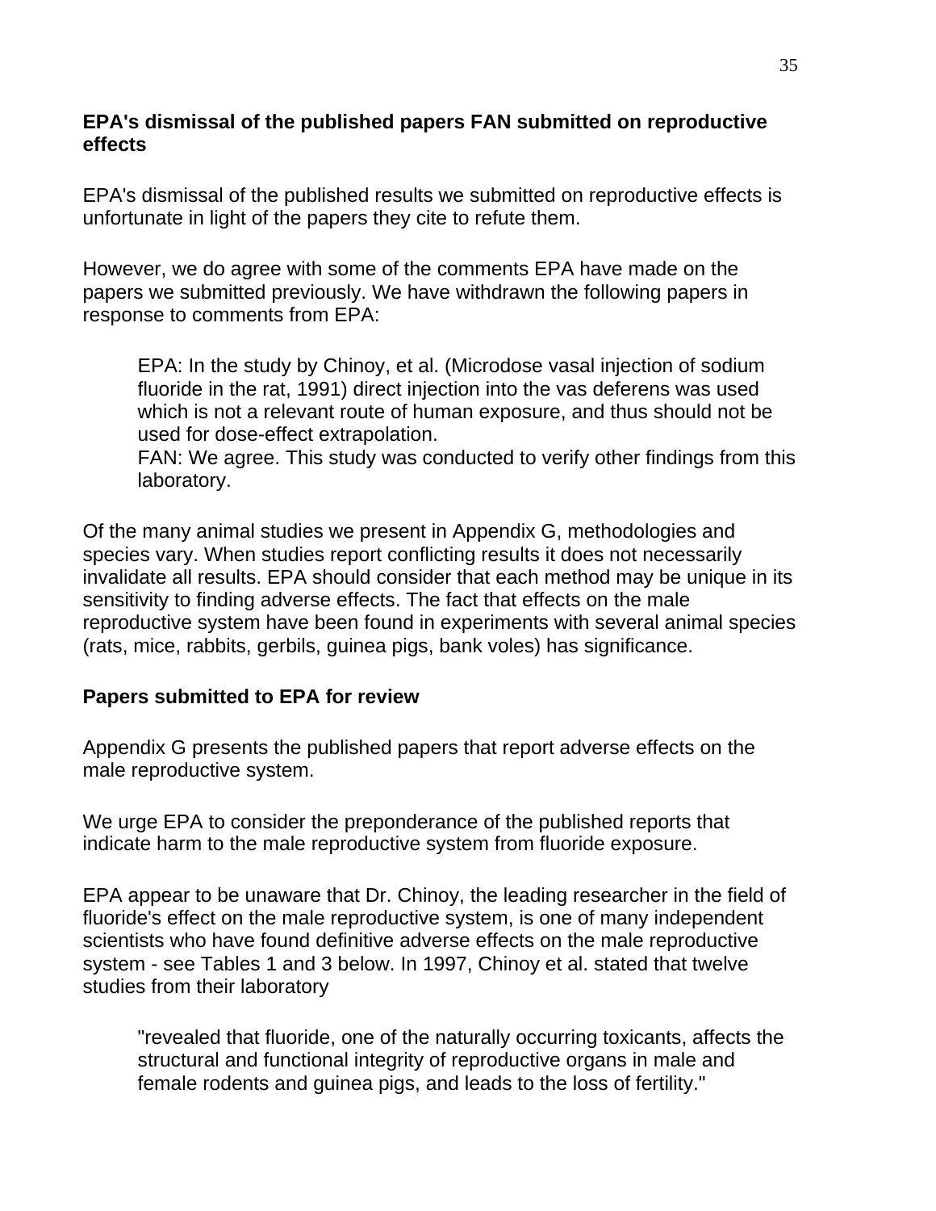**EPA's dismissal of the published papers FAN submitted on reproductive effects**

EPA's dismissal of the published results we submitted on reproductive effects is unfortunate in light of the papers they cite to refute them.

However, we do agree with some of the comments EPA have made on the papers we submitted previously. We have withdrawn the following papers in response to comments from EPA:

> EPA: In the study by Chinoy, et al. (Microdose vasal injection of sodium fluoride in the rat, 1991) direct injection into the vas deferens was used which is not a relevant route of human exposure, and thus should not be used for dose-effect extrapolation.
> FAN: We agree. This study was conducted to verify other findings from this laboratory.

Of the many animal studies we present in Appendix G, methodologies and species vary. When studies report conflicting results it does not necessarily invalidate all results. EPA should consider that each method may be unique in its sensitivity to finding adverse effects. The fact that effects on the male reproductive system have been found in experiments with several animal species (rats, mice, rabbits, gerbils, guinea pigs, bank voles) has significance.

**Papers submitted to EPA for review**

Appendix G presents the published papers that report adverse effects on the male reproductive system.

We urge EPA to consider the preponderance of the published reports that indicate harm to the male reproductive system from fluoride exposure.

EPA appear to be unaware that Dr. Chinoy, the leading researcher in the field of fluoride's effect on the male reproductive system, is one of many independent scientists who have found definitive adverse effects on the male reproductive system - see Tables 1 and 3 below. In 1997, Chinoy et al. stated that twelve studies from their laboratory

> "revealed that fluoride, one of the naturally occurring toxicants, affects the structural and functional integrity of reproductive organs in male and female rodents and guinea pigs, and leads to the loss of fertility."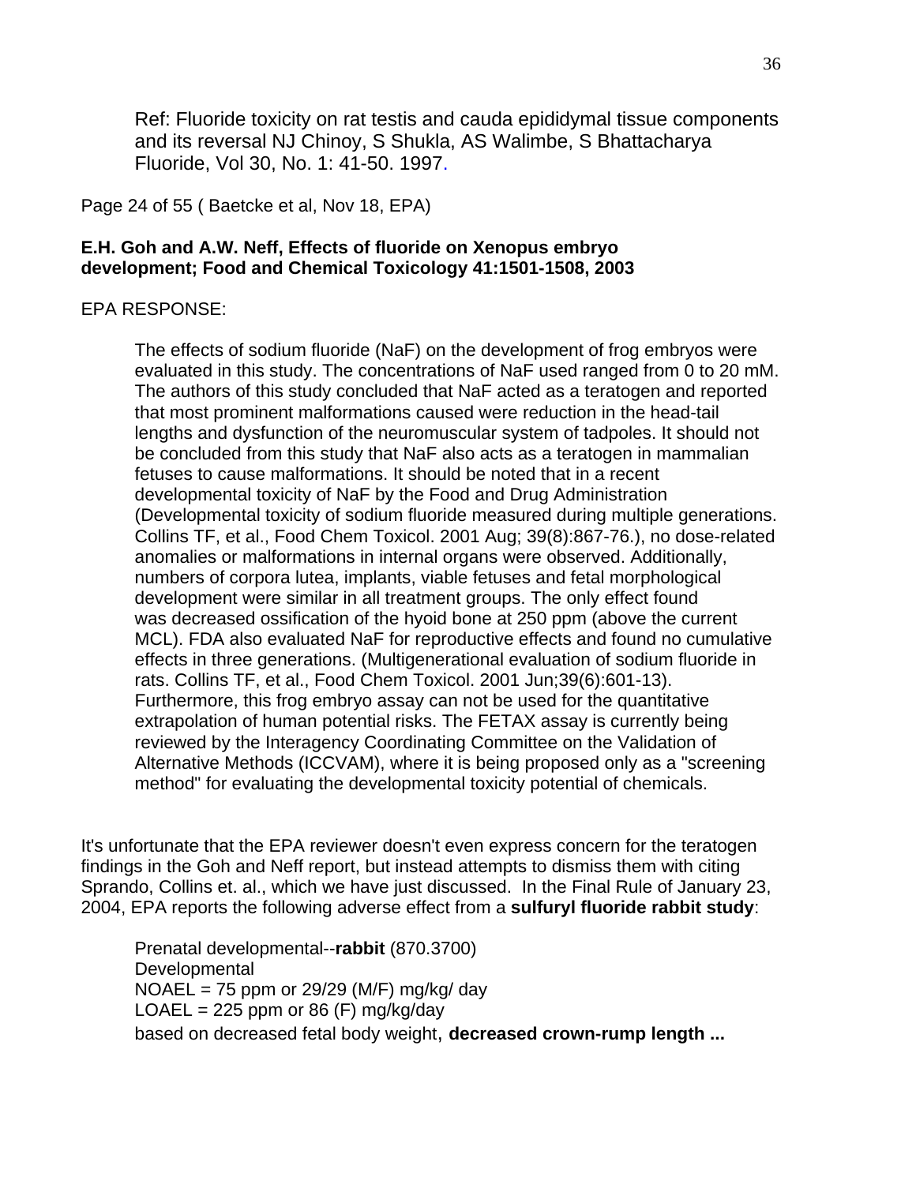Ref: Fluoride toxicity on rat testis and cauda epididymal tissue components and its reversal NJ Chinoy, S Shukla, AS Walimbe, S Bhattacharya Fluoride, Vol 30, No. 1: 41-50. 1997.

Page 24 of 55 ( Baetcke et al, Nov 18, EPA)

**E.H. Goh and A.W. Neff, Effects of fluoride on Xenopus embryo development; Food and Chemical Toxicology 41:1501-1508, 2003**

EPA RESPONSE:

> The effects of sodium fluoride (NaF) on the development of frog embryos were evaluated in this study. The concentrations of NaF used ranged from 0 to 20 mM. The authors of this study concluded that NaF acted as a teratogen and reported that most prominent malformations caused were reduction in the head-tail lengths and dysfunction of the neuromuscular system of tadpoles. It should not be concluded from this study that NaF also acts as a teratogen in mammalian fetuses to cause malformations. It should be noted that in a recent developmental toxicity of NaF by the Food and Drug Administration (Developmental toxicity of sodium fluoride measured during multiple generations. Collins TF, et al., Food Chem Toxicol. 2001 Aug; 39(8):867-76.), no dose-related anomalies or malformations in internal organs were observed. Additionally, numbers of corpora lutea, implants, viable fetuses and fetal morphological development were similar in all treatment groups. The only effect found was decreased ossification of the hyoid bone at 250 ppm (above the current MCL). FDA also evaluated NaF for reproductive effects and found no cumulative effects in three generations. (Multigenerational evaluation of sodium fluoride in rats. Collins TF, et al., Food Chem Toxicol. 2001 Jun;39(6):601-13). Furthermore, this frog embryo assay can not be used for the quantitative extrapolation of human potential risks. The FETAX assay is currently being reviewed by the Interagency Coordinating Committee on the Validation of Alternative Methods (ICCVAM), where it is being proposed only as a "screening method" for evaluating the developmental toxicity potential of chemicals.

It's unfortunate that the EPA reviewer doesn't even express concern for the teratogen findings in the Goh and Neff report, but instead attempts to dismiss them with citing Sprando, Collins et. al., which we have just discussed. In the Final Rule of January 23, 2004, EPA reports the following adverse effect from a **sulfuryl fluoride rabbit study**:

> Prenatal developmental--**rabbit** (870.3700)
> Developmental
> NOAEL = 75 ppm or 29/29 (M/F) mg/kg/ day
> LOAEL = 225 ppm or 86 (F) mg/kg/day
> based on decreased fetal body weight, **decreased crown-rump length ...**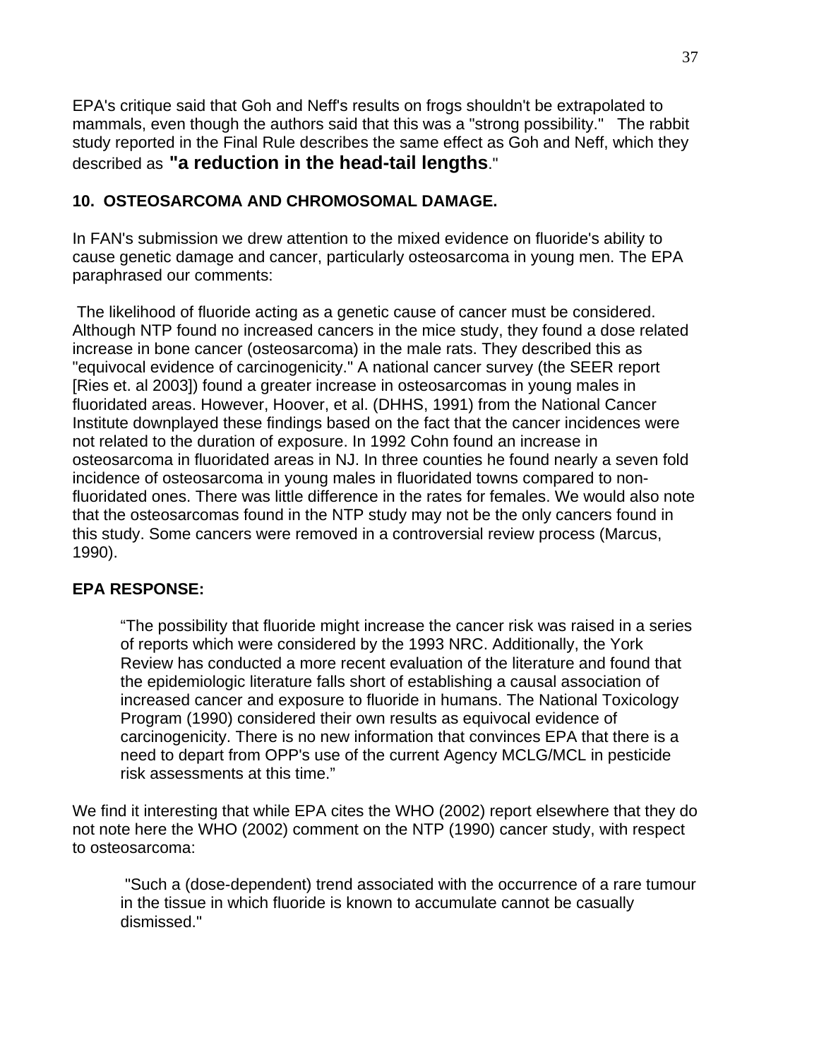EPA's critique said that Goh and Neff's results on frogs shouldn't be extrapolated to mammals, even though the authors said that this was a "strong possibility." The rabbit study reported in the Final Rule describes the same effect as Goh and Neff, which they described as **"a reduction in the head-tail lengths**."

**10. OSTEOSARCOMA AND CHROMOSOMAL DAMAGE.**

In FAN's submission we drew attention to the mixed evidence on fluoride's ability to cause genetic damage and cancer, particularly osteosarcoma in young men. The EPA paraphrased our comments:

The likelihood of fluoride acting as a genetic cause of cancer must be considered. Although NTP found no increased cancers in the mice study, they found a dose related increase in bone cancer (osteosarcoma) in the male rats. They described this as "equivocal evidence of carcinogenicity." A national cancer survey (the SEER report [Ries et. al 2003]) found a greater increase in osteosarcomas in young males in fluoridated areas. However, Hoover, et al. (DHHS, 1991) from the National Cancer Institute downplayed these findings based on the fact that the cancer incidences were not related to the duration of exposure. In 1992 Cohn found an increase in osteosarcoma in fluoridated areas in NJ. In three counties he found nearly a seven fold incidence of osteosarcoma in young males in fluoridated towns compared to non-fluoridated ones. There was little difference in the rates for females. We would also note that the osteosarcomas found in the NTP study may not be the only cancers found in this study. Some cancers were removed in a controversial review process (Marcus, 1990).

**EPA RESPONSE:**

> "The possibility that fluoride might increase the cancer risk was raised in a series of reports which were considered by the 1993 NRC. Additionally, the York Review has conducted a more recent evaluation of the literature and found that the epidemiologic literature falls short of establishing a causal association of increased cancer and exposure to fluoride in humans. The National Toxicology Program (1990) considered their own results as equivocal evidence of carcinogenicity. There is no new information that convinces EPA that there is a need to depart from OPP's use of the current Agency MCLG/MCL in pesticide risk assessments at this time."

We find it interesting that while EPA cites the WHO (2002) report elsewhere that they do not note here the WHO (2002) comment on the NTP (1990) cancer study, with respect to osteosarcoma:

> "Such a (dose-dependent) trend associated with the occurrence of a rare tumour in the tissue in which fluoride is known to accumulate cannot be casually dismissed."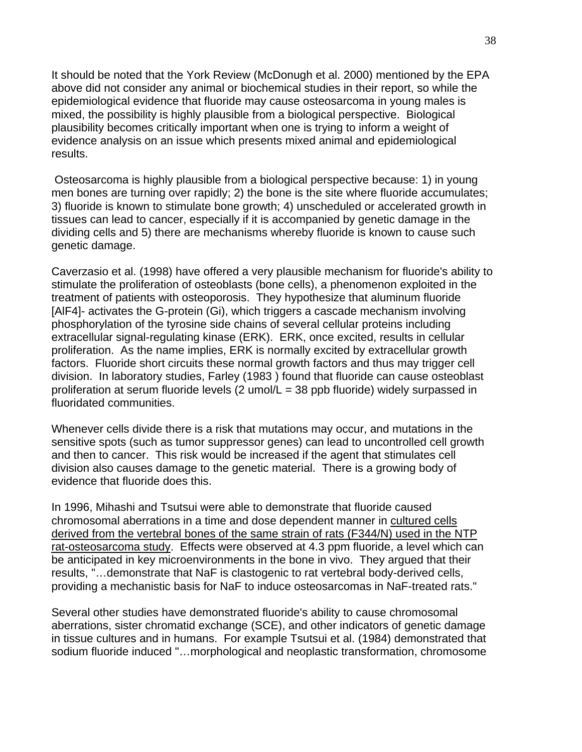It should be noted that the York Review (McDonough et al. 2000) mentioned by the EPA above did not consider any animal or biochemical studies in their report, so while the epidemiological evidence that fluoride may cause osteosarcoma in young males is mixed, the possibility is highly plausible from a biological perspective. Biological plausibility becomes critically important when one is trying to inform a weight of evidence analysis on an issue which presents mixed animal and epidemiological results.

Osteosarcoma is highly plausible from a biological perspective because: 1) in young men bones are turning over rapidly; 2) the bone is the site where fluoride accumulates; 3) fluoride is known to stimulate bone growth; 4) unscheduled or accelerated growth in tissues can lead to cancer, especially if it is accompanied by genetic damage in the dividing cells and 5) there are mechanisms whereby fluoride is known to cause such genetic damage.

Caverzasio et al. (1998) have offered a very plausible mechanism for fluoride's ability to stimulate the proliferation of osteoblasts (bone cells), a phenomenon exploited in the treatment of patients with osteoporosis. They hypothesize that aluminum fluoride $[AlF_4]^-$ activates the G-protein (Gi), which triggers a cascade mechanism involving phosphorylation of the tyrosine side chains of several cellular proteins including extracellular signal-regulating kinase (ERK). ERK, once excited, results in cellular proliferation. As the name implies, ERK is normally excited by extracellular growth factors. Fluoride short circuits these normal growth factors and thus may trigger cell division. In laboratory studies, Farley (1983 ) found that fluoride can cause osteoblast proliferation at serum fluoride levels (2 umol/L = 38 ppb fluoride) widely surpassed in fluoridated communities.

Whenever cells divide there is a risk that mutations may occur, and mutations in the sensitive spots (such as tumor suppressor genes) can lead to uncontrolled cell growth and then to cancer. This risk would be increased if the agent that stimulates cell division also causes damage to the genetic material. There is a growing body of evidence that fluoride does this.

In 1996, Mihashi and Tsutsui were able to demonstrate that fluoride caused chromosomal aberrations in a time and dose dependent manner in <u>cultured cells derived from the vertebral bones of the same strain of rats (F344/N) used in the NTP rat-osteosarcoma study</u>. Effects were observed at 4.3 ppm fluoride, a level which can be anticipated in key microenvironments in the bone in vivo. They argued that their results, "…demonstrate that NaF is clastogenic to rat vertebral body-derived cells, providing a mechanistic basis for NaF to induce osteosarcomas in NaF-treated rats."

Several other studies have demonstrated fluoride's ability to cause chromosomal aberrations, sister chromatid exchange (SCE), and other indicators of genetic damage in tissue cultures and in humans. For example Tsutsui et al. (1984) demonstrated that sodium fluoride induced "…morphological and neoplastic transformation, chromosome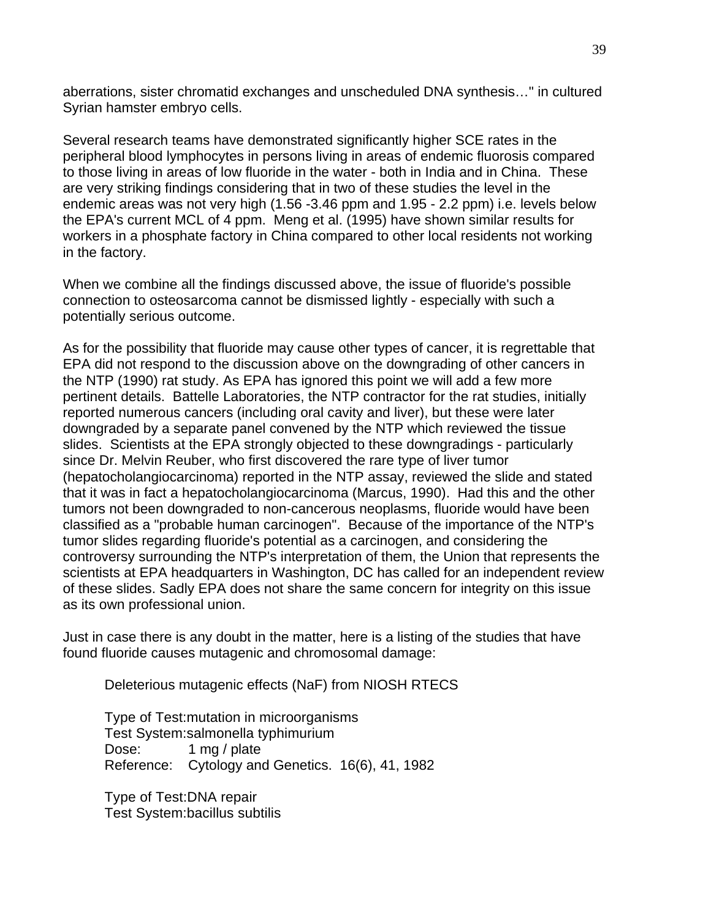aberrations, sister chromatid exchanges and unscheduled DNA synthesis…" in cultured Syrian hamster embryo cells.

Several research teams have demonstrated significantly higher SCE rates in the peripheral blood lymphocytes in persons living in areas of endemic fluorosis compared to those living in areas of low fluoride in the water - both in India and in China. These are very striking findings considering that in two of these studies the level in the endemic areas was not very high (1.56 -3.46 ppm and 1.95 - 2.2 ppm) i.e. levels below the EPA's current MCL of 4 ppm. Meng et al. (1995) have shown similar results for workers in a phosphate factory in China compared to other local residents not working in the factory.

When we combine all the findings discussed above, the issue of fluoride's possible connection to osteosarcoma cannot be dismissed lightly - especially with such a potentially serious outcome.

As for the possibility that fluoride may cause other types of cancer, it is regrettable that EPA did not respond to the discussion above on the downgrading of other cancers in the NTP (1990) rat study. As EPA has ignored this point we will add a few more pertinent details. Battelle Laboratories, the NTP contractor for the rat studies, initially reported numerous cancers (including oral cavity and liver), but these were later downgraded by a separate panel convened by the NTP which reviewed the tissue slides. Scientists at the EPA strongly objected to these downgradings - particularly since Dr. Melvin Reuber, who first discovered the rare type of liver tumor (hepatocholangiocarcinoma) reported in the NTP assay, reviewed the slide and stated that it was in fact a hepatocholangiocarcinoma (Marcus, 1990). Had this and the other tumors not been downgraded to non-cancerous neoplasms, fluoride would have been classified as a "probable human carcinogen". Because of the importance of the NTP's tumor slides regarding fluoride's potential as a carcinogen, and considering the controversy surrounding the NTP's interpretation of them, the Union that represents the scientists at EPA headquarters in Washington, DC has called for an independent review of these slides. Sadly EPA does not share the same concern for integrity on this issue as its own professional union.

Just in case there is any doubt in the matter, here is a listing of the studies that have found fluoride causes mutagenic and chromosomal damage:

Deleterious mutagenic effects (NaF) from NIOSH RTECS

Type of Test: mutation in microorganisms
Test System: salmonella typhimurium
Dose: 1 mg / plate
Reference: Cytology and Genetics. 16(6), 41, 1982

Type of Test: DNA repair
Test System: bacillus subtilis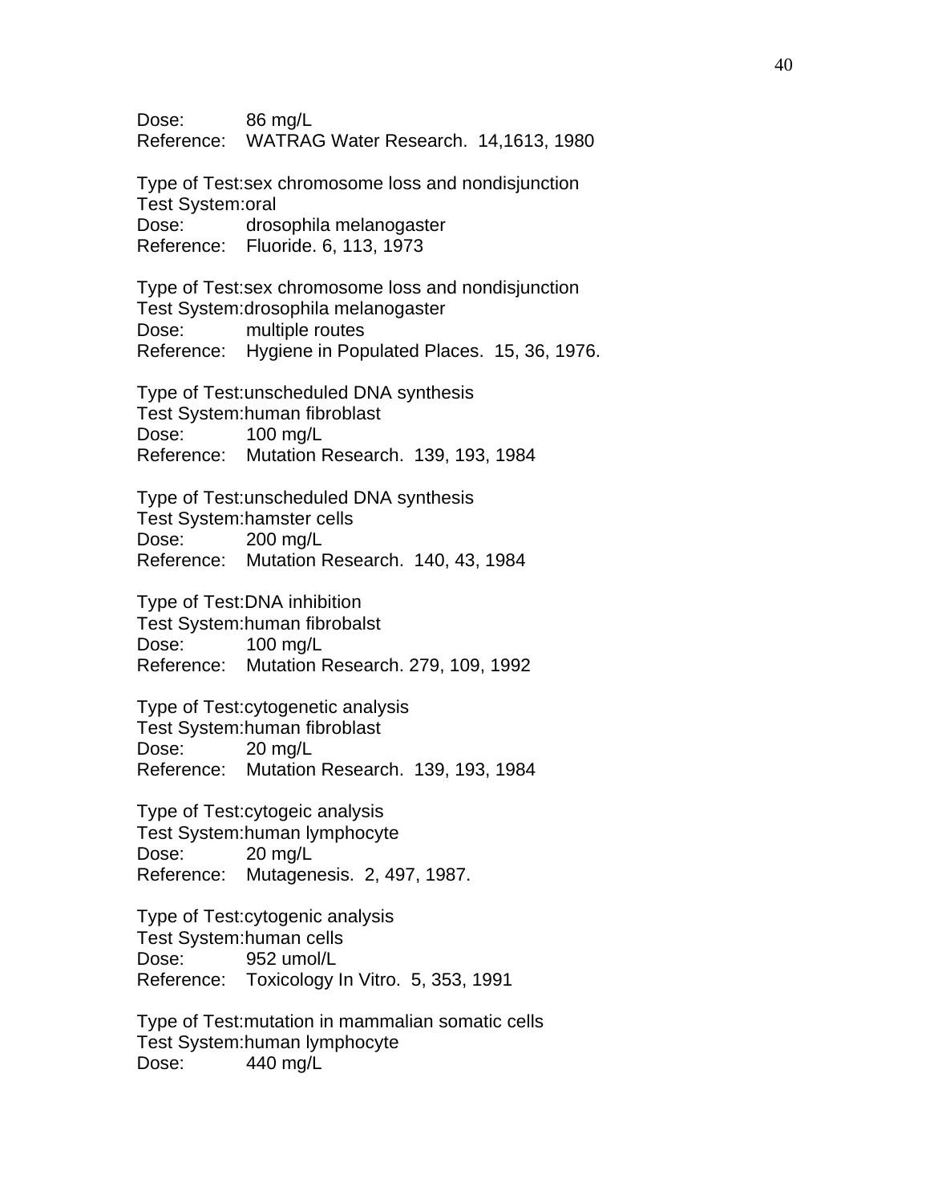Dose: 86 mg/L
Reference: WATRAG Water Research. 14,1613, 1980

Type of Test:sex chromosome loss and nondisjunction
Test System:oral
Dose: drosophila melanogaster
Reference: Fluoride. 6, 113, 1973

Type of Test:sex chromosome loss and nondisjunction
Test System:drosophila melanogaster
Dose: multiple routes
Reference: Hygiene in Populated Places. 15, 36, 1976.

Type of Test:unscheduled DNA synthesis
Test System:human fibroblast
Dose: 100 mg/L
Reference: Mutation Research. 139, 193, 1984

Type of Test:unscheduled DNA synthesis
Test System:hamster cells
Dose: 200 mg/L
Reference: Mutation Research. 140, 43, 1984

Type of Test:DNA inhibition
Test System:human fibrobalst
Dose: 100 mg/L
Reference: Mutation Research. 279, 109, 1992

Type of Test:cytogenetic analysis
Test System:human fibroblast
Dose: 20 mg/L
Reference: Mutation Research. 139, 193, 1984

Type of Test:cytogeic analysis
Test System:human lymphocyte
Dose: 20 mg/L
Reference: Mutagenesis. 2, 497, 1987.

Type of Test:cytogenic analysis
Test System:human cells
Dose: 952 umol/L
Reference: Toxicology In Vitro. 5, 353, 1991

Type of Test:mutation in mammalian somatic cells
Test System:human lymphocyte
Dose: 440 mg/L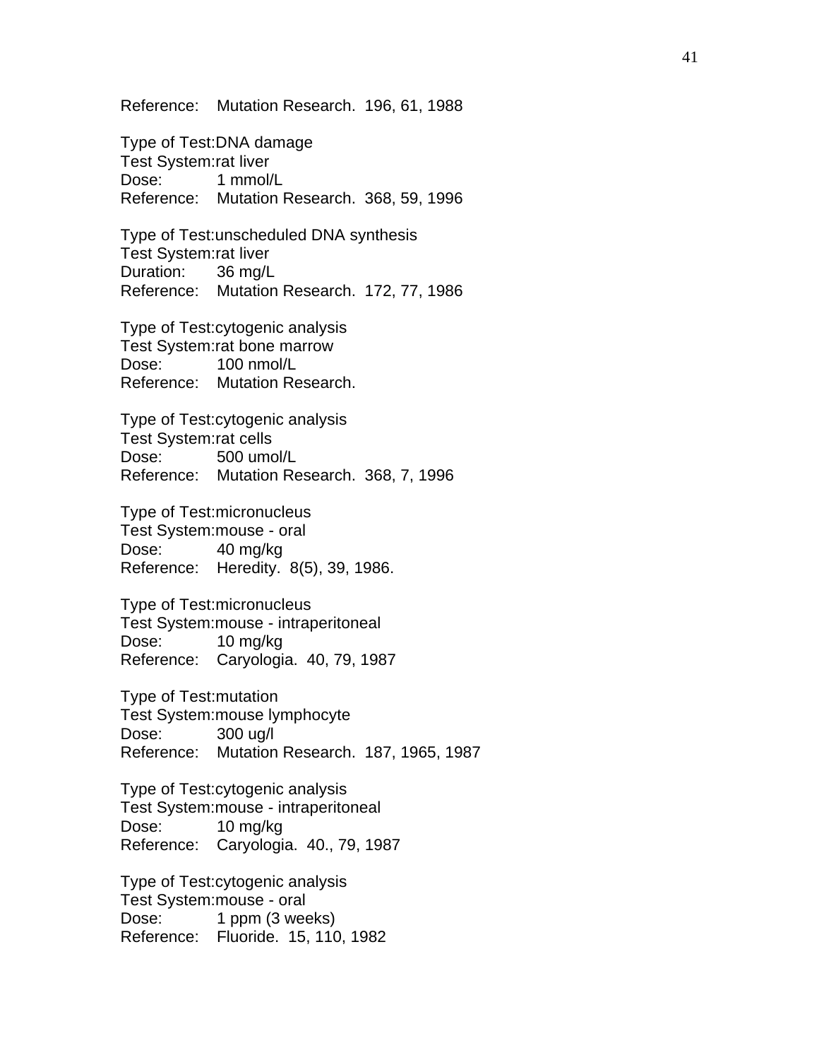Reference: Mutation Research. 196, 61, 1988

Type of Test: DNA damage
Test System: rat liver
Dose: 1 mmol/L
Reference: Mutation Research. 368, 59, 1996

Type of Test: unscheduled DNA synthesis
Test System: rat liver
Duration: 36 mg/L
Reference: Mutation Research. 172, 77, 1986

Type of Test: cytogenic analysis
Test System: rat bone marrow
Dose: 100 nmol/L
Reference: Mutation Research.

Type of Test: cytogenic analysis
Test System: rat cells
Dose: 500 umol/L
Reference: Mutation Research. 368, 7, 1996

Type of Test: micronucleus
Test System: mouse - oral
Dose: 40 mg/kg
Reference: Heredity. 8(5), 39, 1986.

Type of Test: micronucleus
Test System: mouse - intraperitoneal
Dose: 10 mg/kg
Reference: Caryologia. 40, 79, 1987

Type of Test: mutation
Test System: mouse lymphocyte
Dose: 300 ug/l
Reference: Mutation Research. 187, 1965, 1987

Type of Test: cytogenic analysis
Test System: mouse - intraperitoneal
Dose: 10 mg/kg
Reference: Caryologia. 40., 79, 1987

Type of Test: cytogenic analysis
Test System: mouse - oral
Dose: 1 ppm (3 weeks)
Reference: Fluoride. 15, 110, 1982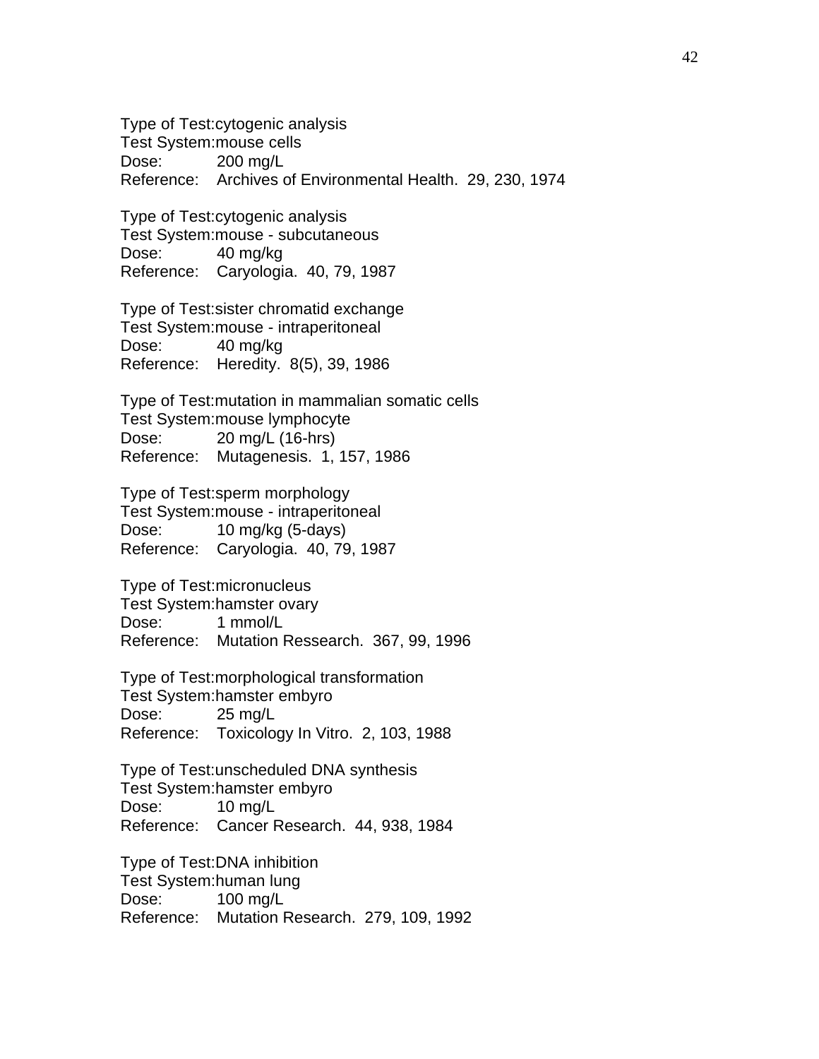Type of Test:cytogenic analysis
Test System:mouse cells
Dose: 200 mg/L
Reference: Archives of Environmental Health. 29, 230, 1974

Type of Test:cytogenic analysis
Test System:mouse - subcutaneous
Dose: 40 mg/kg
Reference: Caryologia. 40, 79, 1987

Type of Test:sister chromatid exchange
Test System:mouse - intraperitoneal
Dose: 40 mg/kg
Reference: Heredity. 8(5), 39, 1986

Type of Test:mutation in mammalian somatic cells
Test System:mouse lymphocyte
Dose: 20 mg/L (16-hrs)
Reference: Mutagenesis. 1, 157, 1986

Type of Test:sperm morphology
Test System:mouse - intraperitoneal
Dose: 10 mg/kg (5-days)
Reference: Caryologia. 40, 79, 1987

Type of Test:micronucleus
Test System:hamster ovary
Dose: 1 mmol/L
Reference: Mutation Ressearch. 367, 99, 1996

Type of Test:morphological transformation
Test System:hamster embyro
Dose: 25 mg/L
Reference: Toxicology In Vitro. 2, 103, 1988

Type of Test:unscheduled DNA synthesis
Test System:hamster embyro
Dose: 10 mg/L
Reference: Cancer Research. 44, 938, 1984

Type of Test:DNA inhibition
Test System:human lung
Dose: 100 mg/L
Reference: Mutation Research. 279, 109, 1992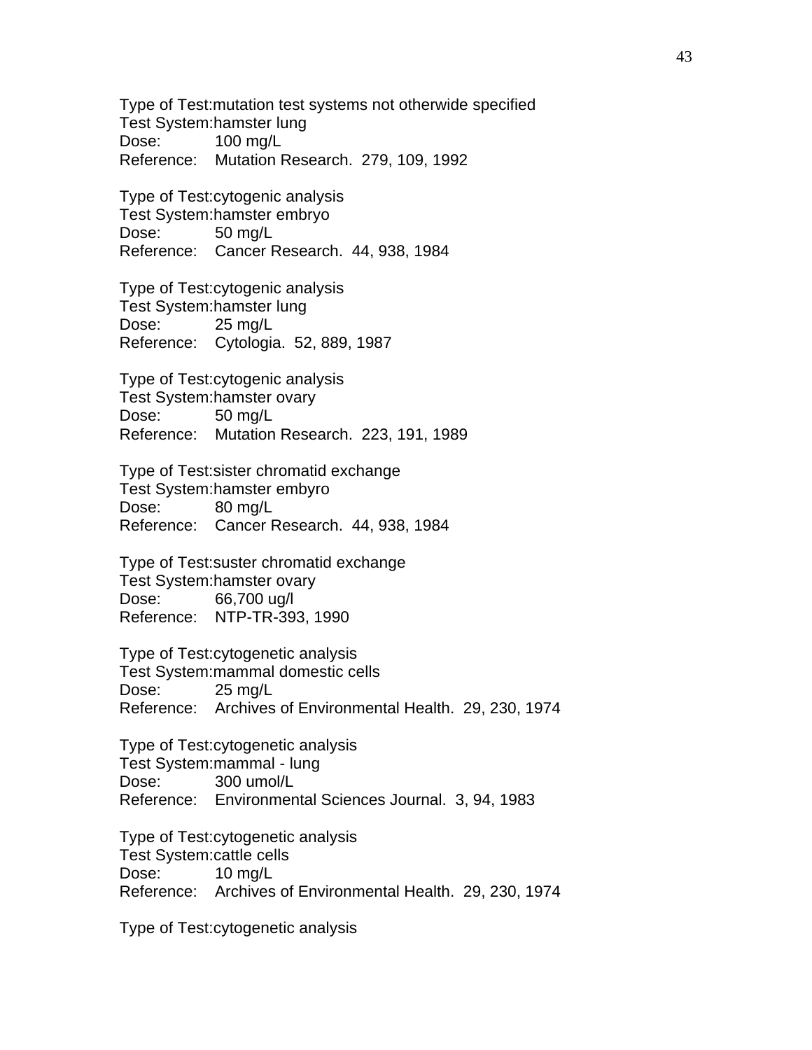Type of Test:mutation test systems not otherwide specified
Test System:hamster lung
Dose: 100 mg/L
Reference: Mutation Research. 279, 109, 1992

Type of Test:cytogenic analysis
Test System:hamster embryo
Dose: 50 mg/L
Reference: Cancer Research. 44, 938, 1984

Type of Test:cytogenic analysis
Test System:hamster lung
Dose: 25 mg/L
Reference: Cytologia. 52, 889, 1987

Type of Test:cytogenic analysis
Test System:hamster ovary
Dose: 50 mg/L
Reference: Mutation Research. 223, 191, 1989

Type of Test:sister chromatid exchange
Test System:hamster embyro
Dose: 80 mg/L
Reference: Cancer Research. 44, 938, 1984

Type of Test:suster chromatid exchange
Test System:hamster ovary
Dose: 66,700 ug/l
Reference: NTP-TR-393, 1990

Type of Test:cytogenetic analysis
Test System:mammal domestic cells
Dose: 25 mg/L
Reference: Archives of Environmental Health. 29, 230, 1974

Type of Test:cytogenetic analysis
Test System:mammal - lung
Dose: 300 umol/L
Reference: Environmental Sciences Journal. 3, 94, 1983

Type of Test:cytogenetic analysis
Test System:cattle cells
Dose: 10 mg/L
Reference: Archives of Environmental Health. 29, 230, 1974

Type of Test:cytogenetic analysis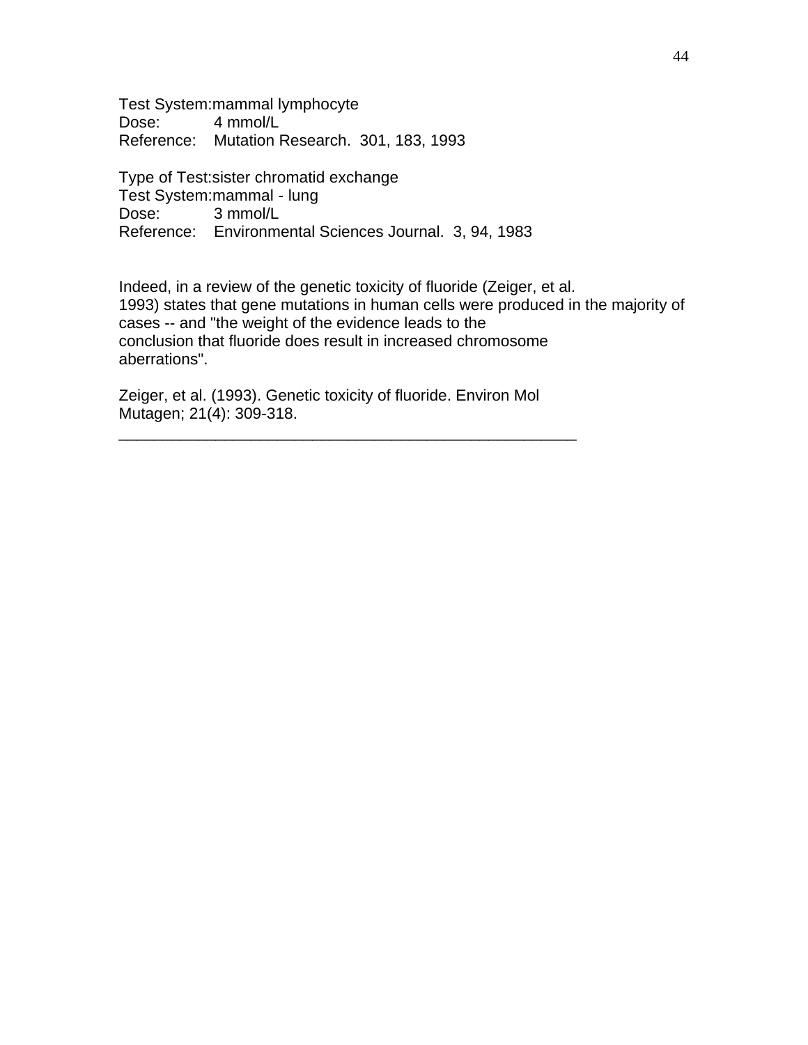Test System: mammal lymphocyte
Dose: 4 mmol/L
Reference: Mutation Research. 301, 183, 1993

Type of Test: sister chromatid exchange
Test System: mammal - lung
Dose: 3 mmol/L
Reference: Environmental Sciences Journal. 3, 94, 1983

Indeed, in a review of the genetic toxicity of fluoride (Zeiger, et al. 1993) states that gene mutations in human cells were produced in the majority of cases -- and "the weight of the evidence leads to the conclusion that fluoride does result in increased chromosome aberrations".

Zeiger, et al. (1993). Genetic toxicity of fluoride. Environ Mol Mutagen; 21(4): 309-318.

---